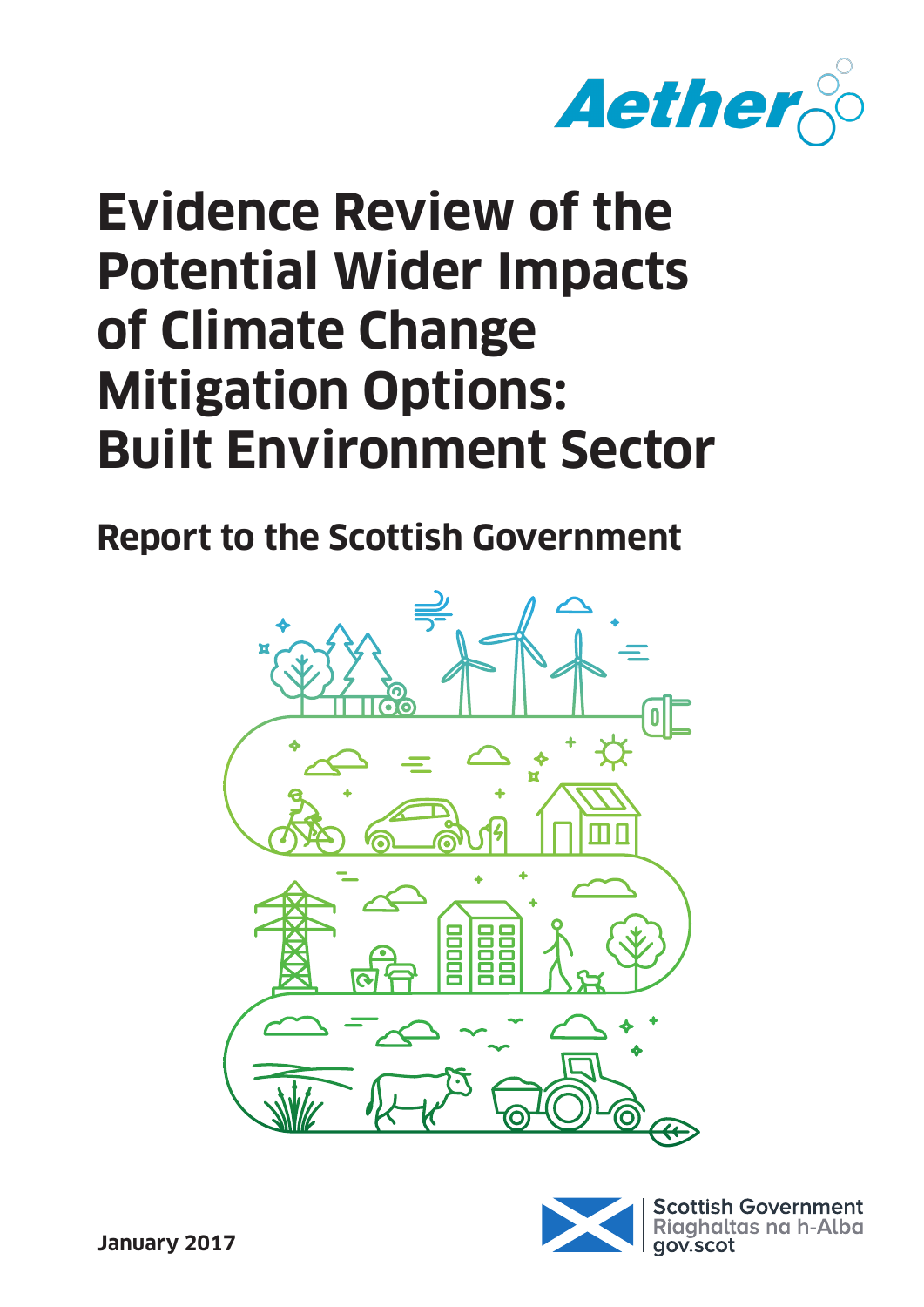Aether

# Evidence Review of the Potential Wider Impacts of Climate Change Mitigation Options: Built Environment Sector

## Report to the Scottish Government

January 2017

Scottish Government
Riaghaltas na h-Alba
gov.scot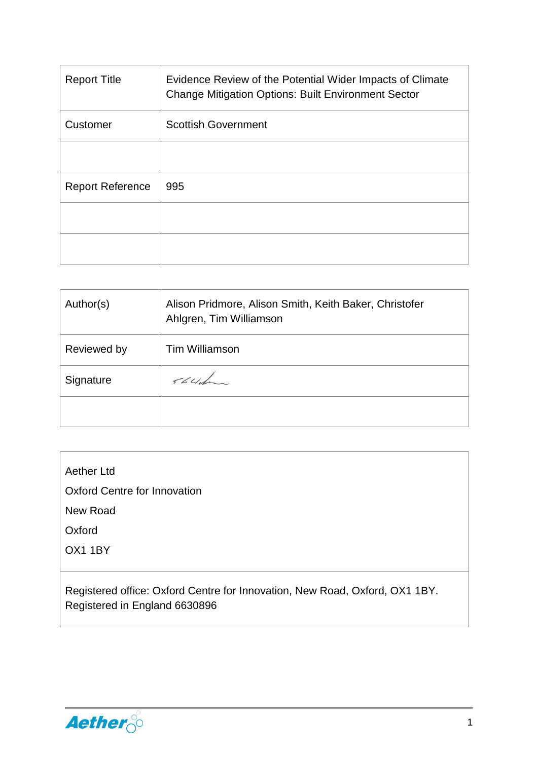| Report Title | Evidence Review of the Potential Wider Impacts of Climate Change Mitigation Options: Built Environment Sector |
|---|---|
| Customer | Scottish Government |
| | |
| Report Reference | 995 |
| | |
| | |

| Author(s) | Alison Pridmore, Alison Smith, Keith Baker, Christofer Ahlgren, Tim Williamson |
|---|---|
| Reviewed by | Tim Williamson |
| Signature | |
| | |

Aether Ltd

Oxford Centre for Innovation

New Road

Oxford

OX1 1BY

Registered office: Oxford Centre for Innovation, New Road, Oxford, OX1 1BY. Registered in England 6630896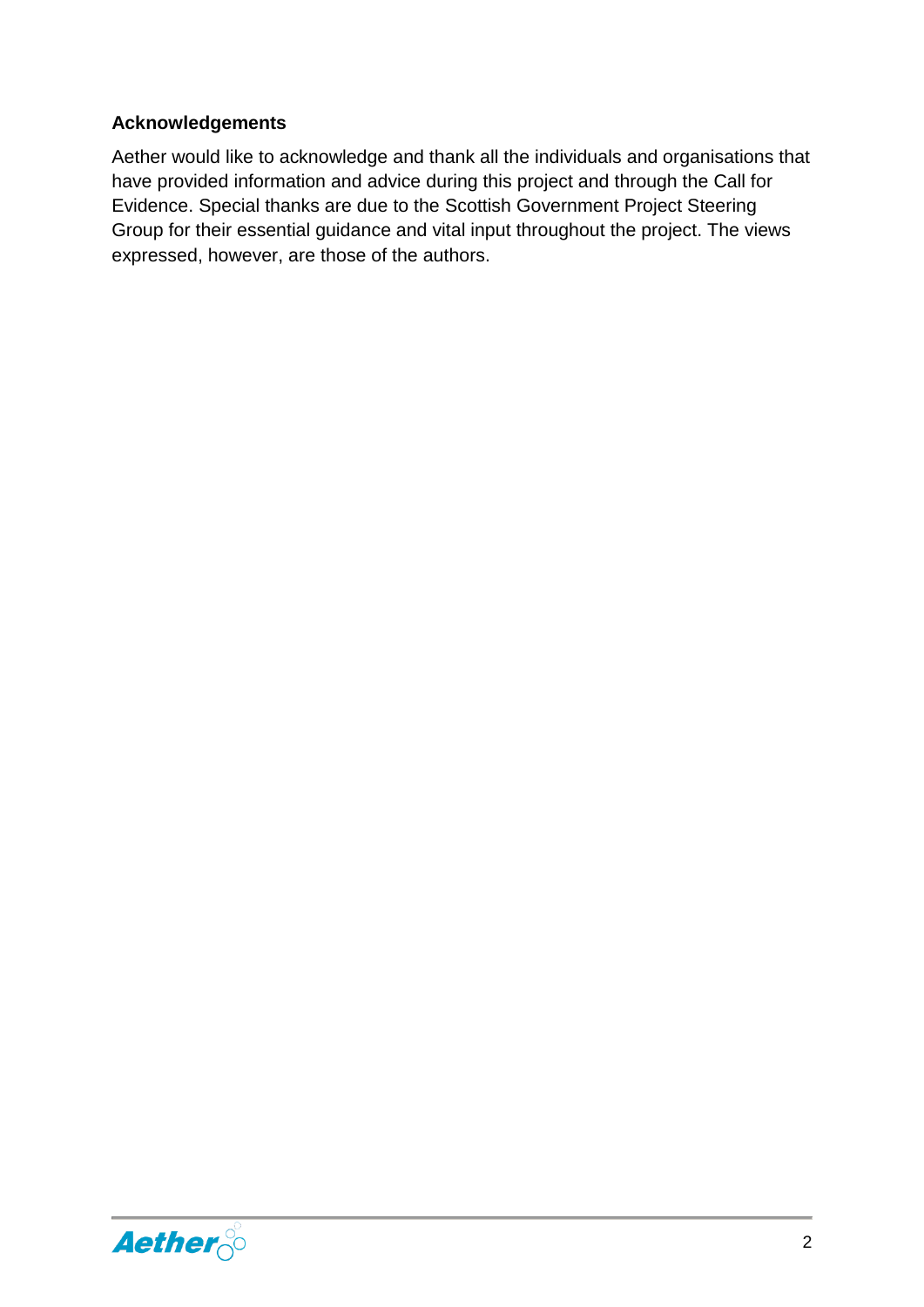**Acknowledgements**

Aether would like to acknowledge and thank all the individuals and organisations that have provided information and advice during this project and through the Call for Evidence. Special thanks are due to the Scottish Government Project Steering Group for their essential guidance and vital input throughout the project. The views expressed, however, are those of the authors.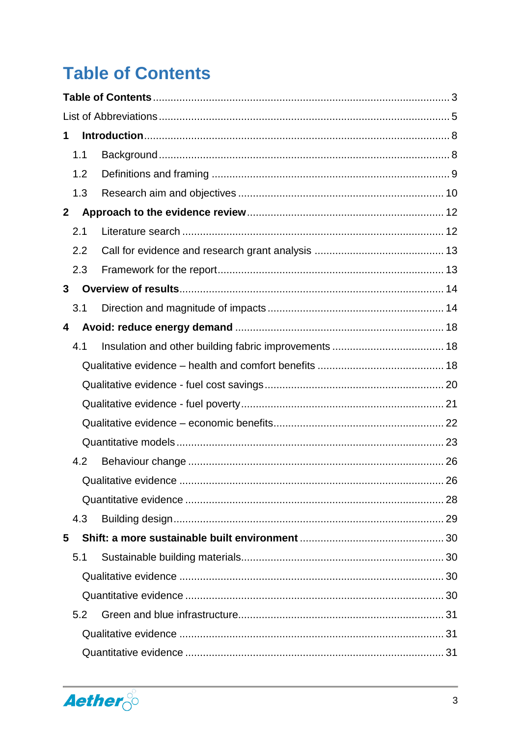# Table of Contents

**Table of Contents** ........ 3

List of Abbreviations ........ 5

**1 Introduction** ........ 8

- 1.1 Background ........ 8
- 1.2 Definitions and framing ........ 9
- 1.3 Research aim and objectives ........ 10

**2 Approach to the evidence review** ........ 12

- 2.1 Literature search ........ 12
- 2.2 Call for evidence and research grant analysis ........ 13
- 2.3 Framework for the report ........ 13

**3 Overview of results** ........ 14

- 3.1 Direction and magnitude of impacts ........ 14

**4 Avoid: reduce energy demand** ........ 18

- 4.1 Insulation and other building fabric improvements ........ 18
  - Qualitative evidence – health and comfort benefits ........ 18
  - Qualitative evidence - fuel cost savings ........ 20
  - Qualitative evidence - fuel poverty ........ 21
  - Qualitative evidence – economic benefits ........ 22
  - Quantitative models ........ 23
- 4.2 Behaviour change ........ 26
  - Qualitative evidence ........ 26
  - Quantitative evidence ........ 28
- 4.3 Building design ........ 29

**5 Shift: a more sustainable built environment** ........ 30

- 5.1 Sustainable building materials ........ 30
  - Qualitative evidence ........ 30
  - Quantitative evidence ........ 30
- 5.2 Green and blue infrastructure ........ 31
  - Qualitative evidence ........ 31
  - Quantitative evidence ........ 31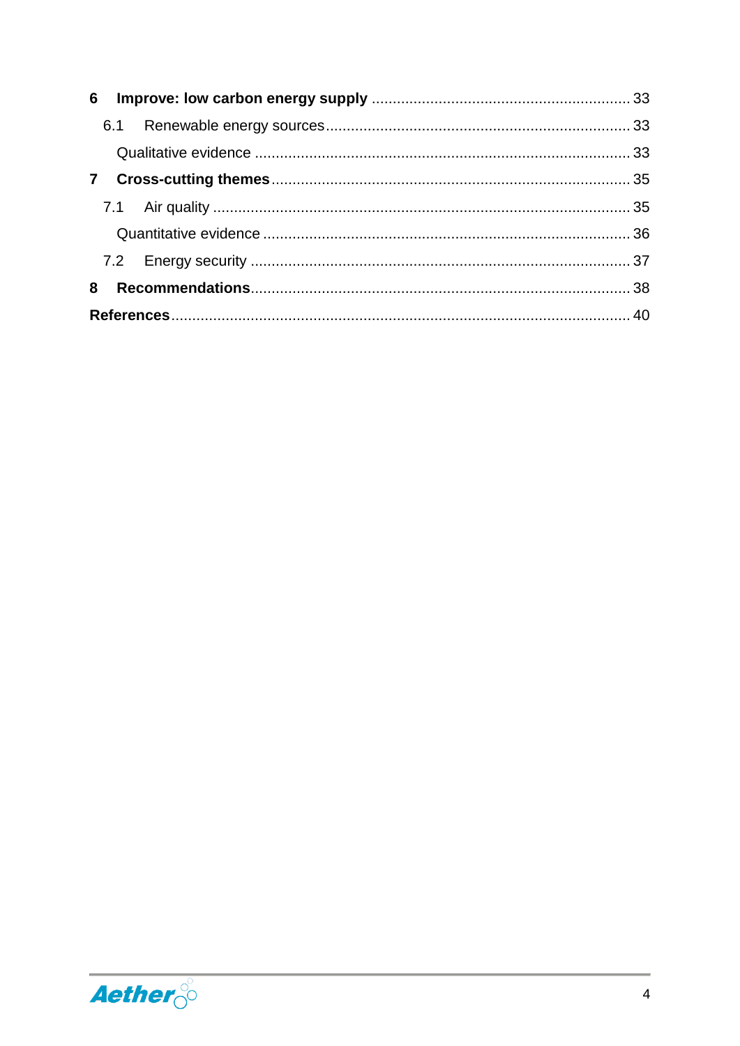**6 Improve: low carbon energy supply** ............................................................ 33

6.1 Renewable energy sources ........................................................................ 33

Qualitative evidence ......................................................................................... 33

**7 Cross-cutting themes** .................................................................................... 35

7.1 Air quality ................................................................................................... 35

Quantitative evidence ...................................................................................... 36

7.2 Energy security .......................................................................................... 37

**8 Recommendations** ......................................................................................... 38

**References** ........................................................................................................... 40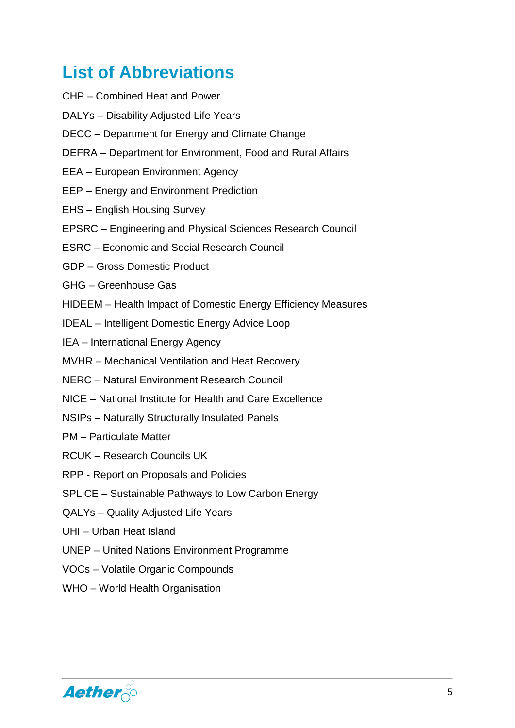# List of Abbreviations

CHP – Combined Heat and Power

DALYs – Disability Adjusted Life Years

DECC – Department for Energy and Climate Change

DEFRA – Department for Environment, Food and Rural Affairs

EEA – European Environment Agency

EEP – Energy and Environment Prediction

EHS – English Housing Survey

EPSRC – Engineering and Physical Sciences Research Council

ESRC – Economic and Social Research Council

GDP – Gross Domestic Product

GHG – Greenhouse Gas

HIDEEM – Health Impact of Domestic Energy Efficiency Measures

IDEAL – Intelligent Domestic Energy Advice Loop

IEA – International Energy Agency

MVHR – Mechanical Ventilation and Heat Recovery

NERC – Natural Environment Research Council

NICE – National Institute for Health and Care Excellence

NSIPs – Naturally Structurally Insulated Panels

PM – Particulate Matter

RCUK – Research Councils UK

RPP - Report on Proposals and Policies

SPLiCE – Sustainable Pathways to Low Carbon Energy

QALYs – Quality Adjusted Life Years

UHI – Urban Heat Island

UNEP – United Nations Environment Programme

VOCs – Volatile Organic Compounds

WHO – World Health Organisation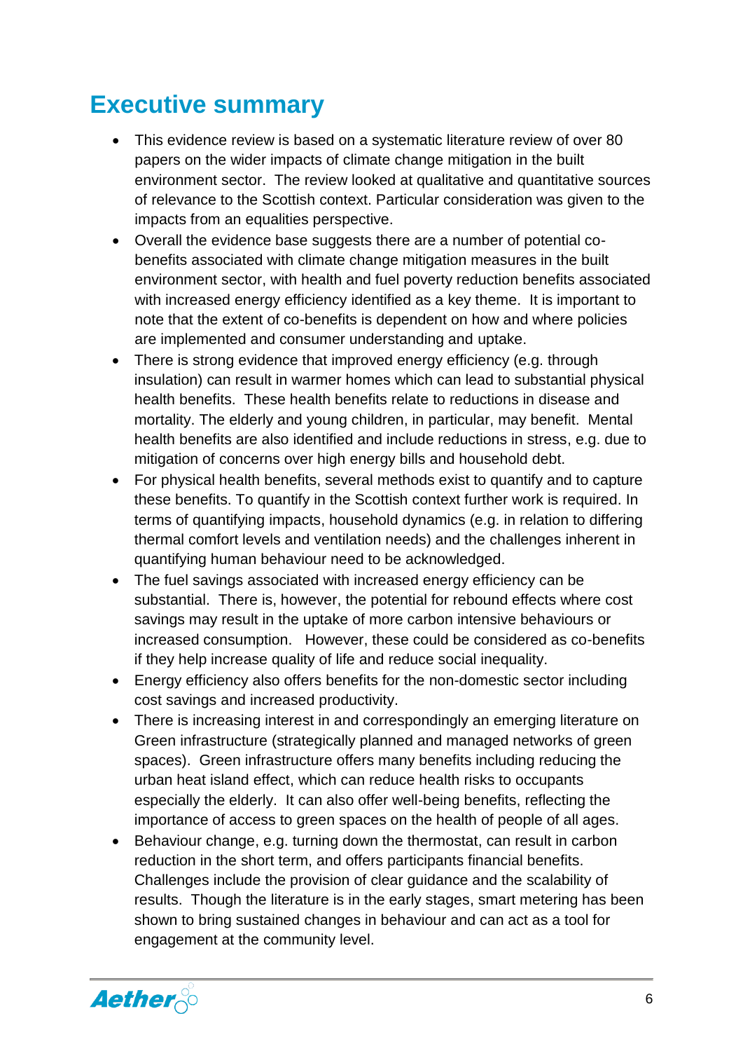# Executive summary

- This evidence review is based on a systematic literature review of over 80 papers on the wider impacts of climate change mitigation in the built environment sector. The review looked at qualitative and quantitative sources of relevance to the Scottish context. Particular consideration was given to the impacts from an equalities perspective.
- Overall the evidence base suggests there are a number of potential co-benefits associated with climate change mitigation measures in the built environment sector, with health and fuel poverty reduction benefits associated with increased energy efficiency identified as a key theme. It is important to note that the extent of co-benefits is dependent on how and where policies are implemented and consumer understanding and uptake.
- There is strong evidence that improved energy efficiency (e.g. through insulation) can result in warmer homes which can lead to substantial physical health benefits. These health benefits relate to reductions in disease and mortality. The elderly and young children, in particular, may benefit. Mental health benefits are also identified and include reductions in stress, e.g. due to mitigation of concerns over high energy bills and household debt.
- For physical health benefits, several methods exist to quantify and to capture these benefits. To quantify in the Scottish context further work is required. In terms of quantifying impacts, household dynamics (e.g. in relation to differing thermal comfort levels and ventilation needs) and the challenges inherent in quantifying human behaviour need to be acknowledged.
- The fuel savings associated with increased energy efficiency can be substantial. There is, however, the potential for rebound effects where cost savings may result in the uptake of more carbon intensive behaviours or increased consumption. However, these could be considered as co-benefits if they help increase quality of life and reduce social inequality.
- Energy efficiency also offers benefits for the non-domestic sector including cost savings and increased productivity.
- There is increasing interest in and correspondingly an emerging literature on Green infrastructure (strategically planned and managed networks of green spaces). Green infrastructure offers many benefits including reducing the urban heat island effect, which can reduce health risks to occupants especially the elderly. It can also offer well-being benefits, reflecting the importance of access to green spaces on the health of people of all ages.
- Behaviour change, e.g. turning down the thermostat, can result in carbon reduction in the short term, and offers participants financial benefits. Challenges include the provision of clear guidance and the scalability of results. Though the literature is in the early stages, smart metering has been shown to bring sustained changes in behaviour and can act as a tool for engagement at the community level.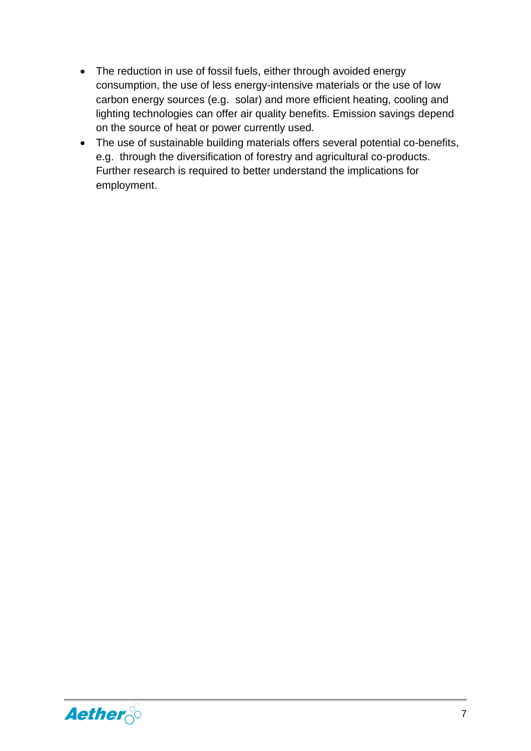- The reduction in use of fossil fuels, either through avoided energy consumption, the use of less energy-intensive materials or the use of low carbon energy sources (e.g. solar) and more efficient heating, cooling and lighting technologies can offer air quality benefits. Emission savings depend on the source of heat or power currently used.
- The use of sustainable building materials offers several potential co-benefits, e.g. through the diversification of forestry and agricultural co-products. Further research is required to better understand the implications for employment.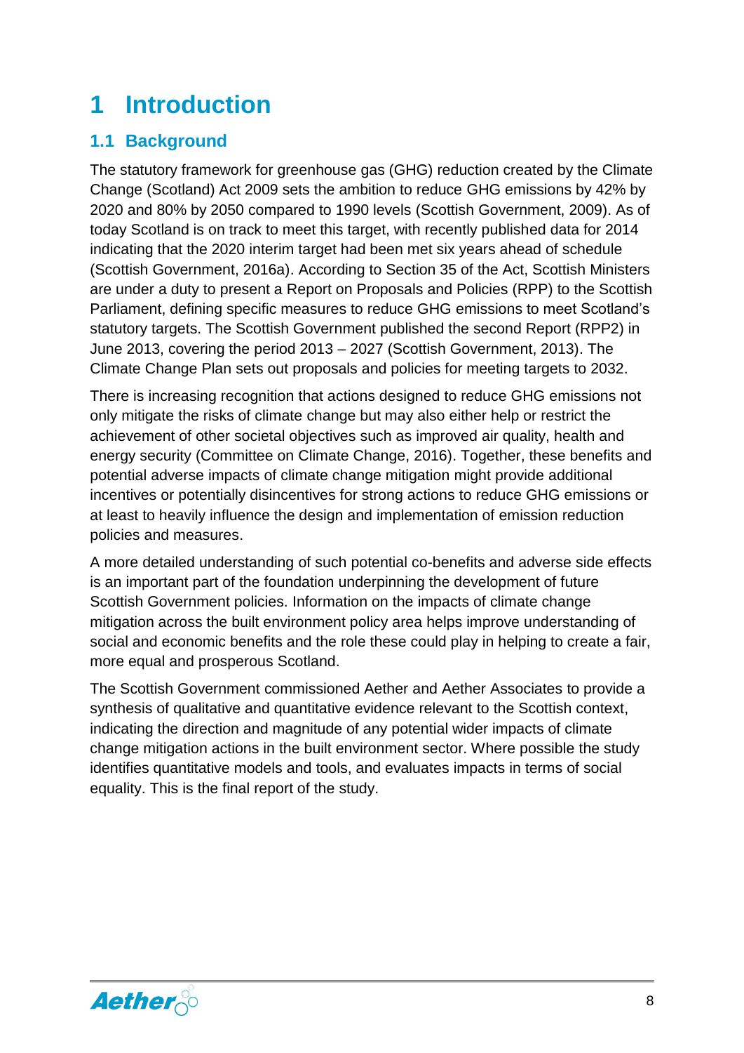# 1 Introduction

## 1.1 Background

The statutory framework for greenhouse gas (GHG) reduction created by the Climate Change (Scotland) Act 2009 sets the ambition to reduce GHG emissions by 42% by 2020 and 80% by 2050 compared to 1990 levels (Scottish Government, 2009). As of today Scotland is on track to meet this target, with recently published data for 2014 indicating that the 2020 interim target had been met six years ahead of schedule (Scottish Government, 2016a). According to Section 35 of the Act, Scottish Ministers are under a duty to present a Report on Proposals and Policies (RPP) to the Scottish Parliament, defining specific measures to reduce GHG emissions to meet Scotland's statutory targets. The Scottish Government published the second Report (RPP2) in June 2013, covering the period 2013 – 2027 (Scottish Government, 2013). The Climate Change Plan sets out proposals and policies for meeting targets to 2032.

There is increasing recognition that actions designed to reduce GHG emissions not only mitigate the risks of climate change but may also either help or restrict the achievement of other societal objectives such as improved air quality, health and energy security (Committee on Climate Change, 2016). Together, these benefits and potential adverse impacts of climate change mitigation might provide additional incentives or potentially disincentives for strong actions to reduce GHG emissions or at least to heavily influence the design and implementation of emission reduction policies and measures.

A more detailed understanding of such potential co-benefits and adverse side effects is an important part of the foundation underpinning the development of future Scottish Government policies. Information on the impacts of climate change mitigation across the built environment policy area helps improve understanding of social and economic benefits and the role these could play in helping to create a fair, more equal and prosperous Scotland.

The Scottish Government commissioned Aether and Aether Associates to provide a synthesis of qualitative and quantitative evidence relevant to the Scottish context, indicating the direction and magnitude of any potential wider impacts of climate change mitigation actions in the built environment sector. Where possible the study identifies quantitative models and tools, and evaluates impacts in terms of social equality. This is the final report of the study.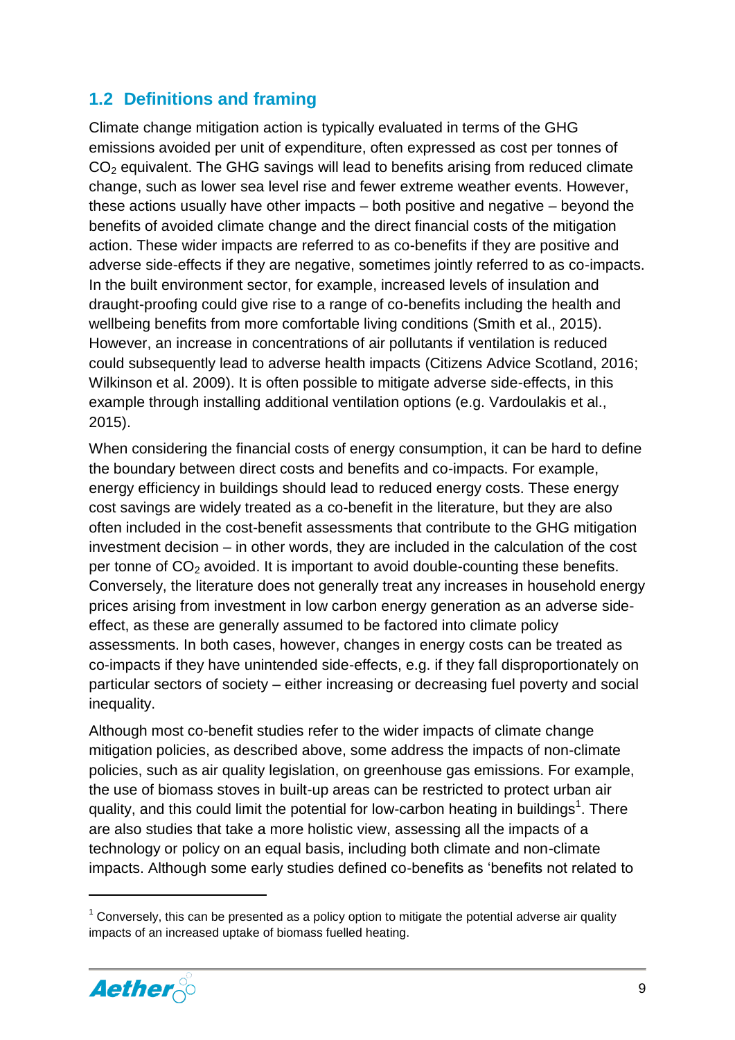## 1.2 Definitions and framing

Climate change mitigation action is typically evaluated in terms of the GHG emissions avoided per unit of expenditure, often expressed as cost per tonnes of $CO_2$ equivalent. The GHG savings will lead to benefits arising from reduced climate change, such as lower sea level rise and fewer extreme weather events. However, these actions usually have other impacts – both positive and negative – beyond the benefits of avoided climate change and the direct financial costs of the mitigation action. These wider impacts are referred to as co-benefits if they are positive and adverse side-effects if they are negative, sometimes jointly referred to as co-impacts. In the built environment sector, for example, increased levels of insulation and draught-proofing could give rise to a range of co-benefits including the health and wellbeing benefits from more comfortable living conditions (Smith et al., 2015). However, an increase in concentrations of air pollutants if ventilation is reduced could subsequently lead to adverse health impacts (Citizens Advice Scotland, 2016; Wilkinson et al. 2009). It is often possible to mitigate adverse side-effects, in this example through installing additional ventilation options (e.g. Vardoulakis et al., 2015).

When considering the financial costs of energy consumption, it can be hard to define the boundary between direct costs and benefits and co-impacts. For example, energy efficiency in buildings should lead to reduced energy costs. These energy cost savings are widely treated as a co-benefit in the literature, but they are also often included in the cost-benefit assessments that contribute to the GHG mitigation investment decision – in other words, they are included in the calculation of the cost per tonne of $CO_2$ avoided. It is important to avoid double-counting these benefits. Conversely, the literature does not generally treat any increases in household energy prices arising from investment in low carbon energy generation as an adverse side-effect, as these are generally assumed to be factored into climate policy assessments. In both cases, however, changes in energy costs can be treated as co-impacts if they have unintended side-effects, e.g. if they fall disproportionately on particular sectors of society – either increasing or decreasing fuel poverty and social inequality.

Although most co-benefit studies refer to the wider impacts of climate change mitigation policies, as described above, some address the impacts of non-climate policies, such as air quality legislation, on greenhouse gas emissions. For example, the use of biomass stoves in built-up areas can be restricted to protect urban air quality, and this could limit the potential for low-carbon heating in buildings[1]. There are also studies that take a more holistic view, assessing all the impacts of a technology or policy on an equal basis, including both climate and non-climate impacts. Although some early studies defined co-benefits as 'benefits not related to

---

[1] Conversely, this can be presented as a policy option to mitigate the potential adverse air quality impacts of an increased uptake of biomass fuelled heating.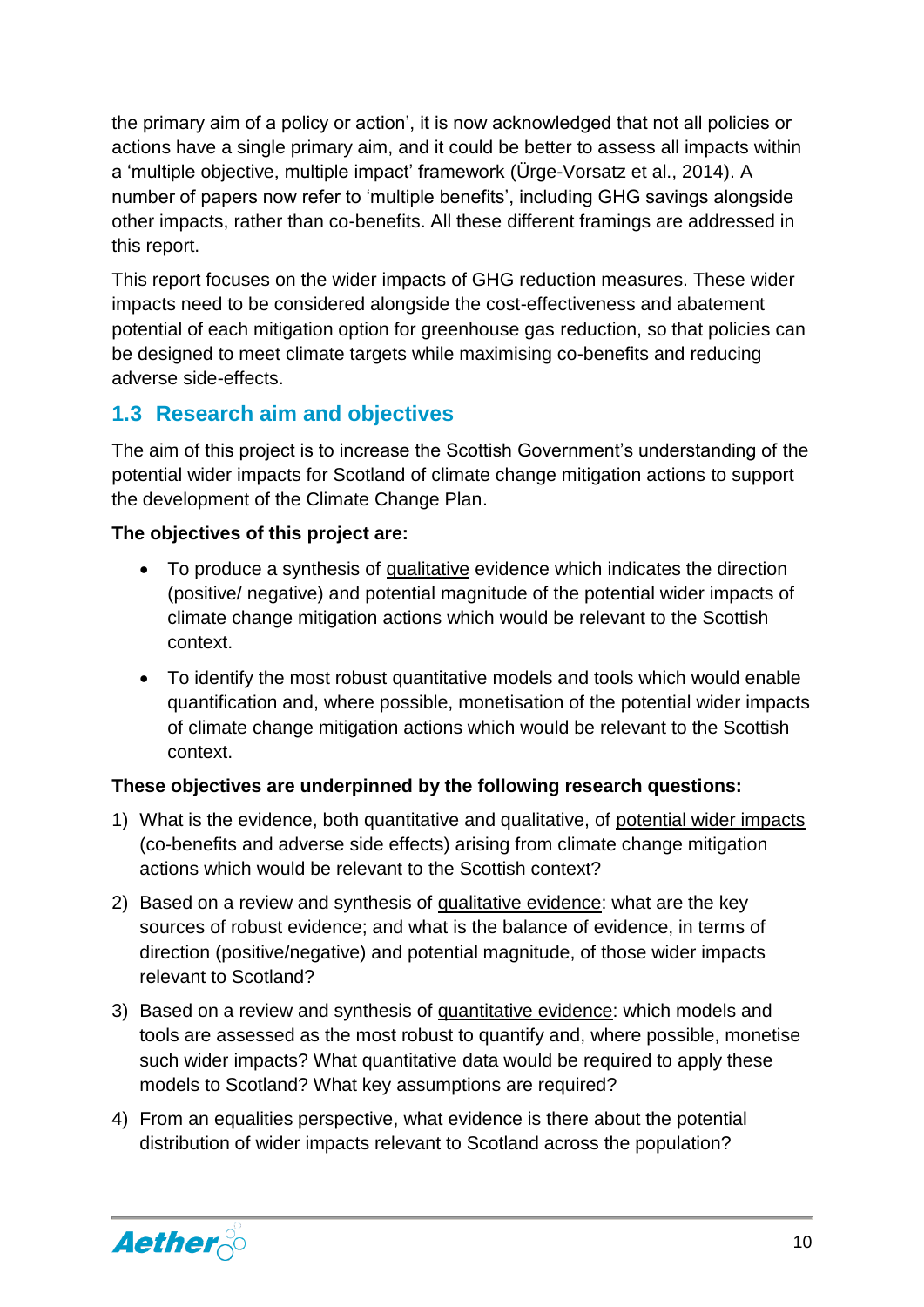the primary aim of a policy or action', it is now acknowledged that not all policies or actions have a single primary aim, and it could be better to assess all impacts within a 'multiple objective, multiple impact' framework (Ürge-Vorsatz et al., 2014). A number of papers now refer to 'multiple benefits', including GHG savings alongside other impacts, rather than co-benefits. All these different framings are addressed in this report.

This report focuses on the wider impacts of GHG reduction measures. These wider impacts need to be considered alongside the cost-effectiveness and abatement potential of each mitigation option for greenhouse gas reduction, so that policies can be designed to meet climate targets while maximising co-benefits and reducing adverse side-effects.

## 1.3 Research aim and objectives

The aim of this project is to increase the Scottish Government's understanding of the potential wider impacts for Scotland of climate change mitigation actions to support the development of the Climate Change Plan.

**The objectives of this project are:**

- To produce a synthesis of qualitative evidence which indicates the direction (positive/ negative) and potential magnitude of the potential wider impacts of climate change mitigation actions which would be relevant to the Scottish context.
- To identify the most robust quantitative models and tools which would enable quantification and, where possible, monetisation of the potential wider impacts of climate change mitigation actions which would be relevant to the Scottish context.

**These objectives are underpinned by the following research questions:**

1) What is the evidence, both quantitative and qualitative, of potential wider impacts (co-benefits and adverse side effects) arising from climate change mitigation actions which would be relevant to the Scottish context?
2) Based on a review and synthesis of qualitative evidence: what are the key sources of robust evidence; and what is the balance of evidence, in terms of direction (positive/negative) and potential magnitude, of those wider impacts relevant to Scotland?
3) Based on a review and synthesis of quantitative evidence: which models and tools are assessed as the most robust to quantify and, where possible, monetise such wider impacts? What quantitative data would be required to apply these models to Scotland? What key assumptions are required?
4) From an equalities perspective, what evidence is there about the potential distribution of wider impacts relevant to Scotland across the population?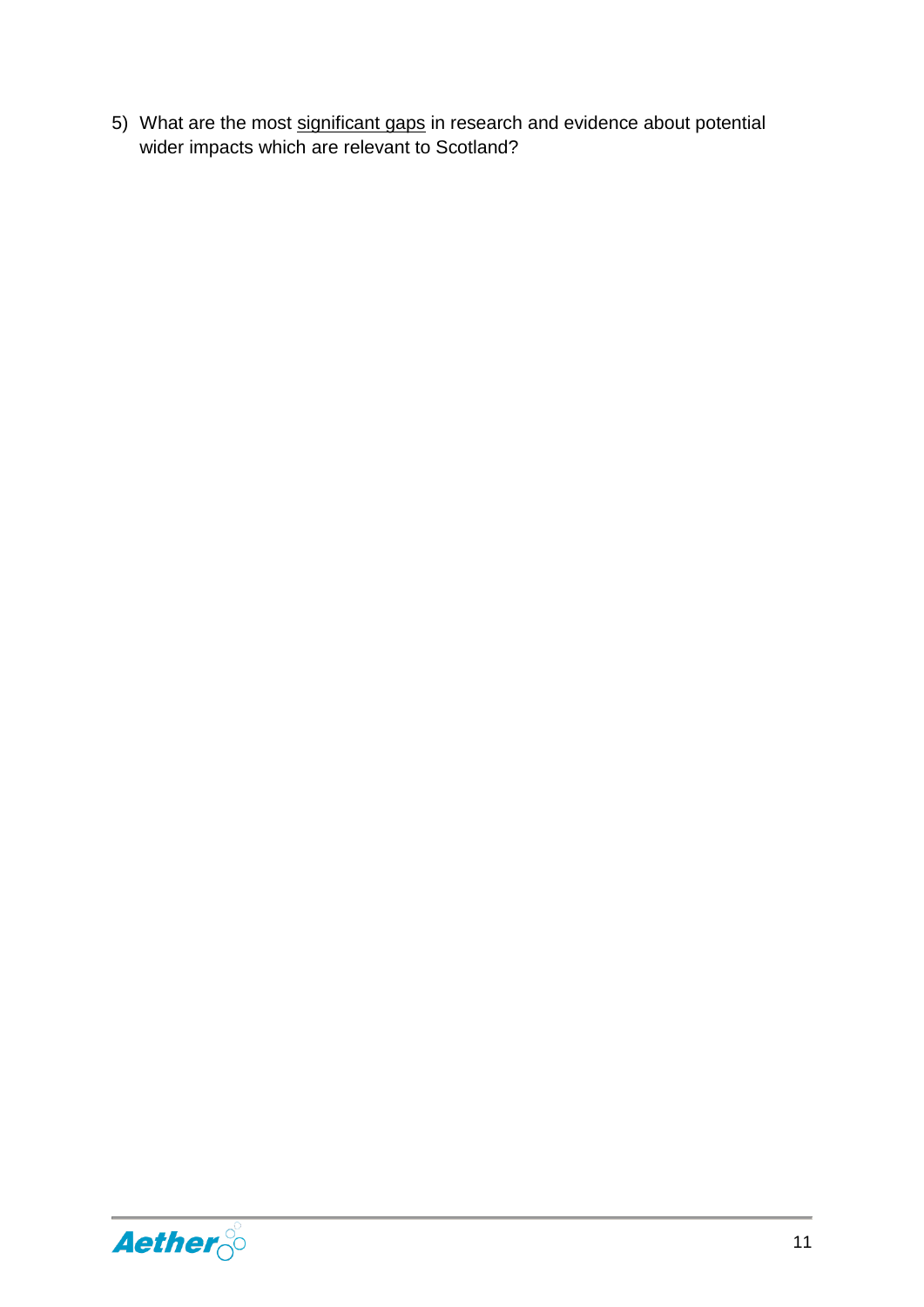5) What are the most <u>significant gaps</u> in research and evidence about potential wider impacts which are relevant to Scotland?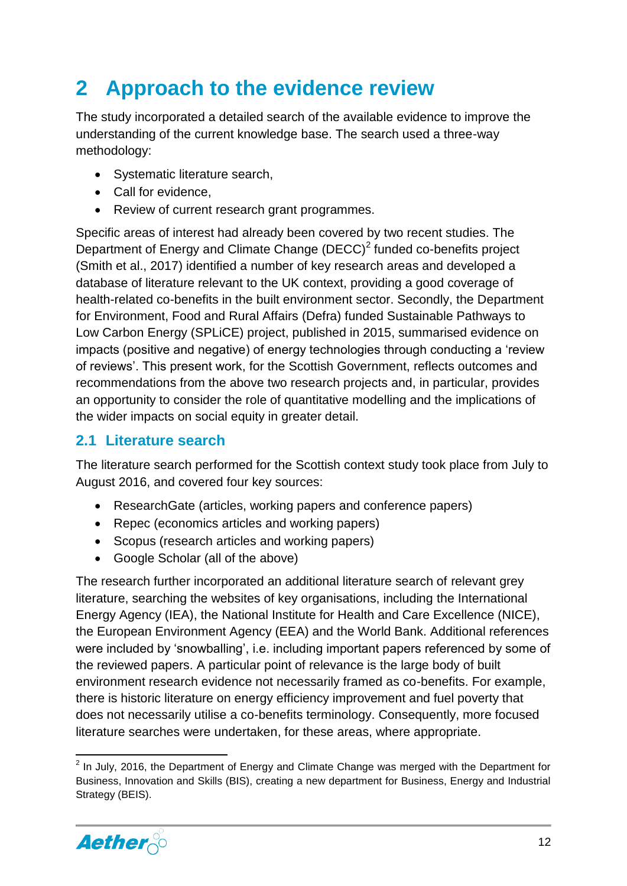# 2 Approach to the evidence review

The study incorporated a detailed search of the available evidence to improve the understanding of the current knowledge base. The search used a three-way methodology:

- Systematic literature search,
- Call for evidence,
- Review of current research grant programmes.

Specific areas of interest had already been covered by two recent studies. The Department of Energy and Climate Change (DECC)[2] funded co-benefits project (Smith et al., 2017) identified a number of key research areas and developed a database of literature relevant to the UK context, providing a good coverage of health-related co-benefits in the built environment sector. Secondly, the Department for Environment, Food and Rural Affairs (Defra) funded Sustainable Pathways to Low Carbon Energy (SPLiCE) project, published in 2015, summarised evidence on impacts (positive and negative) of energy technologies through conducting a 'review of reviews'. This present work, for the Scottish Government, reflects outcomes and recommendations from the above two research projects and, in particular, provides an opportunity to consider the role of quantitative modelling and the implications of the wider impacts on social equity in greater detail.

## 2.1 Literature search

The literature search performed for the Scottish context study took place from July to August 2016, and covered four key sources:

- ResearchGate (articles, working papers and conference papers)
- Repec (economics articles and working papers)
- Scopus (research articles and working papers)
- Google Scholar (all of the above)

The research further incorporated an additional literature search of relevant grey literature, searching the websites of key organisations, including the International Energy Agency (IEA), the National Institute for Health and Care Excellence (NICE), the European Environment Agency (EEA) and the World Bank. Additional references were included by 'snowballing', i.e. including important papers referenced by some of the reviewed papers. A particular point of relevance is the large body of built environment research evidence not necessarily framed as co-benefits. For example, there is historic literature on energy efficiency improvement and fuel poverty that does not necessarily utilise a co-benefits terminology. Consequently, more focused literature searches were undertaken, for these areas, where appropriate.

[2] In July, 2016, the Department of Energy and Climate Change was merged with the Department for Business, Innovation and Skills (BIS), creating a new department for Business, Energy and Industrial Strategy (BEIS).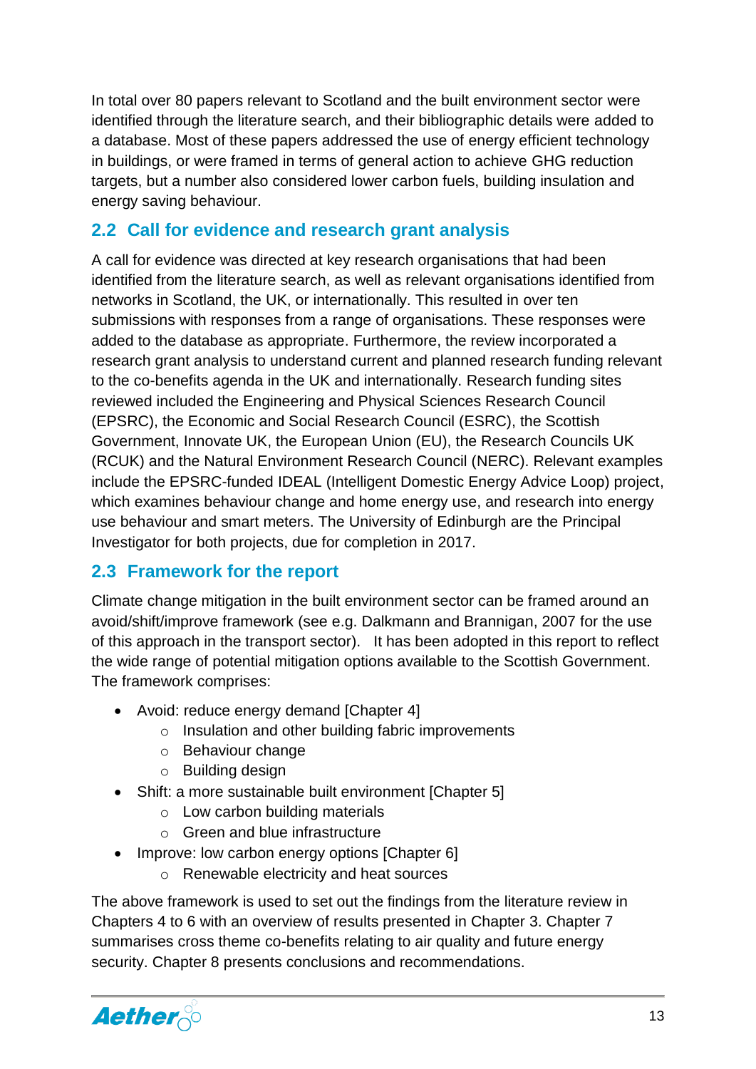In total over 80 papers relevant to Scotland and the built environment sector were identified through the literature search, and their bibliographic details were added to a database. Most of these papers addressed the use of energy efficient technology in buildings, or were framed in terms of general action to achieve GHG reduction targets, but a number also considered lower carbon fuels, building insulation and energy saving behaviour.

## 2.2 Call for evidence and research grant analysis

A call for evidence was directed at key research organisations that had been identified from the literature search, as well as relevant organisations identified from networks in Scotland, the UK, or internationally. This resulted in over ten submissions with responses from a range of organisations. These responses were added to the database as appropriate. Furthermore, the review incorporated a research grant analysis to understand current and planned research funding relevant to the co-benefits agenda in the UK and internationally. Research funding sites reviewed included the Engineering and Physical Sciences Research Council (EPSRC), the Economic and Social Research Council (ESRC), the Scottish Government, Innovate UK, the European Union (EU), the Research Councils UK (RCUK) and the Natural Environment Research Council (NERC). Relevant examples include the EPSRC-funded IDEAL (Intelligent Domestic Energy Advice Loop) project, which examines behaviour change and home energy use, and research into energy use behaviour and smart meters. The University of Edinburgh are the Principal Investigator for both projects, due for completion in 2017.

## 2.3 Framework for the report

Climate change mitigation in the built environment sector can be framed around an avoid/shift/improve framework (see e.g. Dalkmann and Brannigan, 2007 for the use of this approach in the transport sector). It has been adopted in this report to reflect the wide range of potential mitigation options available to the Scottish Government. The framework comprises:

- Avoid: reduce energy demand [Chapter 4]
  - Insulation and other building fabric improvements
  - Behaviour change
  - Building design
- Shift: a more sustainable built environment [Chapter 5]
  - Low carbon building materials
  - Green and blue infrastructure
- Improve: low carbon energy options [Chapter 6]
  - Renewable electricity and heat sources

The above framework is used to set out the findings from the literature review in Chapters 4 to 6 with an overview of results presented in Chapter 3. Chapter 7 summarises cross theme co-benefits relating to air quality and future energy security. Chapter 8 presents conclusions and recommendations.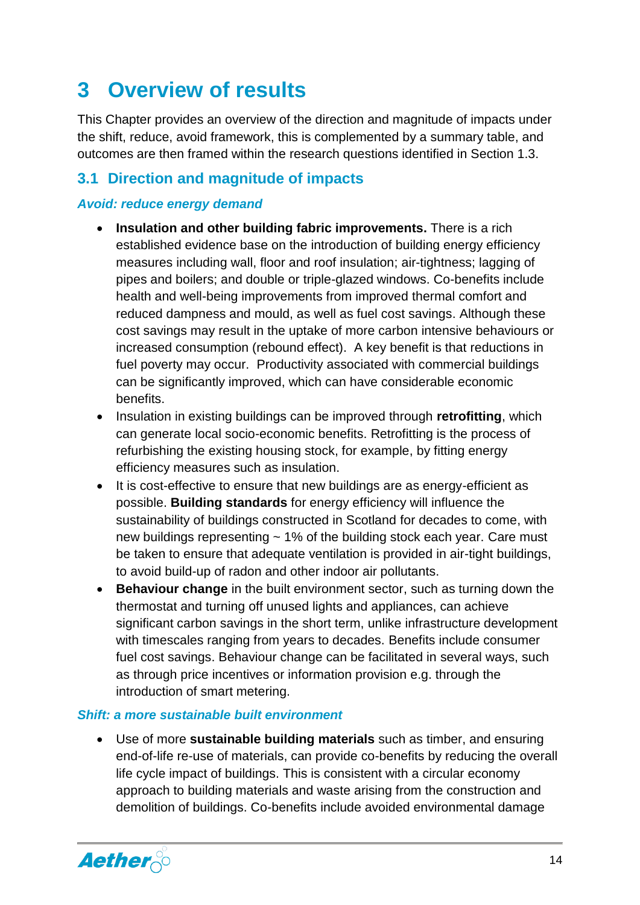# 3 Overview of results

This Chapter provides an overview of the direction and magnitude of impacts under the shift, reduce, avoid framework, this is complemented by a summary table, and outcomes are then framed within the research questions identified in Section 1.3.

## 3.1 Direction and magnitude of impacts

### *Avoid: reduce energy demand*

- **Insulation and other building fabric improvements.** There is a rich established evidence base on the introduction of building energy efficiency measures including wall, floor and roof insulation; air-tightness; lagging of pipes and boilers; and double or triple-glazed windows. Co-benefits include health and well-being improvements from improved thermal comfort and reduced dampness and mould, as well as fuel cost savings. Although these cost savings may result in the uptake of more carbon intensive behaviours or increased consumption (rebound effect). A key benefit is that reductions in fuel poverty may occur. Productivity associated with commercial buildings can be significantly improved, which can have considerable economic benefits.
- Insulation in existing buildings can be improved through **retrofitting**, which can generate local socio-economic benefits. Retrofitting is the process of refurbishing the existing housing stock, for example, by fitting energy efficiency measures such as insulation.
- It is cost-effective to ensure that new buildings are as energy-efficient as possible. **Building standards** for energy efficiency will influence the sustainability of buildings constructed in Scotland for decades to come, with new buildings representing ~ 1% of the building stock each year. Care must be taken to ensure that adequate ventilation is provided in air-tight buildings, to avoid build-up of radon and other indoor air pollutants.
- **Behaviour change** in the built environment sector, such as turning down the thermostat and turning off unused lights and appliances, can achieve significant carbon savings in the short term, unlike infrastructure development with timescales ranging from years to decades. Benefits include consumer fuel cost savings. Behaviour change can be facilitated in several ways, such as through price incentives or information provision e.g. through the introduction of smart metering.

### *Shift: a more sustainable built environment*

- Use of more **sustainable building materials** such as timber, and ensuring end-of-life re-use of materials, can provide co-benefits by reducing the overall life cycle impact of buildings. This is consistent with a circular economy approach to building materials and waste arising from the construction and demolition of buildings. Co-benefits include avoided environmental damage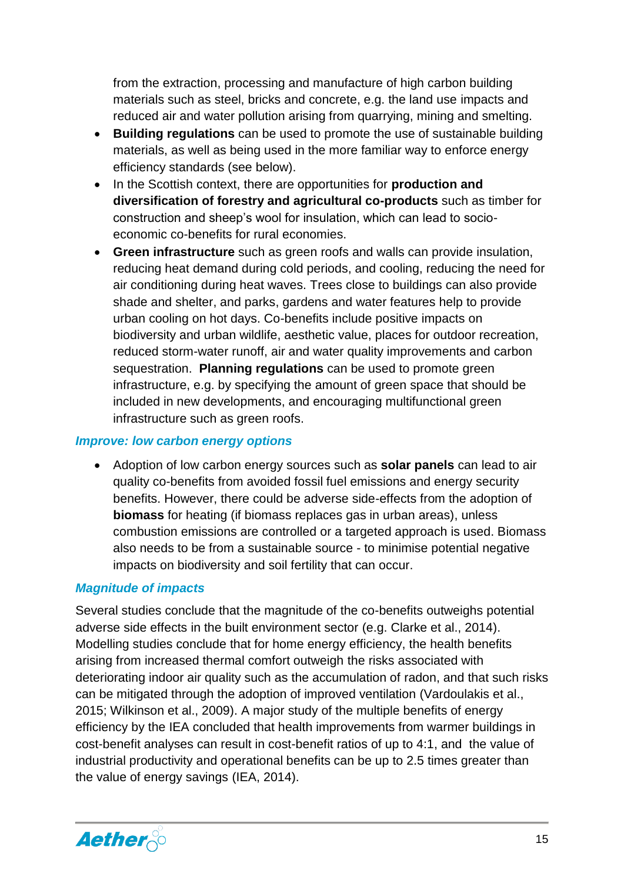from the extraction, processing and manufacture of high carbon building materials such as steel, bricks and concrete, e.g. the land use impacts and reduced air and water pollution arising from quarrying, mining and smelting.

- **Building regulations** can be used to promote the use of sustainable building materials, as well as being used in the more familiar way to enforce energy efficiency standards (see below).
- In the Scottish context, there are opportunities for **production and diversification of forestry and agricultural co-products** such as timber for construction and sheep's wool for insulation, which can lead to socio-economic co-benefits for rural economies.
- **Green infrastructure** such as green roofs and walls can provide insulation, reducing heat demand during cold periods, and cooling, reducing the need for air conditioning during heat waves. Trees close to buildings can also provide shade and shelter, and parks, gardens and water features help to provide urban cooling on hot days. Co-benefits include positive impacts on biodiversity and urban wildlife, aesthetic value, places for outdoor recreation, reduced storm-water runoff, air and water quality improvements and carbon sequestration. **Planning regulations** can be used to promote green infrastructure, e.g. by specifying the amount of green space that should be included in new developments, and encouraging multifunctional green infrastructure such as green roofs.

### *Improve: low carbon energy options*

- Adoption of low carbon energy sources such as **solar panels** can lead to air quality co-benefits from avoided fossil fuel emissions and energy security benefits. However, there could be adverse side-effects from the adoption of **biomass** for heating (if biomass replaces gas in urban areas), unless combustion emissions are controlled or a targeted approach is used. Biomass also needs to be from a sustainable source - to minimise potential negative impacts on biodiversity and soil fertility that can occur.

### *Magnitude of impacts*

Several studies conclude that the magnitude of the co-benefits outweighs potential adverse side effects in the built environment sector (e.g. Clarke et al., 2014). Modelling studies conclude that for home energy efficiency, the health benefits arising from increased thermal comfort outweigh the risks associated with deteriorating indoor air quality such as the accumulation of radon, and that such risks can be mitigated through the adoption of improved ventilation (Vardoulakis et al., 2015; Wilkinson et al., 2009). A major study of the multiple benefits of energy efficiency by the IEA concluded that health improvements from warmer buildings in cost-benefit analyses can result in cost-benefit ratios of up to 4:1, and the value of industrial productivity and operational benefits can be up to 2.5 times greater than the value of energy savings (IEA, 2014).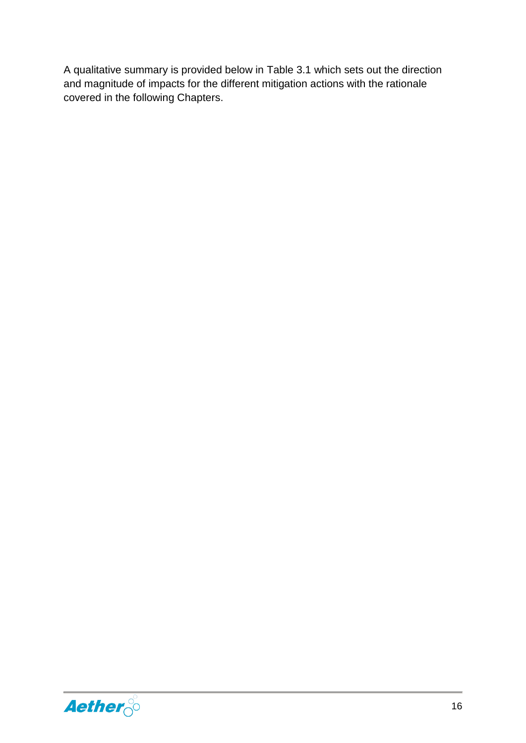A qualitative summary is provided below in Table 3.1 which sets out the direction and magnitude of impacts for the different mitigation actions with the rationale covered in the following Chapters.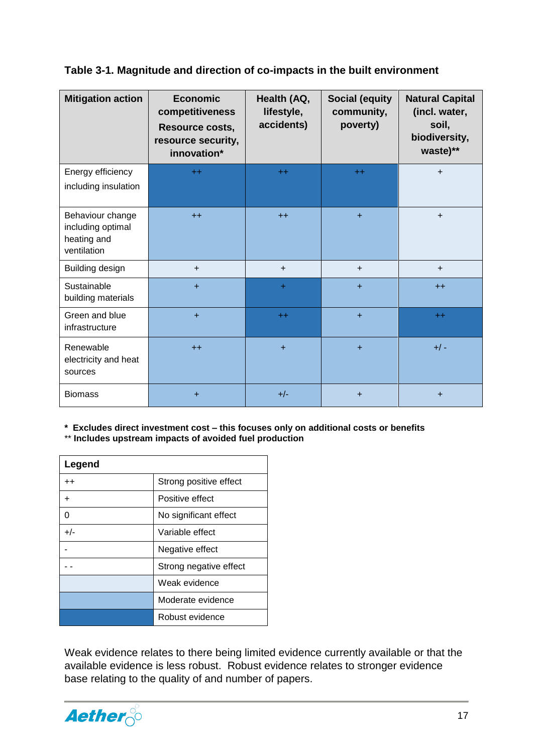**Table 3-1. Magnitude and direction of co-impacts in the built environment**

| Mitigation action | Economic competitiveness Resource costs, resource security, innovation* | Health (AQ, lifestyle, accidents) | Social (equity community, poverty) | Natural Capital (incl. water, soil, biodiversity, waste)** |
|---|---|---|---|---|
| Energy efficiency including insulation | ++ | ++ | ++ | + |
| Behaviour change including optimal heating and ventilation | ++ | ++ | + | + |
| Building design | + | + | + | + |
| Sustainable building materials | + | + | + | ++ |
| Green and blue infrastructure | + | ++ | + | ++ |
| Renewable electricity and heat sources | ++ | + | + | +/ - |
| Biomass | + | +/- | + | + |

**\* Excludes direct investment cost – this focuses only on additional costs or benefits**
** **Includes upstream impacts of avoided fuel production**

| Legend | |
|---|---|
| ++ | Strong positive effect |
| + | Positive effect |
| 0 | No significant effect |
| +/- | Variable effect |
| - | Negative effect |
| - - | Strong negative effect |
| (light shading) | Weak evidence |
| (medium shading) | Moderate evidence |
| (dark shading) | Robust evidence |

Weak evidence relates to there being limited evidence currently available or that the available evidence is less robust. Robust evidence relates to stronger evidence base relating to the quality of and number of papers.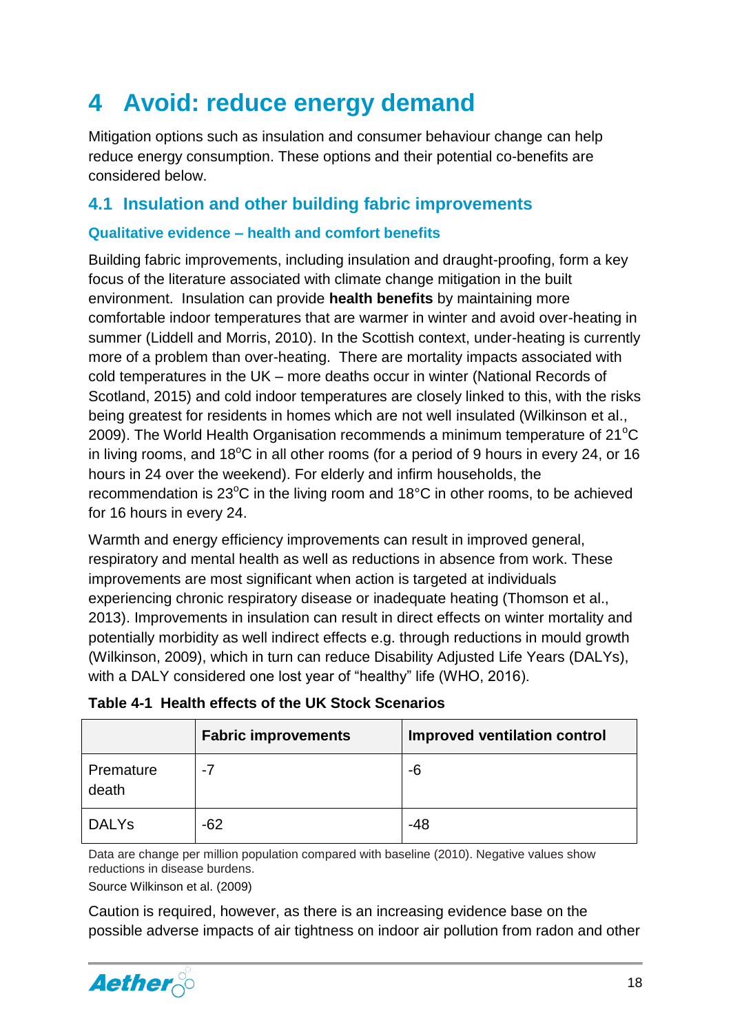# 4 Avoid: reduce energy demand

Mitigation options such as insulation and consumer behaviour change can help reduce energy consumption. These options and their potential co-benefits are considered below.

## 4.1 Insulation and other building fabric improvements

### Qualitative evidence – health and comfort benefits

Building fabric improvements, including insulation and draught-proofing, form a key focus of the literature associated with climate change mitigation in the built environment. Insulation can provide **health benefits** by maintaining more comfortable indoor temperatures that are warmer in winter and avoid over-heating in summer (Liddell and Morris, 2010). In the Scottish context, under-heating is currently more of a problem than over-heating. There are mortality impacts associated with cold temperatures in the UK – more deaths occur in winter (National Records of Scotland, 2015) and cold indoor temperatures are closely linked to this, with the risks being greatest for residents in homes which are not well insulated (Wilkinson et al., 2009). The World Health Organisation recommends a minimum temperature of 21°C in living rooms, and 18°C in all other rooms (for a period of 9 hours in every 24, or 16 hours in 24 over the weekend). For elderly and infirm households, the recommendation is 23°C in the living room and 18°C in other rooms, to be achieved for 16 hours in every 24.

Warmth and energy efficiency improvements can result in improved general, respiratory and mental health as well as reductions in absence from work. These improvements are most significant when action is targeted at individuals experiencing chronic respiratory disease or inadequate heating (Thomson et al., 2013). Improvements in insulation can result in direct effects on winter mortality and potentially morbidity as well indirect effects e.g. through reductions in mould growth (Wilkinson, 2009), which in turn can reduce Disability Adjusted Life Years (DALYs), with a DALY considered one lost year of "healthy" life (WHO, 2016).

**Table 4-1 Health effects of the UK Stock Scenarios**

| | Fabric improvements | Improved ventilation control |
|---|---|---|
| Premature death | -7 | -6 |
| DALYs | -62 | -48 |

Data are change per million population compared with baseline (2010). Negative values show reductions in disease burdens.

Source Wilkinson et al. (2009)

Caution is required, however, as there is an increasing evidence base on the possible adverse impacts of air tightness on indoor air pollution from radon and other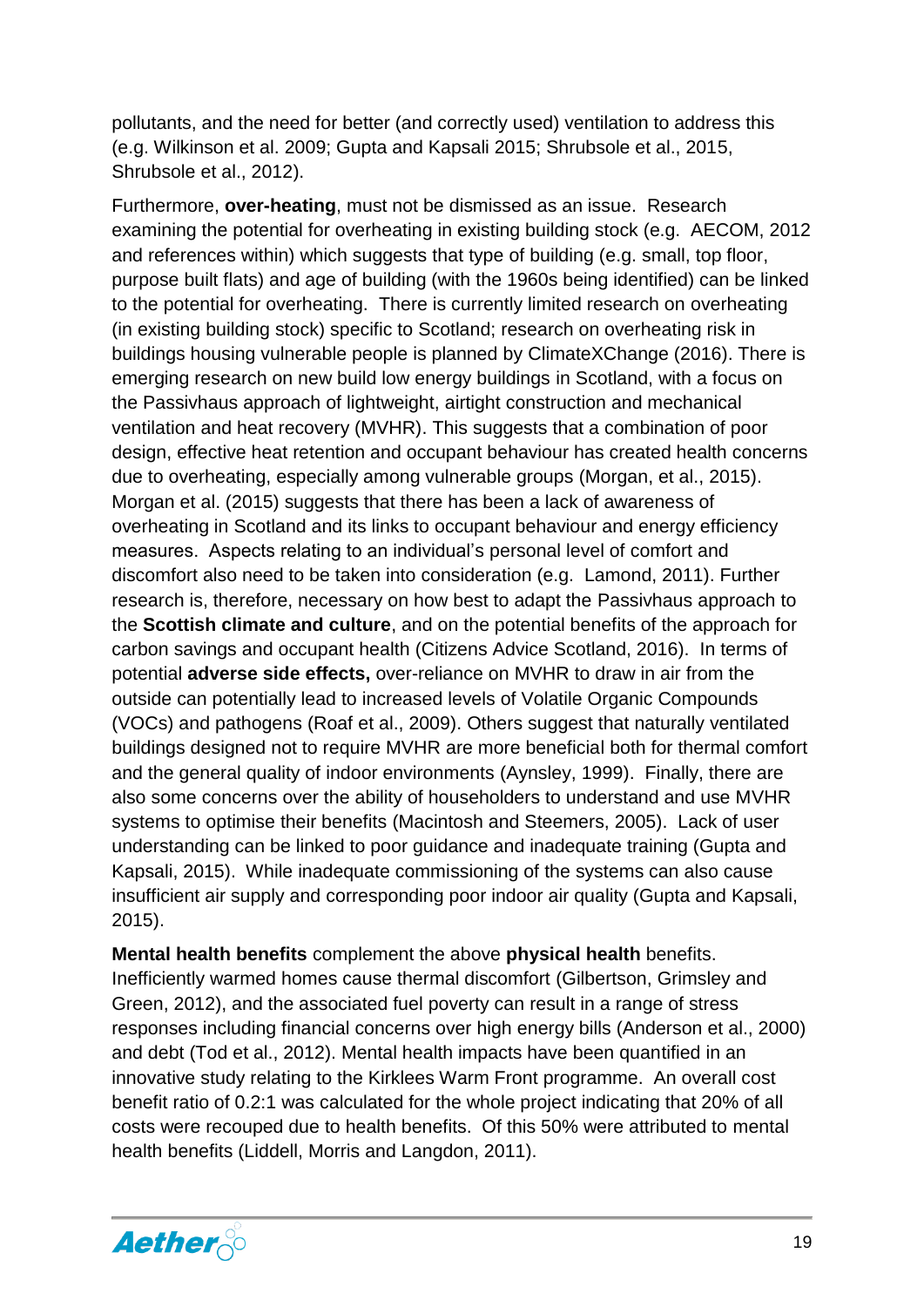pollutants, and the need for better (and correctly used) ventilation to address this (e.g. Wilkinson et al. 2009; Gupta and Kapsali 2015; Shrubsole et al., 2015, Shrubsole et al., 2012).

Furthermore, **over-heating**, must not be dismissed as an issue. Research examining the potential for overheating in existing building stock (e.g. AECOM, 2012 and references within) which suggests that type of building (e.g. small, top floor, purpose built flats) and age of building (with the 1960s being identified) can be linked to the potential for overheating. There is currently limited research on overheating (in existing building stock) specific to Scotland; research on overheating risk in buildings housing vulnerable people is planned by ClimateXChange (2016). There is emerging research on new build low energy buildings in Scotland, with a focus on the Passivhaus approach of lightweight, airtight construction and mechanical ventilation and heat recovery (MVHR). This suggests that a combination of poor design, effective heat retention and occupant behaviour has created health concerns due to overheating, especially among vulnerable groups (Morgan, et al., 2015). Morgan et al. (2015) suggests that there has been a lack of awareness of overheating in Scotland and its links to occupant behaviour and energy efficiency measures. Aspects relating to an individual's personal level of comfort and discomfort also need to be taken into consideration (e.g. Lamond, 2011). Further research is, therefore, necessary on how best to adapt the Passivhaus approach to the **Scottish climate and culture**, and on the potential benefits of the approach for carbon savings and occupant health (Citizens Advice Scotland, 2016). In terms of potential **adverse side effects,** over-reliance on MVHR to draw in air from the outside can potentially lead to increased levels of Volatile Organic Compounds (VOCs) and pathogens (Roaf et al., 2009). Others suggest that naturally ventilated buildings designed not to require MVHR are more beneficial both for thermal comfort and the general quality of indoor environments (Aynsley, 1999). Finally, there are also some concerns over the ability of householders to understand and use MVHR systems to optimise their benefits (Macintosh and Steemers, 2005). Lack of user understanding can be linked to poor guidance and inadequate training (Gupta and Kapsali, 2015). While inadequate commissioning of the systems can also cause insufficient air supply and corresponding poor indoor air quality (Gupta and Kapsali, 2015).

**Mental health benefits** complement the above **physical health** benefits. Inefficiently warmed homes cause thermal discomfort (Gilbertson, Grimsley and Green, 2012), and the associated fuel poverty can result in a range of stress responses including financial concerns over high energy bills (Anderson et al., 2000) and debt (Tod et al., 2012). Mental health impacts have been quantified in an innovative study relating to the Kirklees Warm Front programme. An overall cost benefit ratio of 0.2:1 was calculated for the whole project indicating that 20% of all costs were recouped due to health benefits. Of this 50% were attributed to mental health benefits (Liddell, Morris and Langdon, 2011).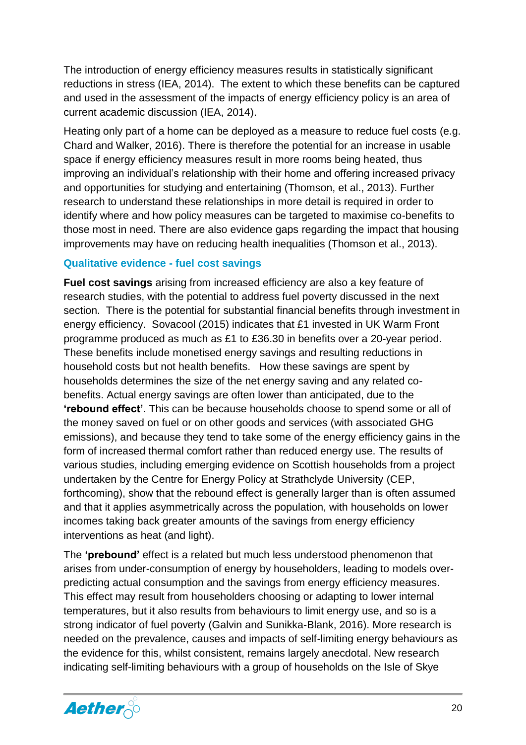The introduction of energy efficiency measures results in statistically significant reductions in stress (IEA, 2014). The extent to which these benefits can be captured and used in the assessment of the impacts of energy efficiency policy is an area of current academic discussion (IEA, 2014).

Heating only part of a home can be deployed as a measure to reduce fuel costs (e.g. Chard and Walker, 2016). There is therefore the potential for an increase in usable space if energy efficiency measures result in more rooms being heated, thus improving an individual's relationship with their home and offering increased privacy and opportunities for studying and entertaining (Thomson, et al., 2013). Further research to understand these relationships in more detail is required in order to identify where and how policy measures can be targeted to maximise co-benefits to those most in need. There are also evidence gaps regarding the impact that housing improvements may have on reducing health inequalities (Thomson et al., 2013).

### Qualitative evidence - fuel cost savings

**Fuel cost savings** arising from increased efficiency are also a key feature of research studies, with the potential to address fuel poverty discussed in the next section. There is the potential for substantial financial benefits through investment in energy efficiency. Sovacool (2015) indicates that £1 invested in UK Warm Front programme produced as much as £1 to £36.30 in benefits over a 20-year period. These benefits include monetised energy savings and resulting reductions in household costs but not health benefits. How these savings are spent by households determines the size of the net energy saving and any related co-benefits. Actual energy savings are often lower than anticipated, due to the **'rebound effect'**. This can be because households choose to spend some or all of the money saved on fuel or on other goods and services (with associated GHG emissions), and because they tend to take some of the energy efficiency gains in the form of increased thermal comfort rather than reduced energy use. The results of various studies, including emerging evidence on Scottish households from a project undertaken by the Centre for Energy Policy at Strathclyde University (CEP, forthcoming), show that the rebound effect is generally larger than is often assumed and that it applies asymmetrically across the population, with households on lower incomes taking back greater amounts of the savings from energy efficiency interventions as heat (and light).

The **'prebound'** effect is a related but much less understood phenomenon that arises from under-consumption of energy by householders, leading to models over-predicting actual consumption and the savings from energy efficiency measures. This effect may result from householders choosing or adapting to lower internal temperatures, but it also results from behaviours to limit energy use, and so is a strong indicator of fuel poverty (Galvin and Sunikka-Blank, 2016). More research is needed on the prevalence, causes and impacts of self-limiting energy behaviours as the evidence for this, whilst consistent, remains largely anecdotal. New research indicating self-limiting behaviours with a group of households on the Isle of Skye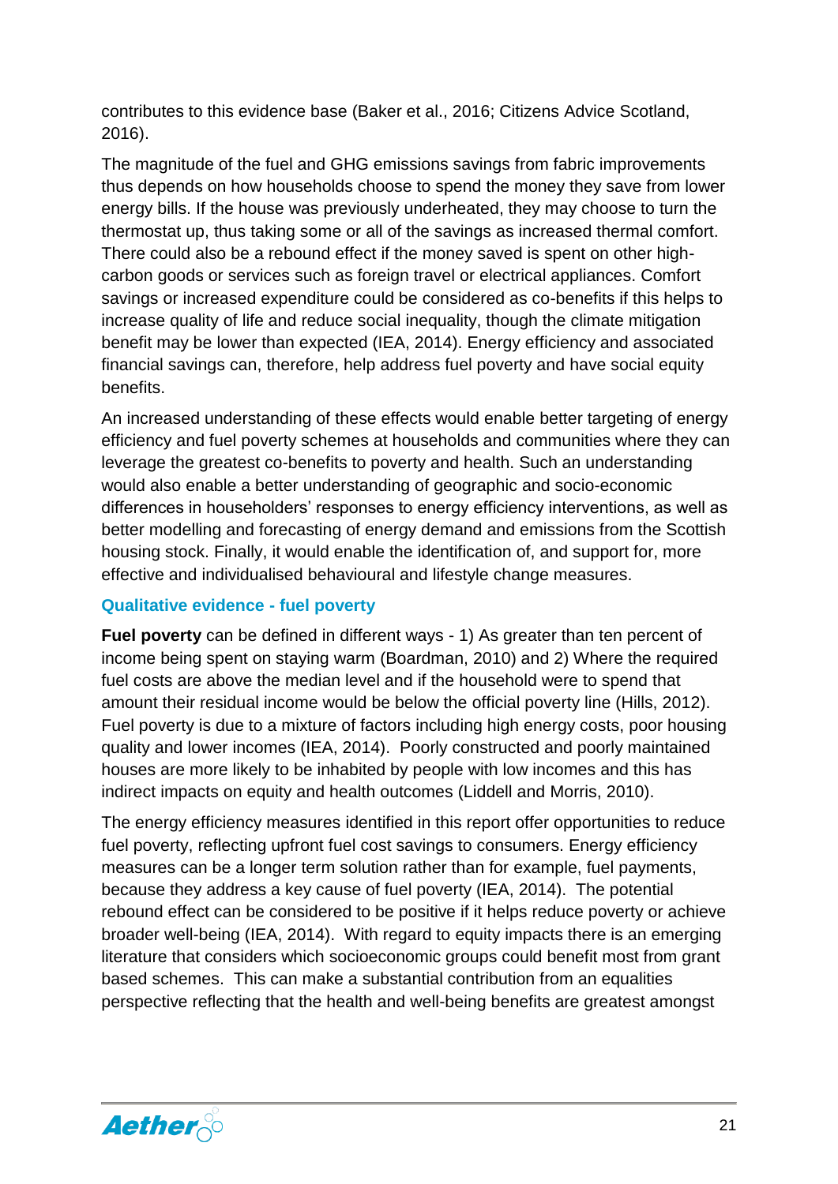contributes to this evidence base (Baker et al., 2016; Citizens Advice Scotland, 2016).

The magnitude of the fuel and GHG emissions savings from fabric improvements thus depends on how households choose to spend the money they save from lower energy bills. If the house was previously underheated, they may choose to turn the thermostat up, thus taking some or all of the savings as increased thermal comfort. There could also be a rebound effect if the money saved is spent on other high-carbon goods or services such as foreign travel or electrical appliances. Comfort savings or increased expenditure could be considered as co-benefits if this helps to increase quality of life and reduce social inequality, though the climate mitigation benefit may be lower than expected (IEA, 2014). Energy efficiency and associated financial savings can, therefore, help address fuel poverty and have social equity benefits.

An increased understanding of these effects would enable better targeting of energy efficiency and fuel poverty schemes at households and communities where they can leverage the greatest co-benefits to poverty and health. Such an understanding would also enable a better understanding of geographic and socio-economic differences in householders' responses to energy efficiency interventions, as well as better modelling and forecasting of energy demand and emissions from the Scottish housing stock. Finally, it would enable the identification of, and support for, more effective and individualised behavioural and lifestyle change measures.

### Qualitative evidence - fuel poverty

**Fuel poverty** can be defined in different ways - 1) As greater than ten percent of income being spent on staying warm (Boardman, 2010) and 2) Where the required fuel costs are above the median level and if the household were to spend that amount their residual income would be below the official poverty line (Hills, 2012). Fuel poverty is due to a mixture of factors including high energy costs, poor housing quality and lower incomes (IEA, 2014). Poorly constructed and poorly maintained houses are more likely to be inhabited by people with low incomes and this has indirect impacts on equity and health outcomes (Liddell and Morris, 2010).

The energy efficiency measures identified in this report offer opportunities to reduce fuel poverty, reflecting upfront fuel cost savings to consumers. Energy efficiency measures can be a longer term solution rather than for example, fuel payments, because they address a key cause of fuel poverty (IEA, 2014). The potential rebound effect can be considered to be positive if it helps reduce poverty or achieve broader well-being (IEA, 2014). With regard to equity impacts there is an emerging literature that considers which socioeconomic groups could benefit most from grant based schemes. This can make a substantial contribution from an equalities perspective reflecting that the health and well-being benefits are greatest amongst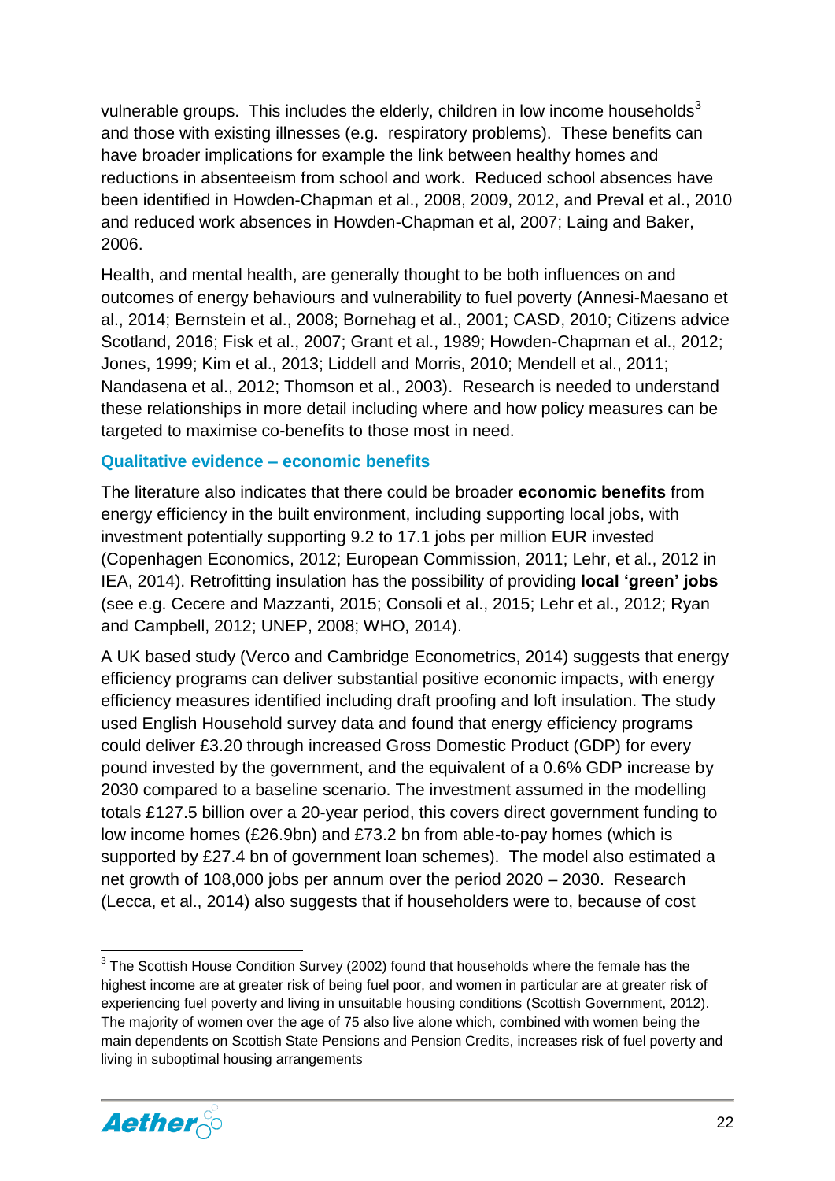vulnerable groups. This includes the elderly, children in low income households[3] and those with existing illnesses (e.g. respiratory problems). These benefits can have broader implications for example the link between healthy homes and reductions in absenteeism from school and work. Reduced school absences have been identified in Howden-Chapman et al., 2008, 2009, 2012, and Preval et al., 2010 and reduced work absences in Howden-Chapman et al, 2007; Laing and Baker, 2006.

Health, and mental health, are generally thought to be both influences on and outcomes of energy behaviours and vulnerability to fuel poverty (Annesi-Maesano et al., 2014; Bernstein et al., 2008; Bornehag et al., 2001; CASD, 2010; Citizens advice Scotland, 2016; Fisk et al., 2007; Grant et al., 1989; Howden-Chapman et al., 2012; Jones, 1999; Kim et al., 2013; Liddell and Morris, 2010; Mendell et al., 2011; Nandasena et al., 2012; Thomson et al., 2003). Research is needed to understand these relationships in more detail including where and how policy measures can be targeted to maximise co-benefits to those most in need.

### Qualitative evidence – economic benefits

The literature also indicates that there could be broader **economic benefits** from energy efficiency in the built environment, including supporting local jobs, with investment potentially supporting 9.2 to 17.1 jobs per million EUR invested (Copenhagen Economics, 2012; European Commission, 2011; Lehr, et al., 2012 in IEA, 2014). Retrofitting insulation has the possibility of providing **local 'green' jobs** (see e.g. Cecere and Mazzanti, 2015; Consoli et al., 2015; Lehr et al., 2012; Ryan and Campbell, 2012; UNEP, 2008; WHO, 2014).

A UK based study (Verco and Cambridge Econometrics, 2014) suggests that energy efficiency programs can deliver substantial positive economic impacts, with energy efficiency measures identified including draft proofing and loft insulation. The study used English Household survey data and found that energy efficiency programs could deliver £3.20 through increased Gross Domestic Product (GDP) for every pound invested by the government, and the equivalent of a 0.6% GDP increase by 2030 compared to a baseline scenario. The investment assumed in the modelling totals £127.5 billion over a 20-year period, this covers direct government funding to low income homes (£26.9bn) and £73.2 bn from able-to-pay homes (which is supported by £27.4 bn of government loan schemes). The model also estimated a net growth of 108,000 jobs per annum over the period 2020 – 2030. Research (Lecca, et al., 2014) also suggests that if householders were to, because of cost

---

[3] The Scottish House Condition Survey (2002) found that households where the female has the highest income are at greater risk of being fuel poor, and women in particular are at greater risk of experiencing fuel poverty and living in unsuitable housing conditions (Scottish Government, 2012). The majority of women over the age of 75 also live alone which, combined with women being the main dependents on Scottish State Pensions and Pension Credits, increases risk of fuel poverty and living in suboptimal housing arrangements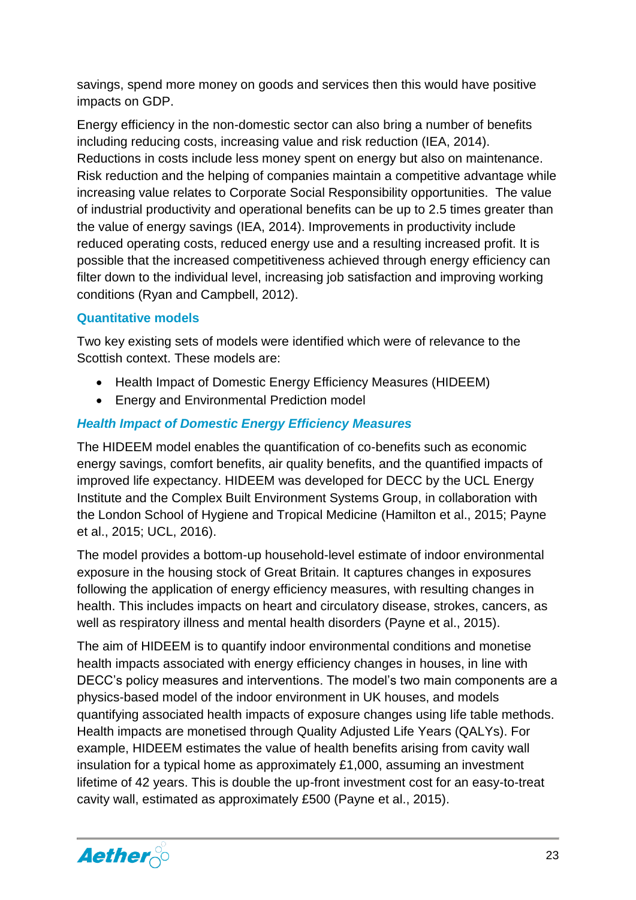savings, spend more money on goods and services then this would have positive impacts on GDP.

Energy efficiency in the non-domestic sector can also bring a number of benefits including reducing costs, increasing value and risk reduction (IEA, 2014). Reductions in costs include less money spent on energy but also on maintenance. Risk reduction and the helping of companies maintain a competitive advantage while increasing value relates to Corporate Social Responsibility opportunities. The value of industrial productivity and operational benefits can be up to 2.5 times greater than the value of energy savings (IEA, 2014). Improvements in productivity include reduced operating costs, reduced energy use and a resulting increased profit. It is possible that the increased competitiveness achieved through energy efficiency can filter down to the individual level, increasing job satisfaction and improving working conditions (Ryan and Campbell, 2012).

### Quantitative models

Two key existing sets of models were identified which were of relevance to the Scottish context. These models are:

- Health Impact of Domestic Energy Efficiency Measures (HIDEEM)
- Energy and Environmental Prediction model

#### *Health Impact of Domestic Energy Efficiency Measures*

The HIDEEM model enables the quantification of co-benefits such as economic energy savings, comfort benefits, air quality benefits, and the quantified impacts of improved life expectancy. HIDEEM was developed for DECC by the UCL Energy Institute and the Complex Built Environment Systems Group, in collaboration with the London School of Hygiene and Tropical Medicine (Hamilton et al., 2015; Payne et al., 2015; UCL, 2016).

The model provides a bottom-up household-level estimate of indoor environmental exposure in the housing stock of Great Britain. It captures changes in exposures following the application of energy efficiency measures, with resulting changes in health. This includes impacts on heart and circulatory disease, strokes, cancers, as well as respiratory illness and mental health disorders (Payne et al., 2015).

The aim of HIDEEM is to quantify indoor environmental conditions and monetise health impacts associated with energy efficiency changes in houses, in line with DECC's policy measures and interventions. The model's two main components are a physics-based model of the indoor environment in UK houses, and models quantifying associated health impacts of exposure changes using life table methods. Health impacts are monetised through Quality Adjusted Life Years (QALYs). For example, HIDEEM estimates the value of health benefits arising from cavity wall insulation for a typical home as approximately £1,000, assuming an investment lifetime of 42 years. This is double the up-front investment cost for an easy-to-treat cavity wall, estimated as approximately £500 (Payne et al., 2015).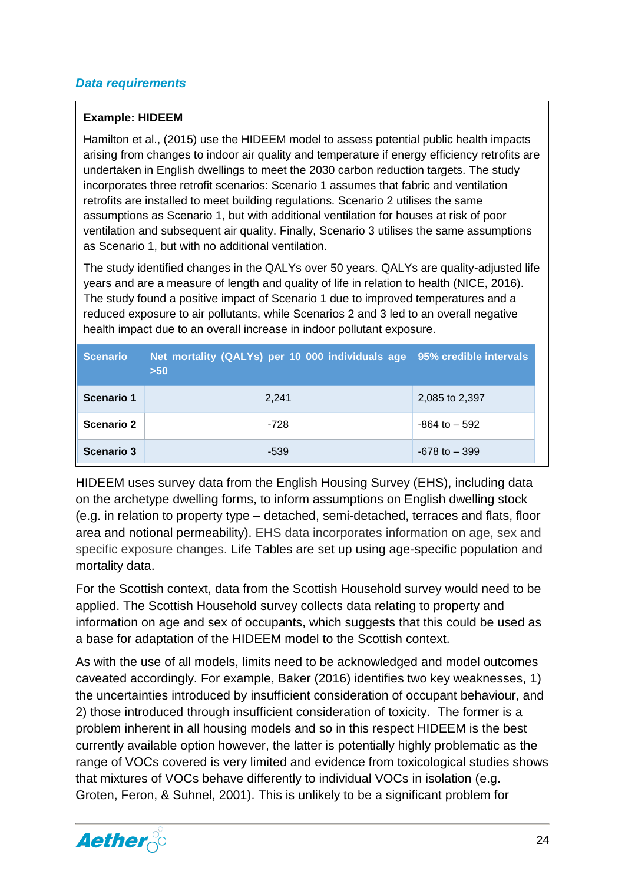### *Data requirements*

**Example: HIDEEM**

Hamilton et al., (2015) use the HIDEEM model to assess potential public health impacts arising from changes to indoor air quality and temperature if energy efficiency retrofits are undertaken in English dwellings to meet the 2030 carbon reduction targets. The study incorporates three retrofit scenarios: Scenario 1 assumes that fabric and ventilation retrofits are installed to meet building regulations. Scenario 2 utilises the same assumptions as Scenario 1, but with additional ventilation for houses at risk of poor ventilation and subsequent air quality. Finally, Scenario 3 utilises the same assumptions as Scenario 1, but with no additional ventilation.

The study identified changes in the QALYs over 50 years. QALYs are quality-adjusted life years and are a measure of length and quality of life in relation to health (NICE, 2016). The study found a positive impact of Scenario 1 due to improved temperatures and a reduced exposure to air pollutants, while Scenarios 2 and 3 led to an overall negative health impact due to an overall increase in indoor pollutant exposure.

| Scenario | Net mortality (QALYs) per 10 000 individuals age >50 | 95% credible intervals |
|---|---|---|
| **Scenario 1** | 2,241 | 2,085 to 2,397 |
| **Scenario 2** | -728 | -864 to – 592 |
| **Scenario 3** | -539 | -678 to – 399 |

HIDEEM uses survey data from the English Housing Survey (EHS), including data on the archetype dwelling forms, to inform assumptions on English dwelling stock (e.g. in relation to property type – detached, semi-detached, terraces and flats, floor area and notional permeability). EHS data incorporates information on age, sex and specific exposure changes. Life Tables are set up using age-specific population and mortality data.

For the Scottish context, data from the Scottish Household survey would need to be applied. The Scottish Household survey collects data relating to property and information on age and sex of occupants, which suggests that this could be used as a base for adaptation of the HIDEEM model to the Scottish context.

As with the use of all models, limits need to be acknowledged and model outcomes caveated accordingly. For example, Baker (2016) identifies two key weaknesses, 1) the uncertainties introduced by insufficient consideration of occupant behaviour, and 2) those introduced through insufficient consideration of toxicity. The former is a problem inherent in all housing models and so in this respect HIDEEM is the best currently available option however, the latter is potentially highly problematic as the range of VOCs covered is very limited and evidence from toxicological studies shows that mixtures of VOCs behave differently to individual VOCs in isolation (e.g. Groten, Feron, & Suhnel, 2001). This is unlikely to be a significant problem for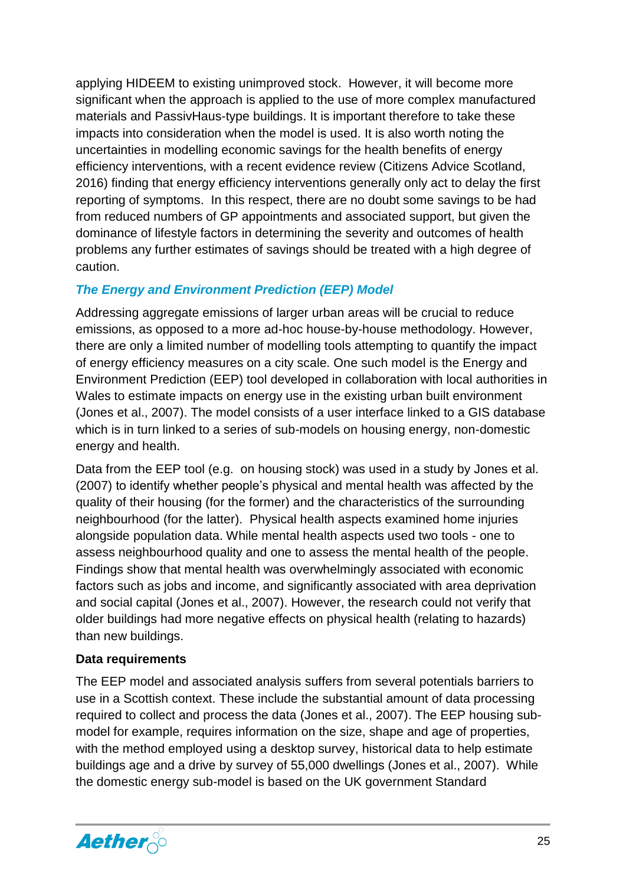applying HIDEEM to existing unimproved stock. However, it will become more significant when the approach is applied to the use of more complex manufactured materials and PassivHaus-type buildings. It is important therefore to take these impacts into consideration when the model is used. It is also worth noting the uncertainties in modelling economic savings for the health benefits of energy efficiency interventions, with a recent evidence review (Citizens Advice Scotland, 2016) finding that energy efficiency interventions generally only act to delay the first reporting of symptoms. In this respect, there are no doubt some savings to be had from reduced numbers of GP appointments and associated support, but given the dominance of lifestyle factors in determining the severity and outcomes of health problems any further estimates of savings should be treated with a high degree of caution.

### *The Energy and Environment Prediction (EEP) Model*

Addressing aggregate emissions of larger urban areas will be crucial to reduce emissions, as opposed to a more ad-hoc house-by-house methodology. However, there are only a limited number of modelling tools attempting to quantify the impact of energy efficiency measures on a city scale. One such model is the Energy and Environment Prediction (EEP) tool developed in collaboration with local authorities in Wales to estimate impacts on energy use in the existing urban built environment (Jones et al., 2007). The model consists of a user interface linked to a GIS database which is in turn linked to a series of sub-models on housing energy, non-domestic energy and health.

Data from the EEP tool (e.g. on housing stock) was used in a study by Jones et al. (2007) to identify whether people's physical and mental health was affected by the quality of their housing (for the former) and the characteristics of the surrounding neighbourhood (for the latter). Physical health aspects examined home injuries alongside population data. While mental health aspects used two tools - one to assess neighbourhood quality and one to assess the mental health of the people. Findings show that mental health was overwhelmingly associated with economic factors such as jobs and income, and significantly associated with area deprivation and social capital (Jones et al., 2007). However, the research could not verify that older buildings had more negative effects on physical health (relating to hazards) than new buildings.

**Data requirements**

The EEP model and associated analysis suffers from several potentials barriers to use in a Scottish context. These include the substantial amount of data processing required to collect and process the data (Jones et al., 2007). The EEP housing sub-model for example, requires information on the size, shape and age of properties, with the method employed using a desktop survey, historical data to help estimate buildings age and a drive by survey of 55,000 dwellings (Jones et al., 2007). While the domestic energy sub-model is based on the UK government Standard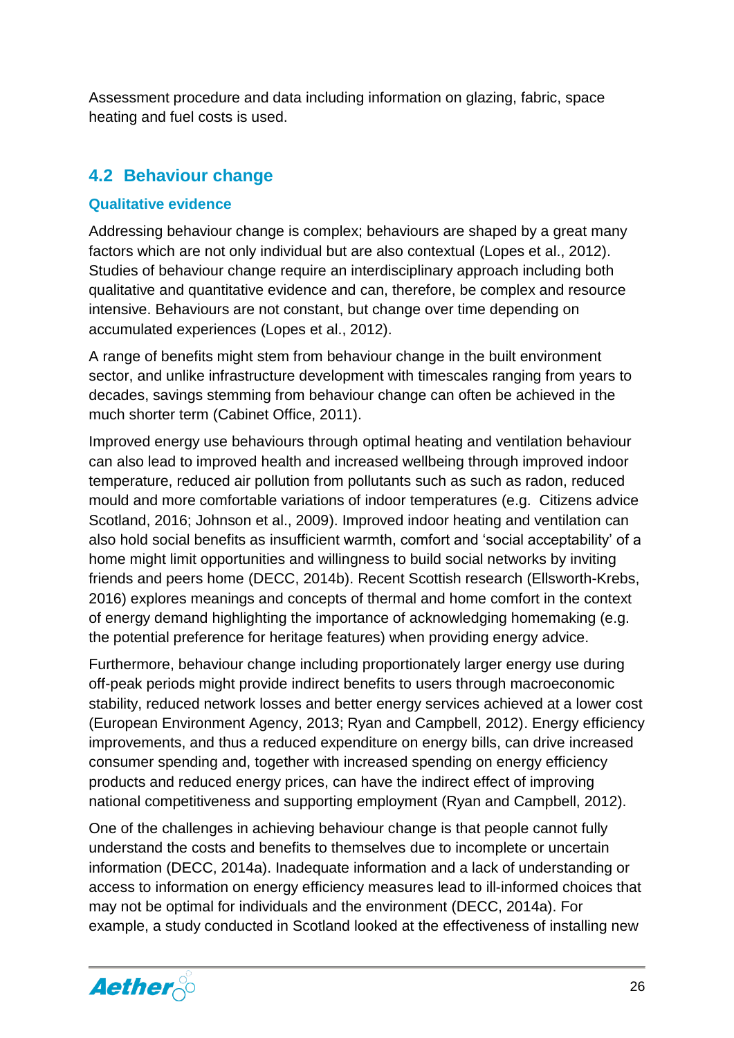Assessment procedure and data including information on glazing, fabric, space heating and fuel costs is used.

## 4.2 Behaviour change

### Qualitative evidence

Addressing behaviour change is complex; behaviours are shaped by a great many factors which are not only individual but are also contextual (Lopes et al., 2012). Studies of behaviour change require an interdisciplinary approach including both qualitative and quantitative evidence and can, therefore, be complex and resource intensive. Behaviours are not constant, but change over time depending on accumulated experiences (Lopes et al., 2012).

A range of benefits might stem from behaviour change in the built environment sector, and unlike infrastructure development with timescales ranging from years to decades, savings stemming from behaviour change can often be achieved in the much shorter term (Cabinet Office, 2011).

Improved energy use behaviours through optimal heating and ventilation behaviour can also lead to improved health and increased wellbeing through improved indoor temperature, reduced air pollution from pollutants such as such as radon, reduced mould and more comfortable variations of indoor temperatures (e.g. Citizens advice Scotland, 2016; Johnson et al., 2009). Improved indoor heating and ventilation can also hold social benefits as insufficient warmth, comfort and 'social acceptability' of a home might limit opportunities and willingness to build social networks by inviting friends and peers home (DECC, 2014b). Recent Scottish research (Ellsworth-Krebs, 2016) explores meanings and concepts of thermal and home comfort in the context of energy demand highlighting the importance of acknowledging homemaking (e.g. the potential preference for heritage features) when providing energy advice.

Furthermore, behaviour change including proportionately larger energy use during off-peak periods might provide indirect benefits to users through macroeconomic stability, reduced network losses and better energy services achieved at a lower cost (European Environment Agency, 2013; Ryan and Campbell, 2012). Energy efficiency improvements, and thus a reduced expenditure on energy bills, can drive increased consumer spending and, together with increased spending on energy efficiency products and reduced energy prices, can have the indirect effect of improving national competitiveness and supporting employment (Ryan and Campbell, 2012).

One of the challenges in achieving behaviour change is that people cannot fully understand the costs and benefits to themselves due to incomplete or uncertain information (DECC, 2014a). Inadequate information and a lack of understanding or access to information on energy efficiency measures lead to ill-informed choices that may not be optimal for individuals and the environment (DECC, 2014a). For example, a study conducted in Scotland looked at the effectiveness of installing new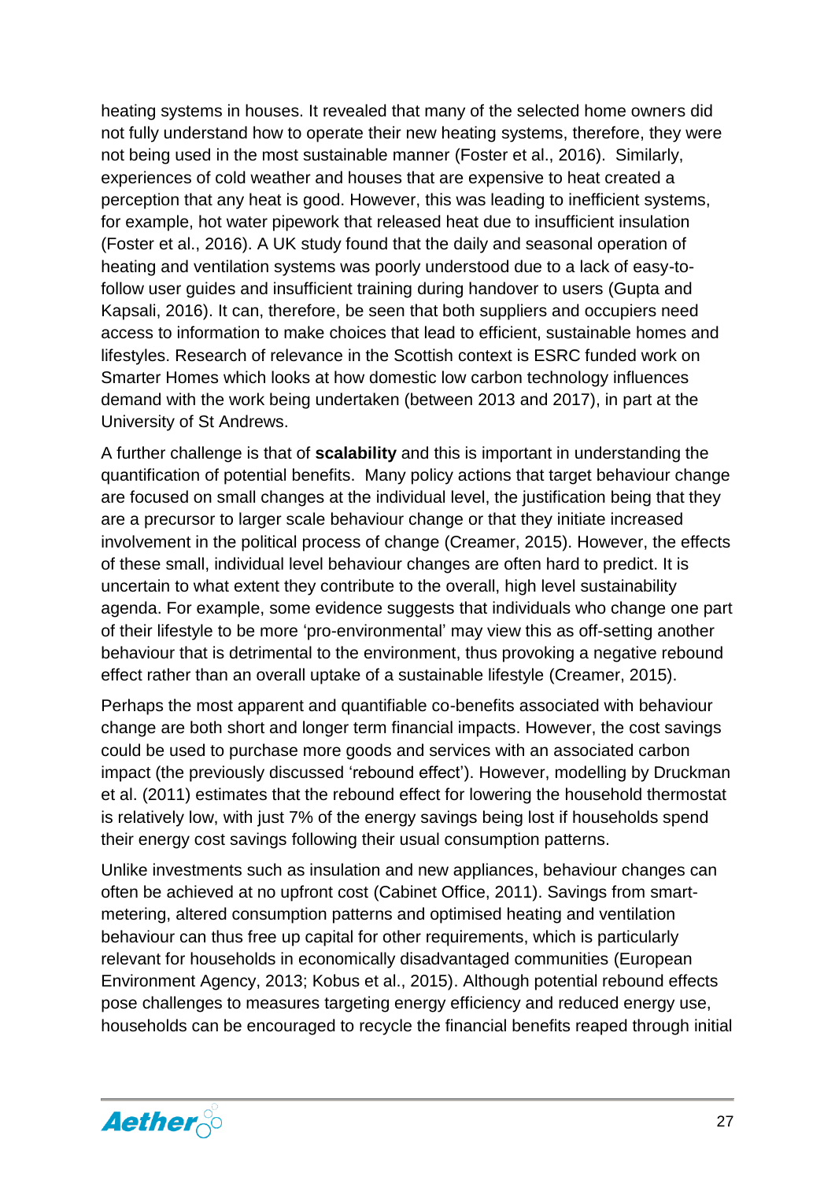heating systems in houses. It revealed that many of the selected home owners did not fully understand how to operate their new heating systems, therefore, they were not being used in the most sustainable manner (Foster et al., 2016). Similarly, experiences of cold weather and houses that are expensive to heat created a perception that any heat is good. However, this was leading to inefficient systems, for example, hot water pipework that released heat due to insufficient insulation (Foster et al., 2016). A UK study found that the daily and seasonal operation of heating and ventilation systems was poorly understood due to a lack of easy-to-follow user guides and insufficient training during handover to users (Gupta and Kapsali, 2016). It can, therefore, be seen that both suppliers and occupiers need access to information to make choices that lead to efficient, sustainable homes and lifestyles. Research of relevance in the Scottish context is ESRC funded work on Smarter Homes which looks at how domestic low carbon technology influences demand with the work being undertaken (between 2013 and 2017), in part at the University of St Andrews.

A further challenge is that of **scalability** and this is important in understanding the quantification of potential benefits. Many policy actions that target behaviour change are focused on small changes at the individual level, the justification being that they are a precursor to larger scale behaviour change or that they initiate increased involvement in the political process of change (Creamer, 2015). However, the effects of these small, individual level behaviour changes are often hard to predict. It is uncertain to what extent they contribute to the overall, high level sustainability agenda. For example, some evidence suggests that individuals who change one part of their lifestyle to be more 'pro-environmental' may view this as off-setting another behaviour that is detrimental to the environment, thus provoking a negative rebound effect rather than an overall uptake of a sustainable lifestyle (Creamer, 2015).

Perhaps the most apparent and quantifiable co-benefits associated with behaviour change are both short and longer term financial impacts. However, the cost savings could be used to purchase more goods and services with an associated carbon impact (the previously discussed 'rebound effect'). However, modelling by Druckman et al. (2011) estimates that the rebound effect for lowering the household thermostat is relatively low, with just 7% of the energy savings being lost if households spend their energy cost savings following their usual consumption patterns.

Unlike investments such as insulation and new appliances, behaviour changes can often be achieved at no upfront cost (Cabinet Office, 2011). Savings from smart-metering, altered consumption patterns and optimised heating and ventilation behaviour can thus free up capital for other requirements, which is particularly relevant for households in economically disadvantaged communities (European Environment Agency, 2013; Kobus et al., 2015). Although potential rebound effects pose challenges to measures targeting energy efficiency and reduced energy use, households can be encouraged to recycle the financial benefits reaped through initial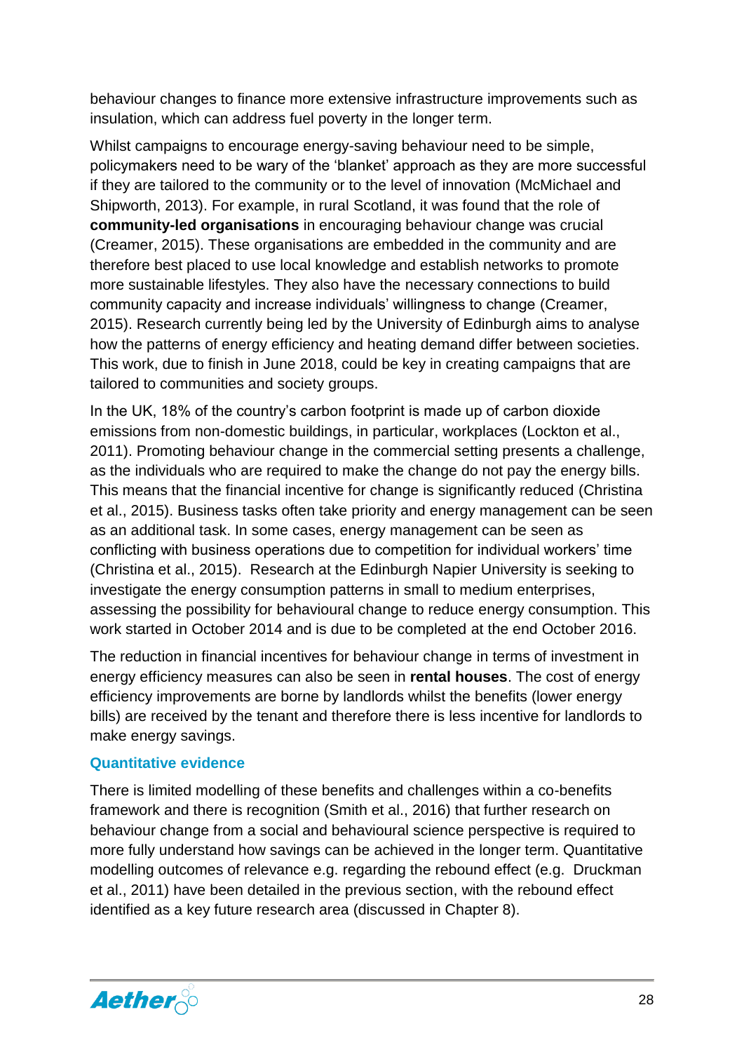behaviour changes to finance more extensive infrastructure improvements such as insulation, which can address fuel poverty in the longer term.

Whilst campaigns to encourage energy-saving behaviour need to be simple, policymakers need to be wary of the 'blanket' approach as they are more successful if they are tailored to the community or to the level of innovation (McMichael and Shipworth, 2013). For example, in rural Scotland, it was found that the role of **community-led organisations** in encouraging behaviour change was crucial (Creamer, 2015). These organisations are embedded in the community and are therefore best placed to use local knowledge and establish networks to promote more sustainable lifestyles. They also have the necessary connections to build community capacity and increase individuals' willingness to change (Creamer, 2015). Research currently being led by the University of Edinburgh aims to analyse how the patterns of energy efficiency and heating demand differ between societies. This work, due to finish in June 2018, could be key in creating campaigns that are tailored to communities and society groups.

In the UK, 18% of the country's carbon footprint is made up of carbon dioxide emissions from non-domestic buildings, in particular, workplaces (Lockton et al., 2011). Promoting behaviour change in the commercial setting presents a challenge, as the individuals who are required to make the change do not pay the energy bills. This means that the financial incentive for change is significantly reduced (Christina et al., 2015). Business tasks often take priority and energy management can be seen as an additional task. In some cases, energy management can be seen as conflicting with business operations due to competition for individual workers' time (Christina et al., 2015). Research at the Edinburgh Napier University is seeking to investigate the energy consumption patterns in small to medium enterprises, assessing the possibility for behavioural change to reduce energy consumption. This work started in October 2014 and is due to be completed at the end October 2016.

The reduction in financial incentives for behaviour change in terms of investment in energy efficiency measures can also be seen in **rental houses**. The cost of energy efficiency improvements are borne by landlords whilst the benefits (lower energy bills) are received by the tenant and therefore there is less incentive for landlords to make energy savings.

### Quantitative evidence

There is limited modelling of these benefits and challenges within a co-benefits framework and there is recognition (Smith et al., 2016) that further research on behaviour change from a social and behavioural science perspective is required to more fully understand how savings can be achieved in the longer term. Quantitative modelling outcomes of relevance e.g. regarding the rebound effect (e.g. Druckman et al., 2011) have been detailed in the previous section, with the rebound effect identified as a key future research area (discussed in Chapter 8).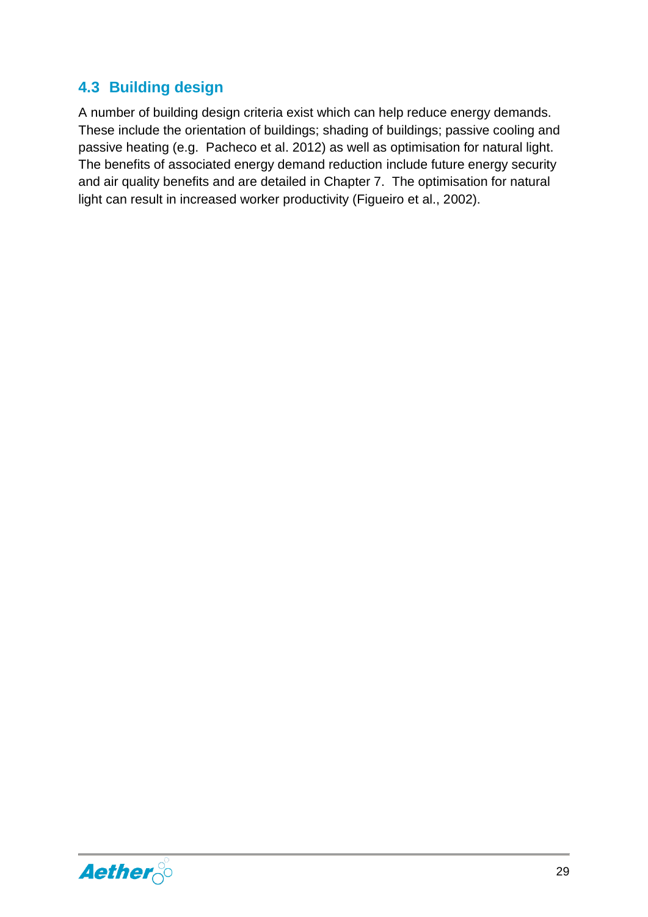## 4.3 Building design

A number of building design criteria exist which can help reduce energy demands. These include the orientation of buildings; shading of buildings; passive cooling and passive heating (e.g. Pacheco et al. 2012) as well as optimisation for natural light. The benefits of associated energy demand reduction include future energy security and air quality benefits and are detailed in Chapter 7. The optimisation for natural light can result in increased worker productivity (Figueiro et al., 2002).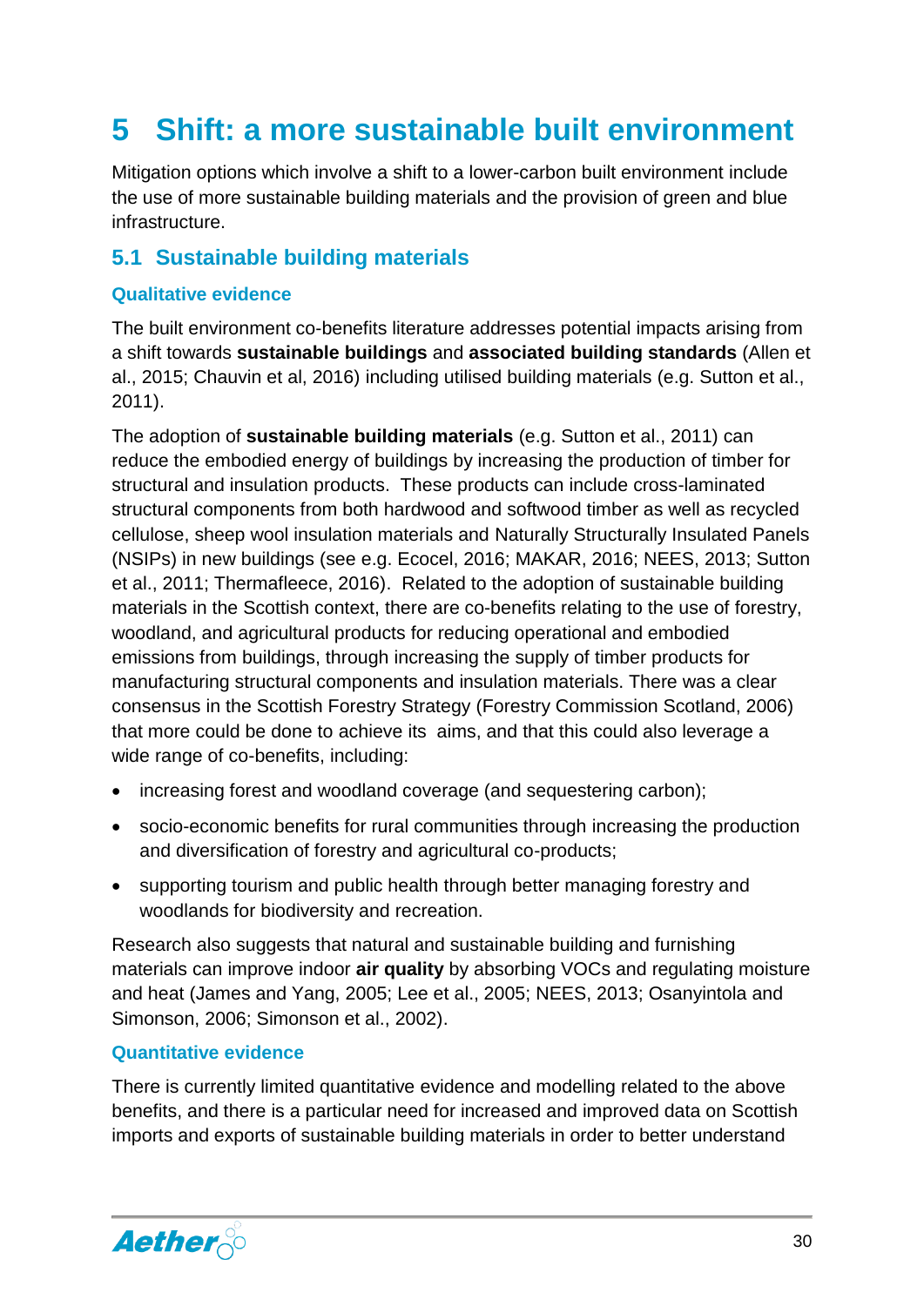# 5 Shift: a more sustainable built environment

Mitigation options which involve a shift to a lower-carbon built environment include the use of more sustainable building materials and the provision of green and blue infrastructure.

## 5.1 Sustainable building materials

### Qualitative evidence

The built environment co-benefits literature addresses potential impacts arising from a shift towards **sustainable buildings** and **associated building standards** (Allen et al., 2015; Chauvin et al, 2016) including utilised building materials (e.g. Sutton et al., 2011).

The adoption of **sustainable building materials** (e.g. Sutton et al., 2011) can reduce the embodied energy of buildings by increasing the production of timber for structural and insulation products. These products can include cross-laminated structural components from both hardwood and softwood timber as well as recycled cellulose, sheep wool insulation materials and Naturally Structurally Insulated Panels (NSIPs) in new buildings (see e.g. Ecocel, 2016; MAKAR, 2016; NEES, 2013; Sutton et al., 2011; Thermafleece, 2016). Related to the adoption of sustainable building materials in the Scottish context, there are co-benefits relating to the use of forestry, woodland, and agricultural products for reducing operational and embodied emissions from buildings, through increasing the supply of timber products for manufacturing structural components and insulation materials. There was a clear consensus in the Scottish Forestry Strategy (Forestry Commission Scotland, 2006) that more could be done to achieve its aims, and that this could also leverage a wide range of co-benefits, including:

- increasing forest and woodland coverage (and sequestering carbon);
- socio-economic benefits for rural communities through increasing the production and diversification of forestry and agricultural co-products;
- supporting tourism and public health through better managing forestry and woodlands for biodiversity and recreation.

Research also suggests that natural and sustainable building and furnishing materials can improve indoor **air quality** by absorbing VOCs and regulating moisture and heat (James and Yang, 2005; Lee et al., 2005; NEES, 2013; Osanyintola and Simonson, 2006; Simonson et al., 2002).

### Quantitative evidence

There is currently limited quantitative evidence and modelling related to the above benefits, and there is a particular need for increased and improved data on Scottish imports and exports of sustainable building materials in order to better understand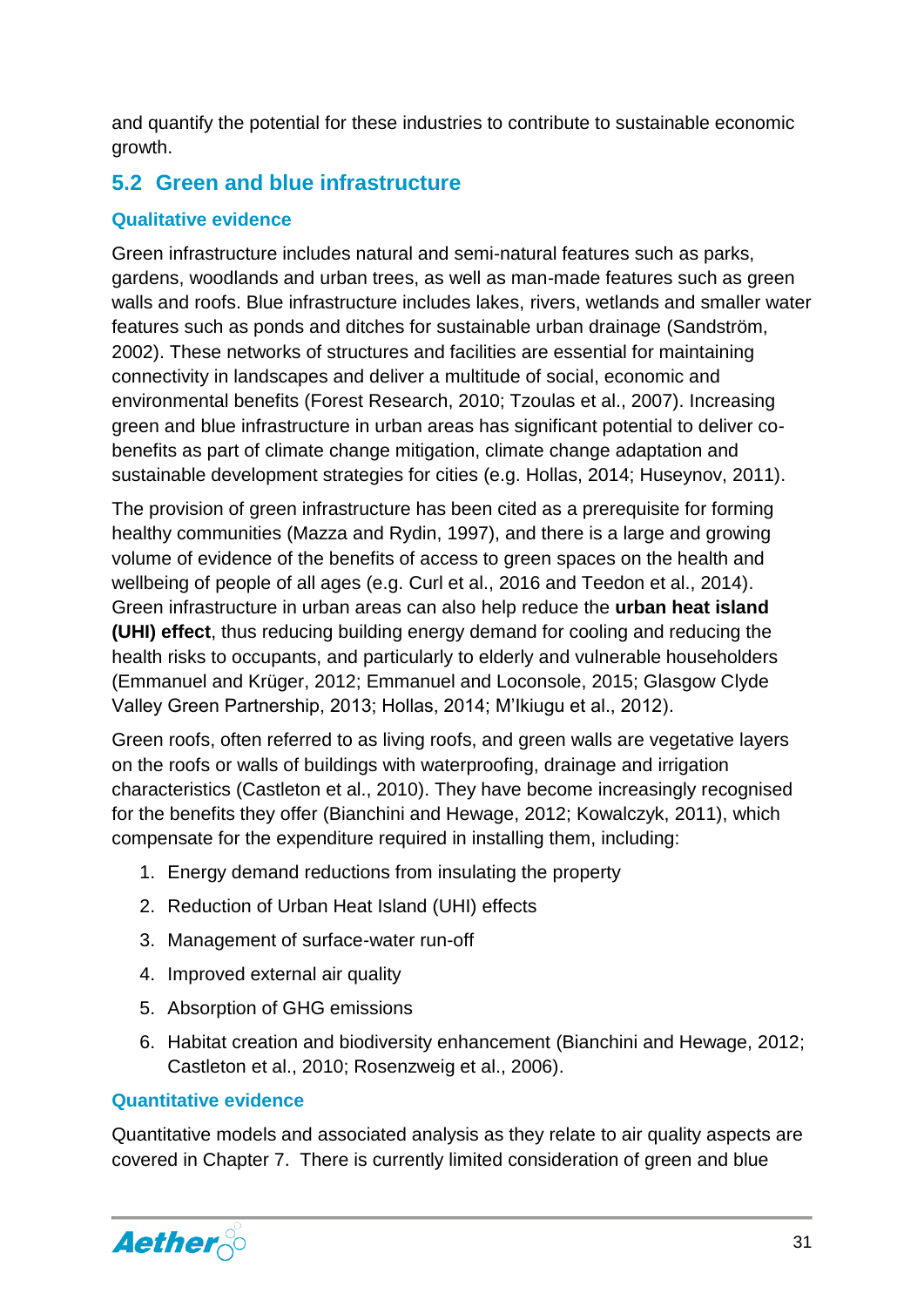and quantify the potential for these industries to contribute to sustainable economic growth.

## 5.2 Green and blue infrastructure

### Qualitative evidence

Green infrastructure includes natural and semi-natural features such as parks, gardens, woodlands and urban trees, as well as man-made features such as green walls and roofs. Blue infrastructure includes lakes, rivers, wetlands and smaller water features such as ponds and ditches for sustainable urban drainage (Sandström, 2002). These networks of structures and facilities are essential for maintaining connectivity in landscapes and deliver a multitude of social, economic and environmental benefits (Forest Research, 2010; Tzoulas et al., 2007). Increasing green and blue infrastructure in urban areas has significant potential to deliver co-benefits as part of climate change mitigation, climate change adaptation and sustainable development strategies for cities (e.g. Hollas, 2014; Huseynov, 2011).

The provision of green infrastructure has been cited as a prerequisite for forming healthy communities (Mazza and Rydin, 1997), and there is a large and growing volume of evidence of the benefits of access to green spaces on the health and wellbeing of people of all ages (e.g. Curl et al., 2016 and Teedon et al., 2014). Green infrastructure in urban areas can also help reduce the **urban heat island (UHI) effect**, thus reducing building energy demand for cooling and reducing the health risks to occupants, and particularly to elderly and vulnerable householders (Emmanuel and Krüger, 2012; Emmanuel and Loconsole, 2015; Glasgow Clyde Valley Green Partnership, 2013; Hollas, 2014; M'Ikiugu et al., 2012).

Green roofs, often referred to as living roofs, and green walls are vegetative layers on the roofs or walls of buildings with waterproofing, drainage and irrigation characteristics (Castleton et al., 2010). They have become increasingly recognised for the benefits they offer (Bianchini and Hewage, 2012; Kowalczyk, 2011), which compensate for the expenditure required in installing them, including:

1. Energy demand reductions from insulating the property
2. Reduction of Urban Heat Island (UHI) effects
3. Management of surface-water run-off
4. Improved external air quality
5. Absorption of GHG emissions
6. Habitat creation and biodiversity enhancement (Bianchini and Hewage, 2012; Castleton et al., 2010; Rosenzweig et al., 2006).

### Quantitative evidence

Quantitative models and associated analysis as they relate to air quality aspects are covered in Chapter 7. There is currently limited consideration of green and blue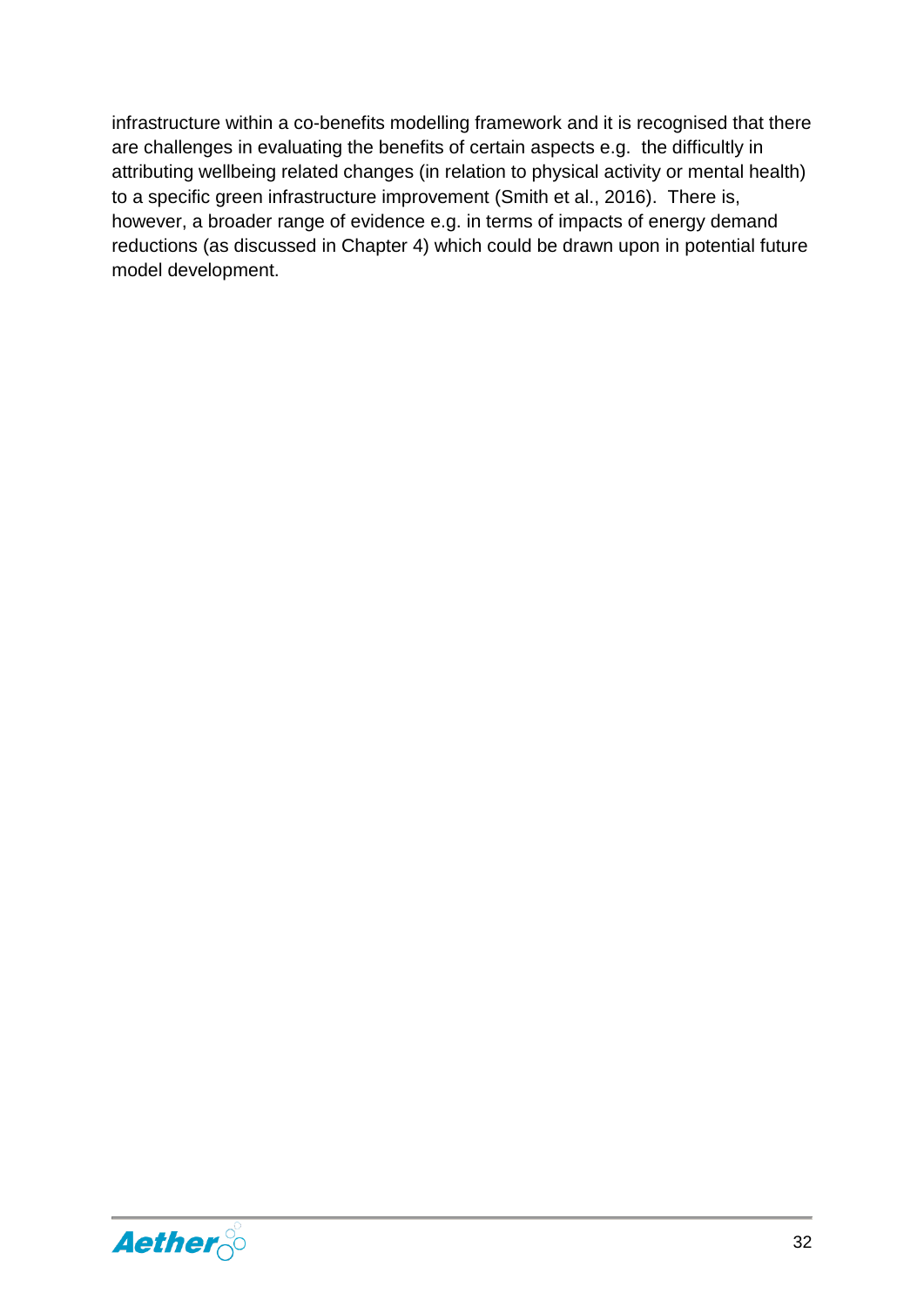infrastructure within a co-benefits modelling framework and it is recognised that there are challenges in evaluating the benefits of certain aspects e.g. the difficultly in attributing wellbeing related changes (in relation to physical activity or mental health) to a specific green infrastructure improvement (Smith et al., 2016). There is, however, a broader range of evidence e.g. in terms of impacts of energy demand reductions (as discussed in Chapter 4) which could be drawn upon in potential future model development.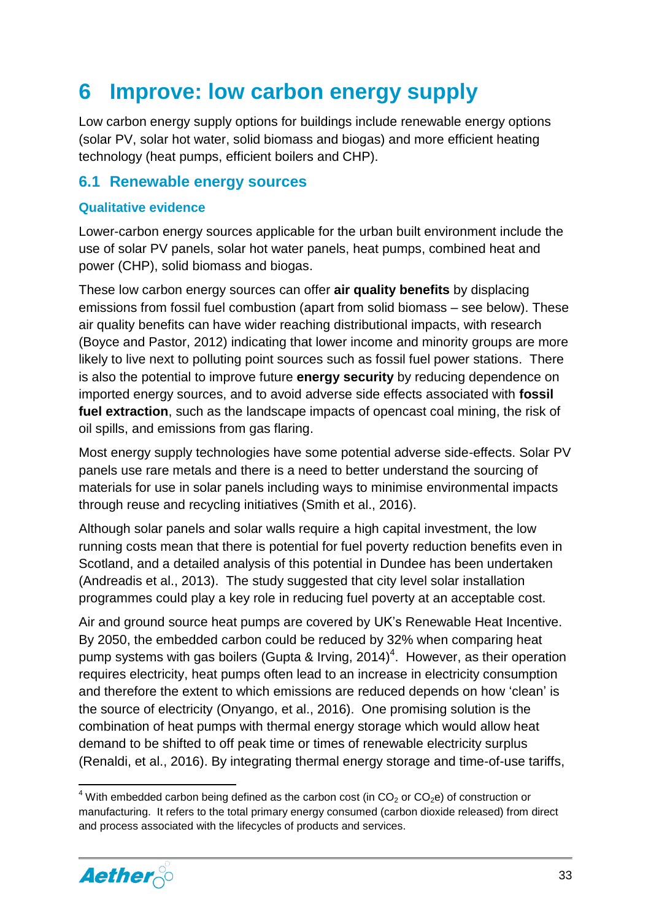# 6 Improve: low carbon energy supply

Low carbon energy supply options for buildings include renewable energy options (solar PV, solar hot water, solid biomass and biogas) and more efficient heating technology (heat pumps, efficient boilers and CHP).

## 6.1 Renewable energy sources

### Qualitative evidence

Lower-carbon energy sources applicable for the urban built environment include the use of solar PV panels, solar hot water panels, heat pumps, combined heat and power (CHP), solid biomass and biogas.

These low carbon energy sources can offer **air quality benefits** by displacing emissions from fossil fuel combustion (apart from solid biomass – see below). These air quality benefits can have wider reaching distributional impacts, with research (Boyce and Pastor, 2012) indicating that lower income and minority groups are more likely to live next to polluting point sources such as fossil fuel power stations. There is also the potential to improve future **energy security** by reducing dependence on imported energy sources, and to avoid adverse side effects associated with **fossil fuel extraction**, such as the landscape impacts of opencast coal mining, the risk of oil spills, and emissions from gas flaring.

Most energy supply technologies have some potential adverse side-effects. Solar PV panels use rare metals and there is a need to better understand the sourcing of materials for use in solar panels including ways to minimise environmental impacts through reuse and recycling initiatives (Smith et al., 2016).

Although solar panels and solar walls require a high capital investment, the low running costs mean that there is potential for fuel poverty reduction benefits even in Scotland, and a detailed analysis of this potential in Dundee has been undertaken (Andreadis et al., 2013). The study suggested that city level solar installation programmes could play a key role in reducing fuel poverty at an acceptable cost.

Air and ground source heat pumps are covered by UK's Renewable Heat Incentive. By 2050, the embedded carbon could be reduced by 32% when comparing heat pump systems with gas boilers (Gupta & Irving, 2014)[4]. However, as their operation requires electricity, heat pumps often lead to an increase in electricity consumption and therefore the extent to which emissions are reduced depends on how 'clean' is the source of electricity (Onyango, et al., 2016). One promising solution is the combination of heat pumps with thermal energy storage which would allow heat demand to be shifted to off peak time or times of renewable electricity surplus (Renaldi, et al., 2016). By integrating thermal energy storage and time-of-use tariffs,

[4] With embedded carbon being defined as the carbon cost (in $CO_2$ or $CO_2e$) of construction or manufacturing. It refers to the total primary energy consumed (carbon dioxide released) from direct and process associated with the lifecycles of products and services.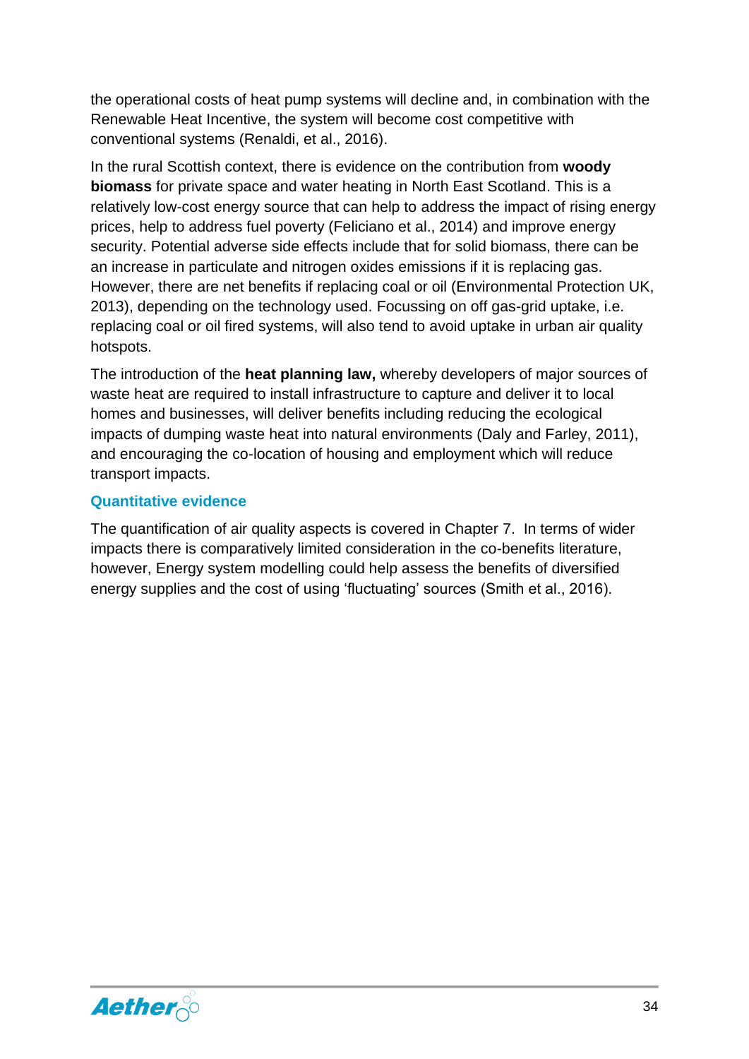the operational costs of heat pump systems will decline and, in combination with the Renewable Heat Incentive, the system will become cost competitive with conventional systems (Renaldi, et al., 2016).

In the rural Scottish context, there is evidence on the contribution from **woody biomass** for private space and water heating in North East Scotland. This is a relatively low-cost energy source that can help to address the impact of rising energy prices, help to address fuel poverty (Feliciano et al., 2014) and improve energy security. Potential adverse side effects include that for solid biomass, there can be an increase in particulate and nitrogen oxides emissions if it is replacing gas. However, there are net benefits if replacing coal or oil (Environmental Protection UK, 2013), depending on the technology used. Focussing on off gas-grid uptake, i.e. replacing coal or oil fired systems, will also tend to avoid uptake in urban air quality hotspots.

The introduction of the **heat planning law,** whereby developers of major sources of waste heat are required to install infrastructure to capture and deliver it to local homes and businesses, will deliver benefits including reducing the ecological impacts of dumping waste heat into natural environments (Daly and Farley, 2011), and encouraging the co-location of housing and employment which will reduce transport impacts.

### Quantitative evidence

The quantification of air quality aspects is covered in Chapter 7. In terms of wider impacts there is comparatively limited consideration in the co-benefits literature, however, Energy system modelling could help assess the benefits of diversified energy supplies and the cost of using 'fluctuating' sources (Smith et al., 2016).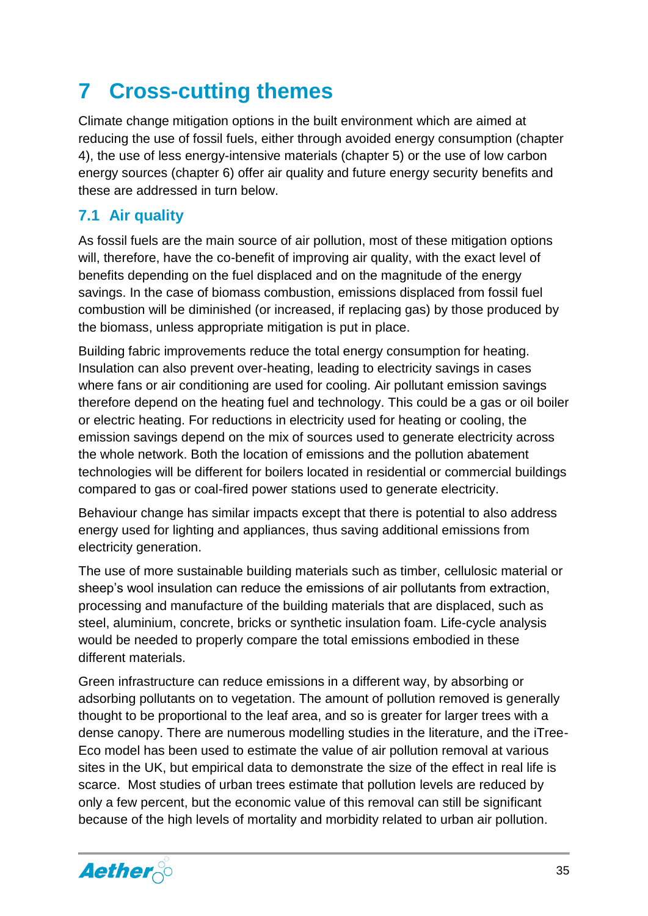# 7 Cross-cutting themes

Climate change mitigation options in the built environment which are aimed at reducing the use of fossil fuels, either through avoided energy consumption (chapter 4), the use of less energy-intensive materials (chapter 5) or the use of low carbon energy sources (chapter 6) offer air quality and future energy security benefits and these are addressed in turn below.

## 7.1 Air quality

As fossil fuels are the main source of air pollution, most of these mitigation options will, therefore, have the co-benefit of improving air quality, with the exact level of benefits depending on the fuel displaced and on the magnitude of the energy savings. In the case of biomass combustion, emissions displaced from fossil fuel combustion will be diminished (or increased, if replacing gas) by those produced by the biomass, unless appropriate mitigation is put in place.

Building fabric improvements reduce the total energy consumption for heating. Insulation can also prevent over-heating, leading to electricity savings in cases where fans or air conditioning are used for cooling. Air pollutant emission savings therefore depend on the heating fuel and technology. This could be a gas or oil boiler or electric heating. For reductions in electricity used for heating or cooling, the emission savings depend on the mix of sources used to generate electricity across the whole network. Both the location of emissions and the pollution abatement technologies will be different for boilers located in residential or commercial buildings compared to gas or coal-fired power stations used to generate electricity.

Behaviour change has similar impacts except that there is potential to also address energy used for lighting and appliances, thus saving additional emissions from electricity generation.

The use of more sustainable building materials such as timber, cellulosic material or sheep's wool insulation can reduce the emissions of air pollutants from extraction, processing and manufacture of the building materials that are displaced, such as steel, aluminium, concrete, bricks or synthetic insulation foam. Life-cycle analysis would be needed to properly compare the total emissions embodied in these different materials.

Green infrastructure can reduce emissions in a different way, by absorbing or adsorbing pollutants on to vegetation. The amount of pollution removed is generally thought to be proportional to the leaf area, and so is greater for larger trees with a dense canopy. There are numerous modelling studies in the literature, and the iTree-Eco model has been used to estimate the value of air pollution removal at various sites in the UK, but empirical data to demonstrate the size of the effect in real life is scarce. Most studies of urban trees estimate that pollution levels are reduced by only a few percent, but the economic value of this removal can still be significant because of the high levels of mortality and morbidity related to urban air pollution.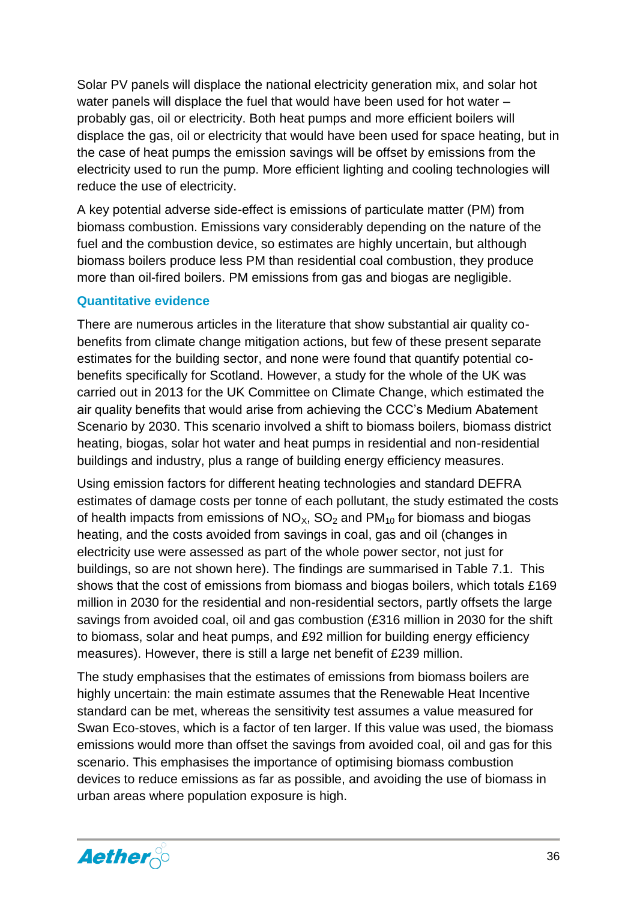Solar PV panels will displace the national electricity generation mix, and solar hot water panels will displace the fuel that would have been used for hot water – probably gas, oil or electricity. Both heat pumps and more efficient boilers will displace the gas, oil or electricity that would have been used for space heating, but in the case of heat pumps the emission savings will be offset by emissions from the electricity used to run the pump. More efficient lighting and cooling technologies will reduce the use of electricity.

A key potential adverse side-effect is emissions of particulate matter (PM) from biomass combustion. Emissions vary considerably depending on the nature of the fuel and the combustion device, so estimates are highly uncertain, but although biomass boilers produce less PM than residential coal combustion, they produce more than oil-fired boilers. PM emissions from gas and biogas are negligible.

### Quantitative evidence

There are numerous articles in the literature that show substantial air quality co-benefits from climate change mitigation actions, but few of these present separate estimates for the building sector, and none were found that quantify potential co-benefits specifically for Scotland. However, a study for the whole of the UK was carried out in 2013 for the UK Committee on Climate Change, which estimated the air quality benefits that would arise from achieving the CCC's Medium Abatement Scenario by 2030. This scenario involved a shift to biomass boilers, biomass district heating, biogas, solar hot water and heat pumps in residential and non-residential buildings and industry, plus a range of building energy efficiency measures.

Using emission factors for different heating technologies and standard DEFRA estimates of damage costs per tonne of each pollutant, the study estimated the costs of health impacts from emissions of $NO_X$, $SO_2$ and $PM_{10}$ for biomass and biogas heating, and the costs avoided from savings in coal, gas and oil (changes in electricity use were assessed as part of the whole power sector, not just for buildings, so are not shown here). The findings are summarised in Table 7.1. This shows that the cost of emissions from biomass and biogas boilers, which totals £169 million in 2030 for the residential and non-residential sectors, partly offsets the large savings from avoided coal, oil and gas combustion (£316 million in 2030 for the shift to biomass, solar and heat pumps, and £92 million for building energy efficiency measures). However, there is still a large net benefit of £239 million.

The study emphasises that the estimates of emissions from biomass boilers are highly uncertain: the main estimate assumes that the Renewable Heat Incentive standard can be met, whereas the sensitivity test assumes a value measured for Swan Eco-stoves, which is a factor of ten larger. If this value was used, the biomass emissions would more than offset the savings from avoided coal, oil and gas for this scenario. This emphasises the importance of optimising biomass combustion devices to reduce emissions as far as possible, and avoiding the use of biomass in urban areas where population exposure is high.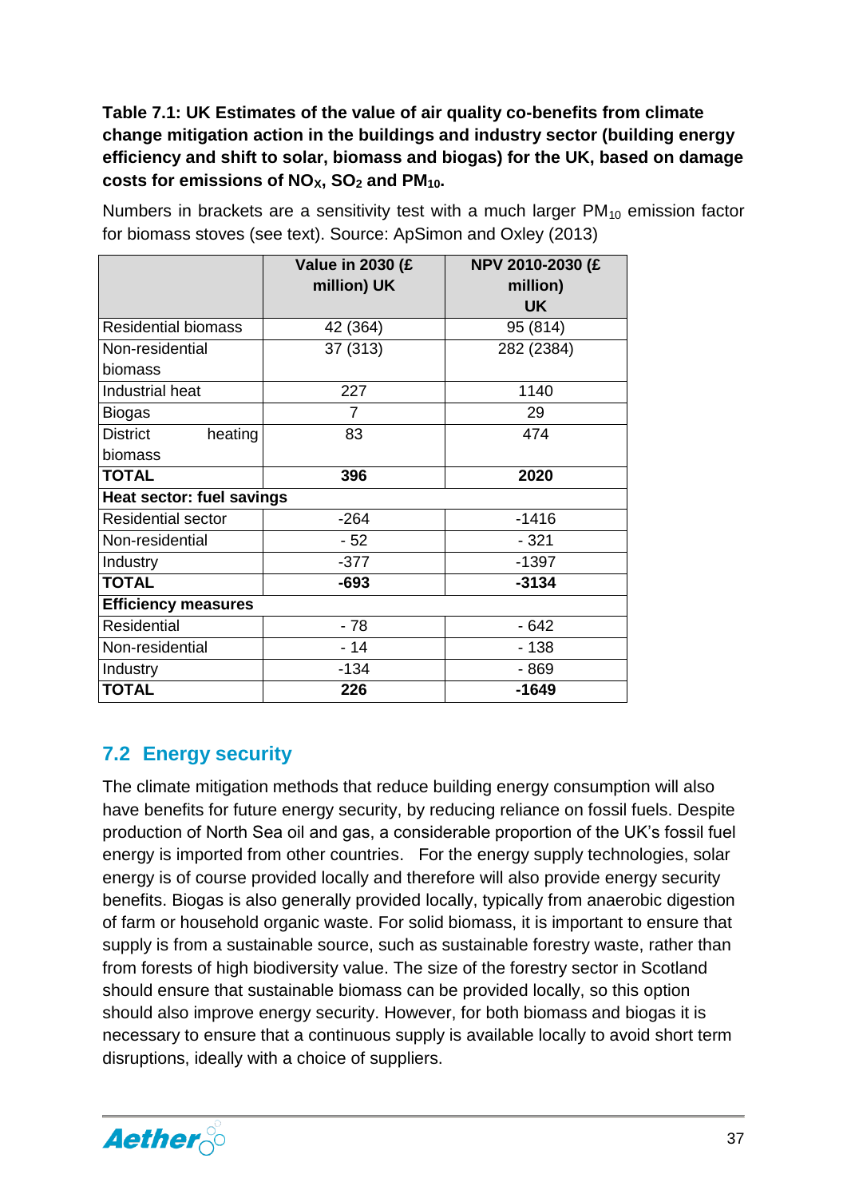**Table 7.1: UK Estimates of the value of air quality co-benefits from climate change mitigation action in the buildings and industry sector (building energy efficiency and shift to solar, biomass and biogas) for the UK, based on damage costs for emissions of $NO_X$, $SO_2$ and $PM_{10}$.**

Numbers in brackets are a sensitivity test with a much larger $PM_{10}$ emission factor for biomass stoves (see text). Source: ApSimon and Oxley (2013)

| | Value in 2030 (£ million) UK | NPV 2010-2030 (£ million) UK |
|---|---|---|
| Residential biomass | 42 (364) | 95 (814) |
| Non-residential biomass | 37 (313) | 282 (2384) |
| Industrial heat | 227 | 1140 |
| Biogas | 7 | 29 |
| District heating biomass | 83 | 474 |
| **TOTAL** | **396** | **2020** |
| **Heat sector: fuel savings** | | |
| Residential sector | -264 | -1416 |
| Non-residential | - 52 | - 321 |
| Industry | -377 | -1397 |
| **TOTAL** | **-693** | **-3134** |
| **Efficiency measures** | | |
| Residential | - 78 | - 642 |
| Non-residential | - 14 | - 138 |
| Industry | -134 | - 869 |
| **TOTAL** | **226** | **-1649** |

## 7.2 Energy security

The climate mitigation methods that reduce building energy consumption will also have benefits for future energy security, by reducing reliance on fossil fuels. Despite production of North Sea oil and gas, a considerable proportion of the UK's fossil fuel energy is imported from other countries. For the energy supply technologies, solar energy is of course provided locally and therefore will also provide energy security benefits. Biogas is also generally provided locally, typically from anaerobic digestion of farm or household organic waste. For solid biomass, it is important to ensure that supply is from a sustainable source, such as sustainable forestry waste, rather than from forests of high biodiversity value. The size of the forestry sector in Scotland should ensure that sustainable biomass can be provided locally, so this option should also improve energy security. However, for both biomass and biogas it is necessary to ensure that a continuous supply is available locally to avoid short term disruptions, ideally with a choice of suppliers.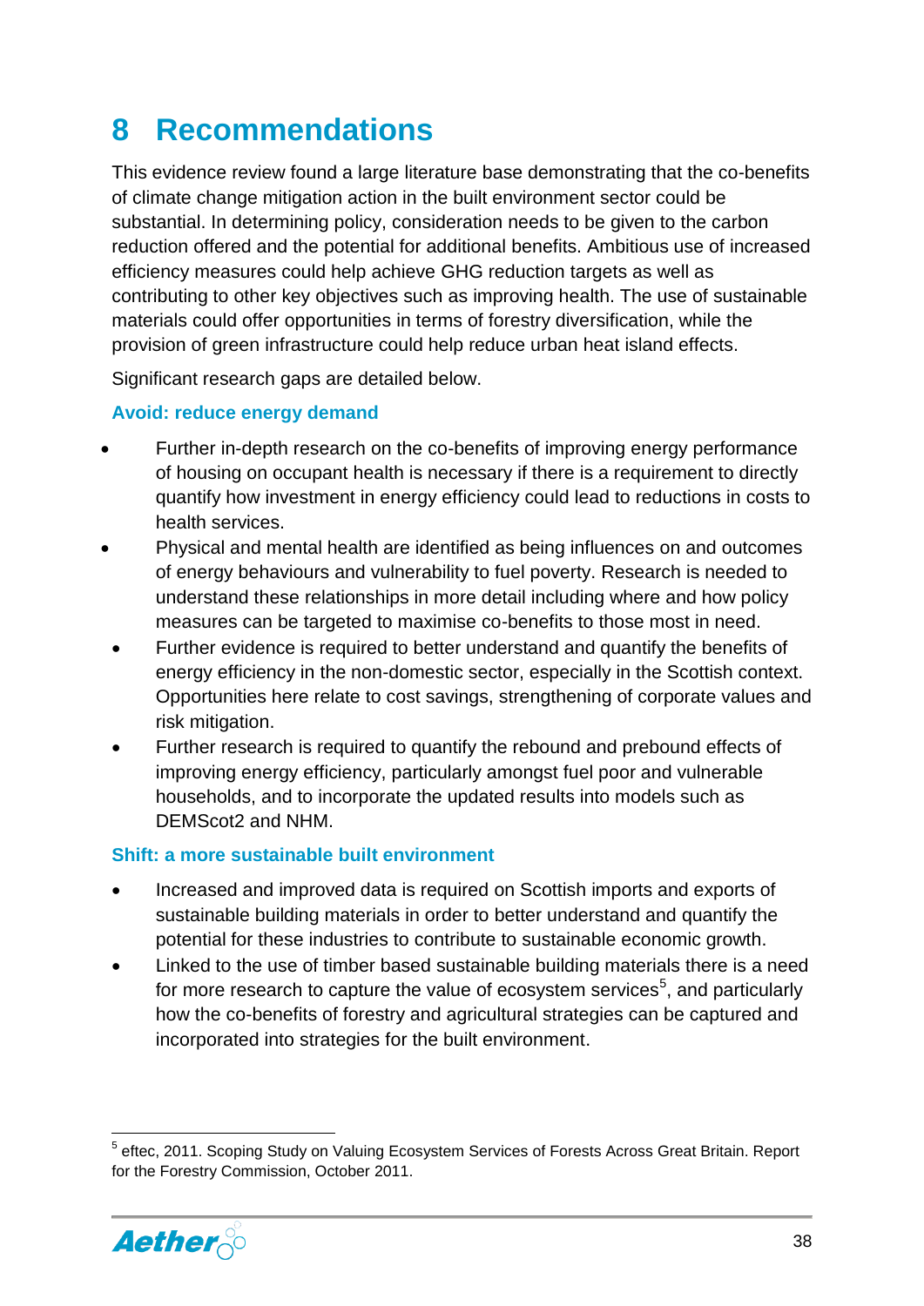# 8 Recommendations

This evidence review found a large literature base demonstrating that the co-benefits of climate change mitigation action in the built environment sector could be substantial. In determining policy, consideration needs to be given to the carbon reduction offered and the potential for additional benefits. Ambitious use of increased efficiency measures could help achieve GHG reduction targets as well as contributing to other key objectives such as improving health. The use of sustainable materials could offer opportunities in terms of forestry diversification, while the provision of green infrastructure could help reduce urban heat island effects.

Significant research gaps are detailed below.

### Avoid: reduce energy demand

- Further in-depth research on the co-benefits of improving energy performance of housing on occupant health is necessary if there is a requirement to directly quantify how investment in energy efficiency could lead to reductions in costs to health services.
- Physical and mental health are identified as being influences on and outcomes of energy behaviours and vulnerability to fuel poverty. Research is needed to understand these relationships in more detail including where and how policy measures can be targeted to maximise co-benefits to those most in need.
- Further evidence is required to better understand and quantify the benefits of energy efficiency in the non-domestic sector, especially in the Scottish context. Opportunities here relate to cost savings, strengthening of corporate values and risk mitigation.
- Further research is required to quantify the rebound and prebound effects of improving energy efficiency, particularly amongst fuel poor and vulnerable households, and to incorporate the updated results into models such as DEMScot2 and NHM.

### Shift: a more sustainable built environment

- Increased and improved data is required on Scottish imports and exports of sustainable building materials in order to better understand and quantify the potential for these industries to contribute to sustainable economic growth.
- Linked to the use of timber based sustainable building materials there is a need for more research to capture the value of ecosystem services[5], and particularly how the co-benefits of forestry and agricultural strategies can be captured and incorporated into strategies for the built environment.

[5] eftec, 2011. Scoping Study on Valuing Ecosystem Services of Forests Across Great Britain. Report for the Forestry Commission, October 2011.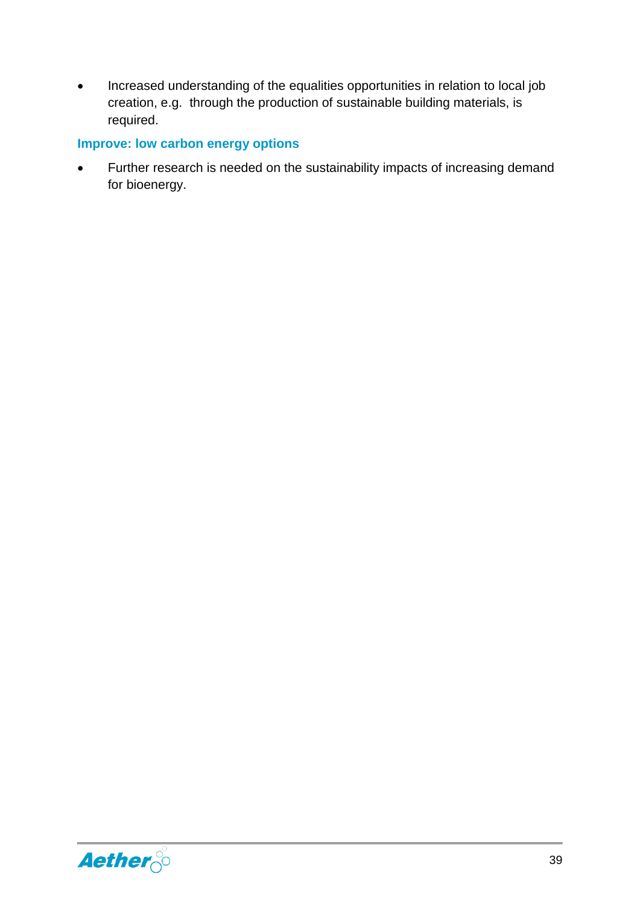- Increased understanding of the equalities opportunities in relation to local job creation, e.g. through the production of sustainable building materials, is required.

### Improve: low carbon energy options

- Further research is needed on the sustainability impacts of increasing demand for bioenergy.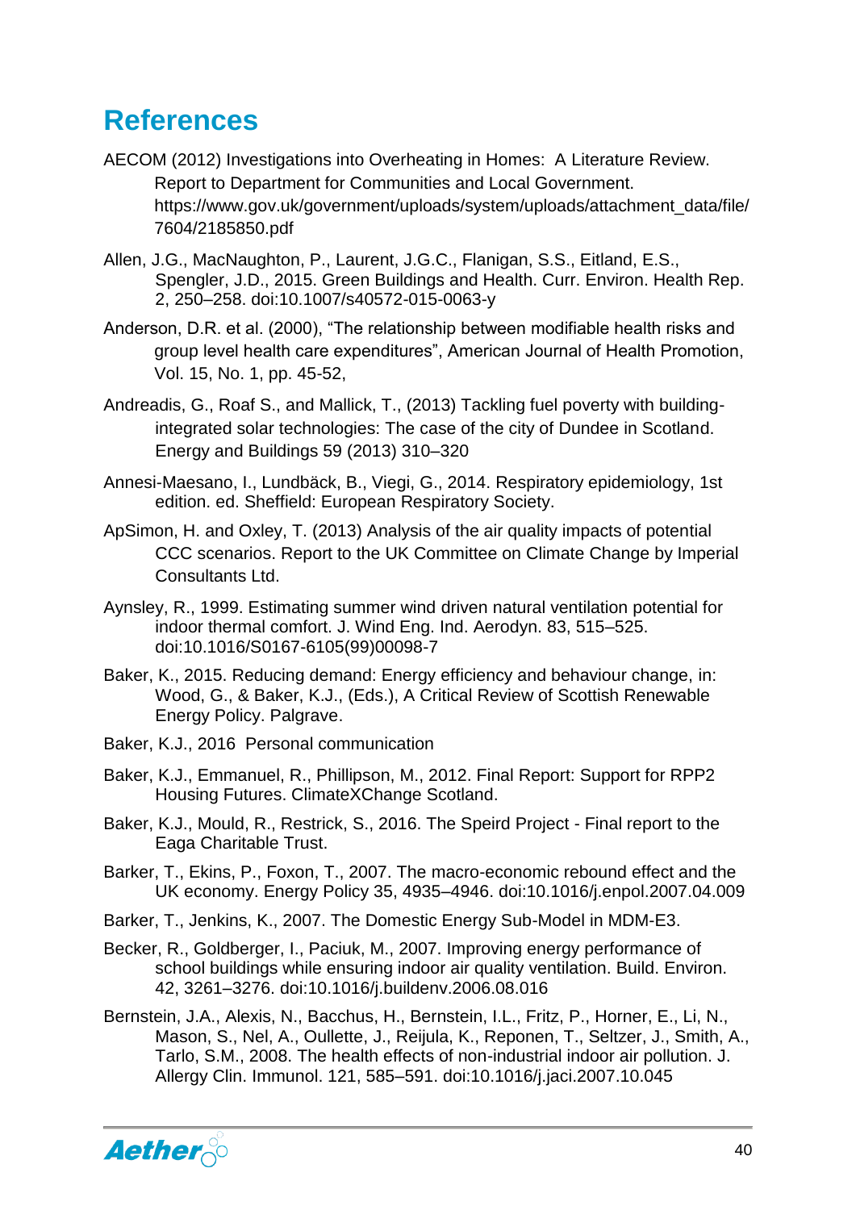# References

AECOM (2012) Investigations into Overheating in Homes: A Literature Review. Report to Department for Communities and Local Government. https://www.gov.uk/government/uploads/system/uploads/attachment_data/file/7604/2185850.pdf

Allen, J.G., MacNaughton, P., Laurent, J.G.C., Flanigan, S.S., Eitland, E.S., Spengler, J.D., 2015. Green Buildings and Health. Curr. Environ. Health Rep. 2, 250–258. doi:10.1007/s40572-015-0063-y

Anderson, D.R. et al. (2000), "The relationship between modifiable health risks and group level health care expenditures", American Journal of Health Promotion, Vol. 15, No. 1, pp. 45-52,

Andreadis, G., Roaf S., and Mallick, T., (2013) Tackling fuel poverty with building-integrated solar technologies: The case of the city of Dundee in Scotland. Energy and Buildings 59 (2013) 310–320

Annesi-Maesano, I., Lundbäck, B., Viegi, G., 2014. Respiratory epidemiology, 1st edition. ed. Sheffield: European Respiratory Society.

ApSimon, H. and Oxley, T. (2013) Analysis of the air quality impacts of potential CCC scenarios. Report to the UK Committee on Climate Change by Imperial Consultants Ltd.

Aynsley, R., 1999. Estimating summer wind driven natural ventilation potential for indoor thermal comfort. J. Wind Eng. Ind. Aerodyn. 83, 515–525. doi:10.1016/S0167-6105(99)00098-7

Baker, K., 2015. Reducing demand: Energy efficiency and behaviour change, in: Wood, G., & Baker, K.J., (Eds.), A Critical Review of Scottish Renewable Energy Policy. Palgrave.

Baker, K.J., 2016 Personal communication

Baker, K.J., Emmanuel, R., Phillipson, M., 2012. Final Report: Support for RPP2 Housing Futures. ClimateXChange Scotland.

Baker, K.J., Mould, R., Restrick, S., 2016. The Speird Project - Final report to the Eaga Charitable Trust.

Barker, T., Ekins, P., Foxon, T., 2007. The macro-economic rebound effect and the UK economy. Energy Policy 35, 4935–4946. doi:10.1016/j.enpol.2007.04.009

Barker, T., Jenkins, K., 2007. The Domestic Energy Sub-Model in MDM-E3.

Becker, R., Goldberger, I., Paciuk, M., 2007. Improving energy performance of school buildings while ensuring indoor air quality ventilation. Build. Environ. 42, 3261–3276. doi:10.1016/j.buildenv.2006.08.016

Bernstein, J.A., Alexis, N., Bacchus, H., Bernstein, I.L., Fritz, P., Horner, E., Li, N., Mason, S., Nel, A., Oullette, J., Reijula, K., Reponen, T., Seltzer, J., Smith, A., Tarlo, S.M., 2008. The health effects of non-industrial indoor air pollution. J. Allergy Clin. Immunol. 121, 585–591. doi:10.1016/j.jaci.2007.10.045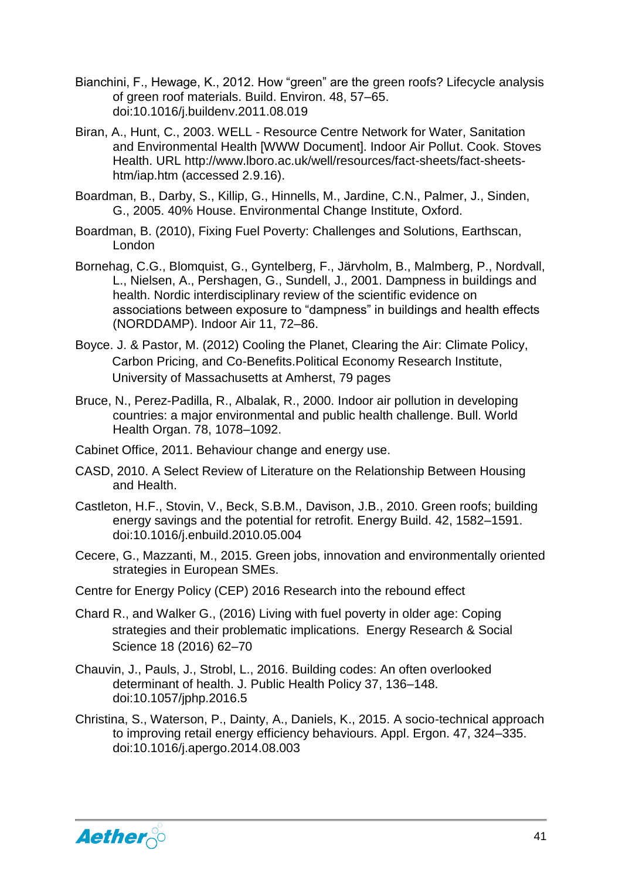Bianchini, F., Hewage, K., 2012. How “green” are the green roofs? Lifecycle analysis of green roof materials. Build. Environ. 48, 57–65. doi:10.1016/j.buildenv.2011.08.019

Biran, A., Hunt, C., 2003. WELL - Resource Centre Network for Water, Sanitation and Environmental Health [WWW Document]. Indoor Air Pollut. Cook. Stoves Health. URL http://www.lboro.ac.uk/well/resources/fact-sheets/fact-sheets-htm/iap.htm (accessed 2.9.16).

Boardman, B., Darby, S., Killip, G., Hinnells, M., Jardine, C.N., Palmer, J., Sinden, G., 2005. 40% House. Environmental Change Institute, Oxford.

Boardman, B. (2010), Fixing Fuel Poverty: Challenges and Solutions, Earthscan, London

Bornehag, C.G., Blomquist, G., Gyntelberg, F., Järvholm, B., Malmberg, P., Nordvall, L., Nielsen, A., Pershagen, G., Sundell, J., 2001. Dampness in buildings and health. Nordic interdisciplinary review of the scientific evidence on associations between exposure to “dampness” in buildings and health effects (NORDDAMP). Indoor Air 11, 72–86.

Boyce. J. & Pastor, M. (2012) Cooling the Planet, Clearing the Air: Climate Policy, Carbon Pricing, and Co-Benefits.Political Economy Research Institute, University of Massachusetts at Amherst, 79 pages

Bruce, N., Perez-Padilla, R., Albalak, R., 2000. Indoor air pollution in developing countries: a major environmental and public health challenge. Bull. World Health Organ. 78, 1078–1092.

Cabinet Office, 2011. Behaviour change and energy use.

CASD, 2010. A Select Review of Literature on the Relationship Between Housing and Health.

Castleton, H.F., Stovin, V., Beck, S.B.M., Davison, J.B., 2010. Green roofs; building energy savings and the potential for retrofit. Energy Build. 42, 1582–1591. doi:10.1016/j.enbuild.2010.05.004

Cecere, G., Mazzanti, M., 2015. Green jobs, innovation and environmentally oriented strategies in European SMEs.

Centre for Energy Policy (CEP) 2016 Research into the rebound effect

Chard R., and Walker G., (2016) Living with fuel poverty in older age: Coping strategies and their problematic implications. Energy Research & Social Science 18 (2016) 62–70

Chauvin, J., Pauls, J., Strobl, L., 2016. Building codes: An often overlooked determinant of health. J. Public Health Policy 37, 136–148. doi:10.1057/jphp.2016.5

Christina, S., Waterson, P., Dainty, A., Daniels, K., 2015. A socio-technical approach to improving retail energy efficiency behaviours. Appl. Ergon. 47, 324–335. doi:10.1016/j.apergo.2014.08.003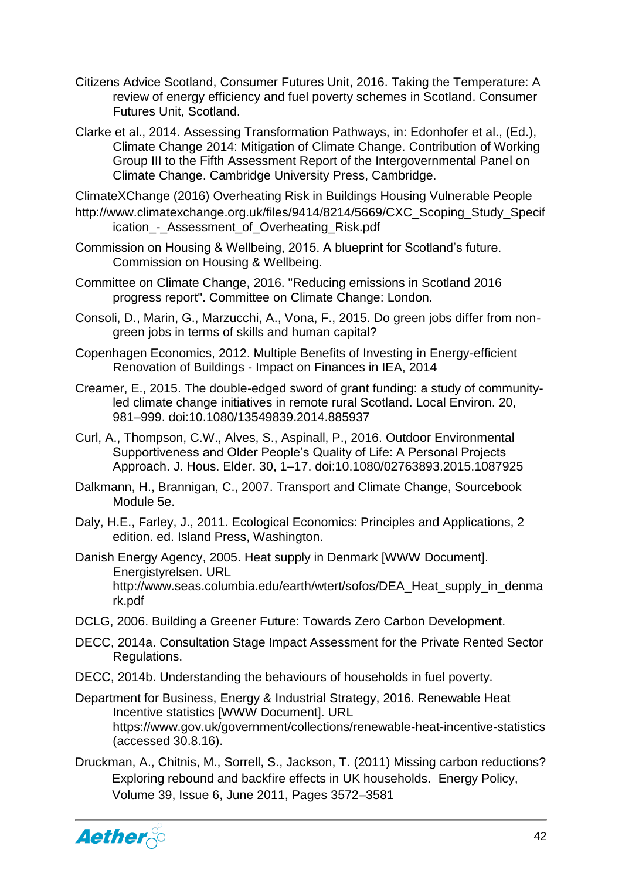Citizens Advice Scotland, Consumer Futures Unit, 2016. Taking the Temperature: A review of energy efficiency and fuel poverty schemes in Scotland. Consumer Futures Unit, Scotland.

Clarke et al., 2014. Assessing Transformation Pathways, in: Edonhofer et al., (Ed.), Climate Change 2014: Mitigation of Climate Change. Contribution of Working Group III to the Fifth Assessment Report of the Intergovernmental Panel on Climate Change. Cambridge University Press, Cambridge.

ClimateXChange (2016) Overheating Risk in Buildings Housing Vulnerable People http://www.climatexchange.org.uk/files/9414/8214/5669/CXC_Scoping_Study_Specification_-_Assessment_of_Overheating_Risk.pdf

Commission on Housing & Wellbeing, 2015. A blueprint for Scotland's future. Commission on Housing & Wellbeing.

Committee on Climate Change, 2016. "Reducing emissions in Scotland 2016 progress report". Committee on Climate Change: London.

Consoli, D., Marin, G., Marzucchi, A., Vona, F., 2015. Do green jobs differ from non-green jobs in terms of skills and human capital?

Copenhagen Economics, 2012. Multiple Benefits of Investing in Energy-efficient Renovation of Buildings - Impact on Finances in IEA, 2014

Creamer, E., 2015. The double-edged sword of grant funding: a study of community-led climate change initiatives in remote rural Scotland. Local Environ. 20, 981–999. doi:10.1080/13549839.2014.885937

Curl, A., Thompson, C.W., Alves, S., Aspinall, P., 2016. Outdoor Environmental Supportiveness and Older People's Quality of Life: A Personal Projects Approach. J. Hous. Elder. 30, 1–17. doi:10.1080/02763893.2015.1087925

Dalkmann, H., Brannigan, C., 2007. Transport and Climate Change, Sourcebook Module 5e.

Daly, H.E., Farley, J., 2011. Ecological Economics: Principles and Applications, 2 edition. ed. Island Press, Washington.

Danish Energy Agency, 2005. Heat supply in Denmark [WWW Document]. Energistyrelsen. URL http://www.seas.columbia.edu/earth/wtert/sofos/DEA_Heat_supply_in_denmark.pdf

DCLG, 2006. Building a Greener Future: Towards Zero Carbon Development.

DECC, 2014a. Consultation Stage Impact Assessment for the Private Rented Sector Regulations.

DECC, 2014b. Understanding the behaviours of households in fuel poverty.

Department for Business, Energy & Industrial Strategy, 2016. Renewable Heat Incentive statistics [WWW Document]. URL https://www.gov.uk/government/collections/renewable-heat-incentive-statistics (accessed 30.8.16).

Druckman, A., Chitnis, M., Sorrell, S., Jackson, T. (2011) Missing carbon reductions? Exploring rebound and backfire effects in UK households. Energy Policy, Volume 39, Issue 6, June 2011, Pages 3572–3581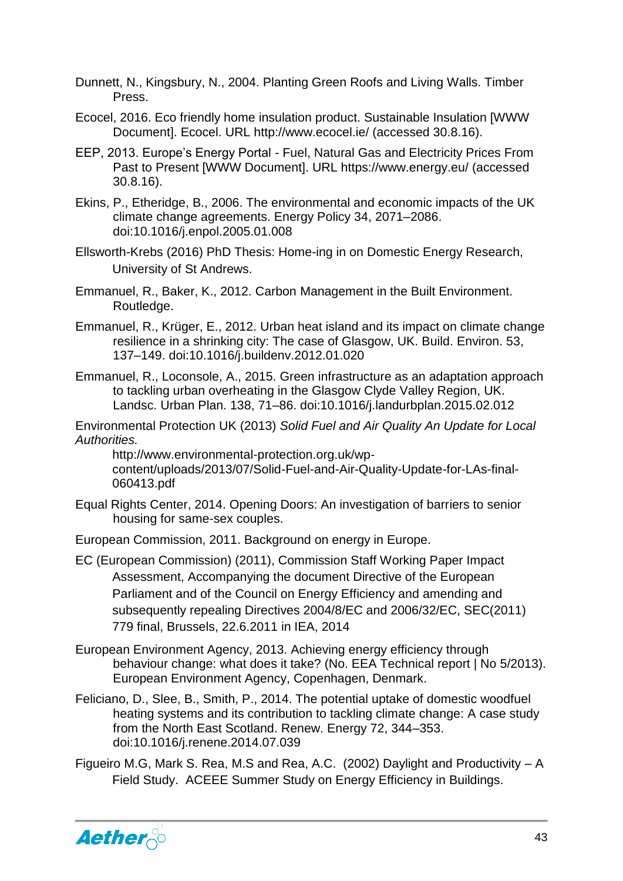Dunnett, N., Kingsbury, N., 2004. Planting Green Roofs and Living Walls. Timber Press.

Ecocel, 2016. Eco friendly home insulation product. Sustainable Insulation [WWW Document]. Ecocel. URL http://www.ecocel.ie/ (accessed 30.8.16).

EEP, 2013. Europe's Energy Portal - Fuel, Natural Gas and Electricity Prices From Past to Present [WWW Document]. URL https://www.energy.eu/ (accessed 30.8.16).

Ekins, P., Etheridge, B., 2006. The environmental and economic impacts of the UK climate change agreements. Energy Policy 34, 2071–2086. doi:10.1016/j.enpol.2005.01.008

Ellsworth-Krebs (2016) PhD Thesis: Home-ing in on Domestic Energy Research, University of St Andrews.

Emmanuel, R., Baker, K., 2012. Carbon Management in the Built Environment. Routledge.

Emmanuel, R., Krüger, E., 2012. Urban heat island and its impact on climate change resilience in a shrinking city: The case of Glasgow, UK. Build. Environ. 53, 137–149. doi:10.1016/j.buildenv.2012.01.020

Emmanuel, R., Loconsole, A., 2015. Green infrastructure as an adaptation approach to tackling urban overheating in the Glasgow Clyde Valley Region, UK. Landsc. Urban Plan. 138, 71–86. doi:10.1016/j.landurbplan.2015.02.012

Environmental Protection UK (2013) *Solid Fuel and Air Quality An Update for Local Authorities.* http://www.environmental-protection.org.uk/wp-content/uploads/2013/07/Solid-Fuel-and-Air-Quality-Update-for-LAs-final-060413.pdf

Equal Rights Center, 2014. Opening Doors: An investigation of barriers to senior housing for same-sex couples.

European Commission, 2011. Background on energy in Europe.

EC (European Commission) (2011), Commission Staff Working Paper Impact Assessment, Accompanying the document Directive of the European Parliament and of the Council on Energy Efficiency and amending and subsequently repealing Directives 2004/8/EC and 2006/32/EC, SEC(2011) 779 final, Brussels, 22.6.2011 in IEA, 2014

European Environment Agency, 2013. Achieving energy efficiency through behaviour change: what does it take? (No. EEA Technical report | No 5/2013). European Environment Agency, Copenhagen, Denmark.

Feliciano, D., Slee, B., Smith, P., 2014. The potential uptake of domestic woodfuel heating systems and its contribution to tackling climate change: A case study from the North East Scotland. Renew. Energy 72, 344–353. doi:10.1016/j.renene.2014.07.039

Figueiro M.G, Mark S. Rea, M.S and Rea, A.C. (2002) Daylight and Productivity – A Field Study. ACEEE Summer Study on Energy Efficiency in Buildings.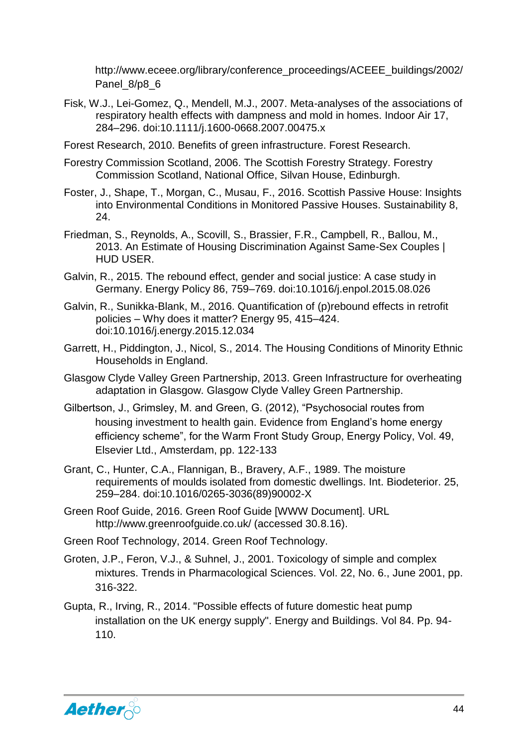http://www.eceee.org/library/conference_proceedings/ACEEE_buildings/2002/Panel_8/p8_6

Fisk, W.J., Lei-Gomez, Q., Mendell, M.J., 2007. Meta-analyses of the associations of respiratory health effects with dampness and mold in homes. Indoor Air 17, 284–296. doi:10.1111/j.1600-0668.2007.00475.x

Forest Research, 2010. Benefits of green infrastructure. Forest Research.

Forestry Commission Scotland, 2006. The Scottish Forestry Strategy. Forestry Commission Scotland, National Office, Silvan House, Edinburgh.

Foster, J., Shape, T., Morgan, C., Musau, F., 2016. Scottish Passive House: Insights into Environmental Conditions in Monitored Passive Houses. Sustainability 8, 24.

Friedman, S., Reynolds, A., Scovill, S., Brassier, F.R., Campbell, R., Ballou, M., 2013. An Estimate of Housing Discrimination Against Same-Sex Couples | HUD USER.

Galvin, R., 2015. The rebound effect, gender and social justice: A case study in Germany. Energy Policy 86, 759–769. doi:10.1016/j.enpol.2015.08.026

Galvin, R., Sunikka-Blank, M., 2016. Quantification of (p)rebound effects in retrofit policies – Why does it matter? Energy 95, 415–424. doi:10.1016/j.energy.2015.12.034

Garrett, H., Piddington, J., Nicol, S., 2014. The Housing Conditions of Minority Ethnic Households in England.

Glasgow Clyde Valley Green Partnership, 2013. Green Infrastructure for overheating adaptation in Glasgow. Glasgow Clyde Valley Green Partnership.

Gilbertson, J., Grimsley, M. and Green, G. (2012), "Psychosocial routes from housing investment to health gain. Evidence from England's home energy efficiency scheme", for the Warm Front Study Group, Energy Policy, Vol. 49, Elsevier Ltd., Amsterdam, pp. 122-133

Grant, C., Hunter, C.A., Flannigan, B., Bravery, A.F., 1989. The moisture requirements of moulds isolated from domestic dwellings. Int. Biodeterior. 25, 259–284. doi:10.1016/0265-3036(89)90002-X

Green Roof Guide, 2016. Green Roof Guide [WWW Document]. URL http://www.greenroofguide.co.uk/ (accessed 30.8.16).

Green Roof Technology, 2014. Green Roof Technology.

Groten, J.P., Feron, V.J., & Suhnel, J., 2001. Toxicology of simple and complex mixtures. Trends in Pharmacological Sciences. Vol. 22, No. 6., June 2001, pp. 316-322.

Gupta, R., Irving, R., 2014. "Possible effects of future domestic heat pump installation on the UK energy supply". Energy and Buildings. Vol 84. Pp. 94-110.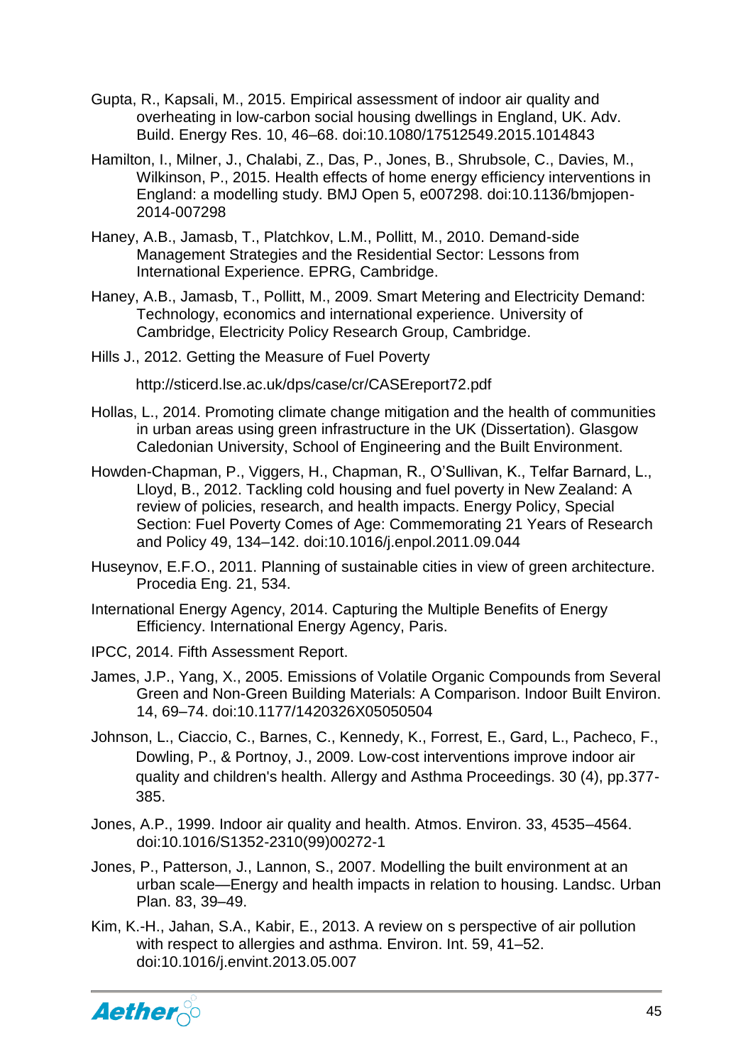Gupta, R., Kapsali, M., 2015. Empirical assessment of indoor air quality and overheating in low-carbon social housing dwellings in England, UK. Adv. Build. Energy Res. 10, 46–68. doi:10.1080/17512549.2015.1014843

Hamilton, I., Milner, J., Chalabi, Z., Das, P., Jones, B., Shrubsole, C., Davies, M., Wilkinson, P., 2015. Health effects of home energy efficiency interventions in England: a modelling study. BMJ Open 5, e007298. doi:10.1136/bmjopen-2014-007298

Haney, A.B., Jamasb, T., Platchkov, L.M., Pollitt, M., 2010. Demand-side Management Strategies and the Residential Sector: Lessons from International Experience. EPRG, Cambridge.

Haney, A.B., Jamasb, T., Pollitt, M., 2009. Smart Metering and Electricity Demand: Technology, economics and international experience. University of Cambridge, Electricity Policy Research Group, Cambridge.

Hills J., 2012. Getting the Measure of Fuel Poverty

http://sticerd.lse.ac.uk/dps/case/cr/CASEreport72.pdf

Hollas, L., 2014. Promoting climate change mitigation and the health of communities in urban areas using green infrastructure in the UK (Dissertation). Glasgow Caledonian University, School of Engineering and the Built Environment.

Howden-Chapman, P., Viggers, H., Chapman, R., O'Sullivan, K., Telfar Barnard, L., Lloyd, B., 2012. Tackling cold housing and fuel poverty in New Zealand: A review of policies, research, and health impacts. Energy Policy, Special Section: Fuel Poverty Comes of Age: Commemorating 21 Years of Research and Policy 49, 134–142. doi:10.1016/j.enpol.2011.09.044

Huseynov, E.F.O., 2011. Planning of sustainable cities in view of green architecture. Procedia Eng. 21, 534.

International Energy Agency, 2014. Capturing the Multiple Benefits of Energy Efficiency. International Energy Agency, Paris.

IPCC, 2014. Fifth Assessment Report.

James, J.P., Yang, X., 2005. Emissions of Volatile Organic Compounds from Several Green and Non-Green Building Materials: A Comparison. Indoor Built Environ. 14, 69–74. doi:10.1177/1420326X05050504

Johnson, L., Ciaccio, C., Barnes, C., Kennedy, K., Forrest, E., Gard, L., Pacheco, F., Dowling, P., & Portnoy, J., 2009. Low-cost interventions improve indoor air quality and children's health. Allergy and Asthma Proceedings. 30 (4), pp.377-385.

Jones, A.P., 1999. Indoor air quality and health. Atmos. Environ. 33, 4535–4564. doi:10.1016/S1352-2310(99)00272-1

Jones, P., Patterson, J., Lannon, S., 2007. Modelling the built environment at an urban scale—Energy and health impacts in relation to housing. Landsc. Urban Plan. 83, 39–49.

Kim, K.-H., Jahan, S.A., Kabir, E., 2013. A review on s perspective of air pollution with respect to allergies and asthma. Environ. Int. 59, 41–52. doi:10.1016/j.envint.2013.05.007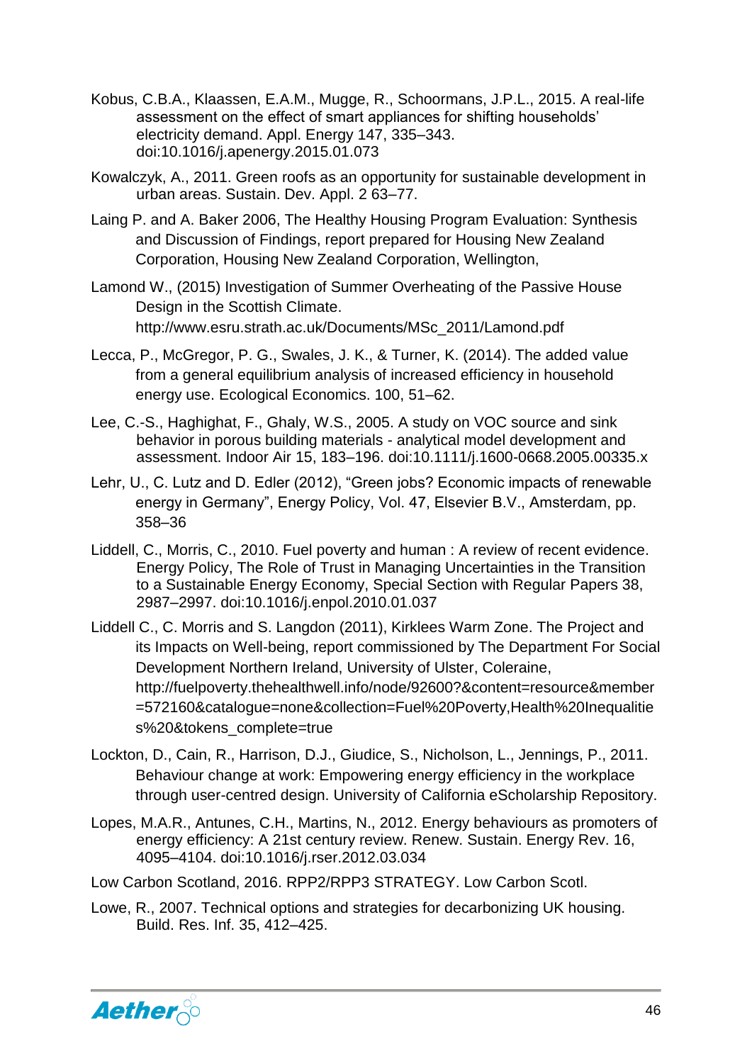Kobus, C.B.A., Klaassen, E.A.M., Mugge, R., Schoormans, J.P.L., 2015. A real-life assessment on the effect of smart appliances for shifting households' electricity demand. Appl. Energy 147, 335–343. doi:10.1016/j.apenergy.2015.01.073

Kowalczyk, A., 2011. Green roofs as an opportunity for sustainable development in urban areas. Sustain. Dev. Appl. 2 63–77.

Laing P. and A. Baker 2006, The Healthy Housing Program Evaluation: Synthesis and Discussion of Findings, report prepared for Housing New Zealand Corporation, Housing New Zealand Corporation, Wellington,

Lamond W., (2015) Investigation of Summer Overheating of the Passive House Design in the Scottish Climate. http://www.esru.strath.ac.uk/Documents/MSc_2011/Lamond.pdf

Lecca, P., McGregor, P. G., Swales, J. K., & Turner, K. (2014). The added value from a general equilibrium analysis of increased efficiency in household energy use. Ecological Economics. 100, 51–62.

Lee, C.-S., Haghighat, F., Ghaly, W.S., 2005. A study on VOC source and sink behavior in porous building materials - analytical model development and assessment. Indoor Air 15, 183–196. doi:10.1111/j.1600-0668.2005.00335.x

Lehr, U., C. Lutz and D. Edler (2012), "Green jobs? Economic impacts of renewable energy in Germany", Energy Policy, Vol. 47, Elsevier B.V., Amsterdam, pp. 358–36

Liddell, C., Morris, C., 2010. Fuel poverty and human : A review of recent evidence. Energy Policy, The Role of Trust in Managing Uncertainties in the Transition to a Sustainable Energy Economy, Special Section with Regular Papers 38, 2987–2997. doi:10.1016/j.enpol.2010.01.037

Liddell C., C. Morris and S. Langdon (2011), Kirklees Warm Zone. The Project and its Impacts on Well-being, report commissioned by The Department For Social Development Northern Ireland, University of Ulster, Coleraine, http://fuelpoverty.thehealthwell.info/node/92600?&content=resource&member=572160&catalogue=none&collection=Fuel%20Poverty,Health%20Inequalities%20&tokens_complete=true

Lockton, D., Cain, R., Harrison, D.J., Giudice, S., Nicholson, L., Jennings, P., 2011. Behaviour change at work: Empowering energy efficiency in the workplace through user-centred design. University of California eScholarship Repository.

Lopes, M.A.R., Antunes, C.H., Martins, N., 2012. Energy behaviours as promoters of energy efficiency: A 21st century review. Renew. Sustain. Energy Rev. 16, 4095–4104. doi:10.1016/j.rser.2012.03.034

Low Carbon Scotland, 2016. RPP2/RPP3 STRATEGY. Low Carbon Scotl.

Lowe, R., 2007. Technical options and strategies for decarbonizing UK housing. Build. Res. Inf. 35, 412–425.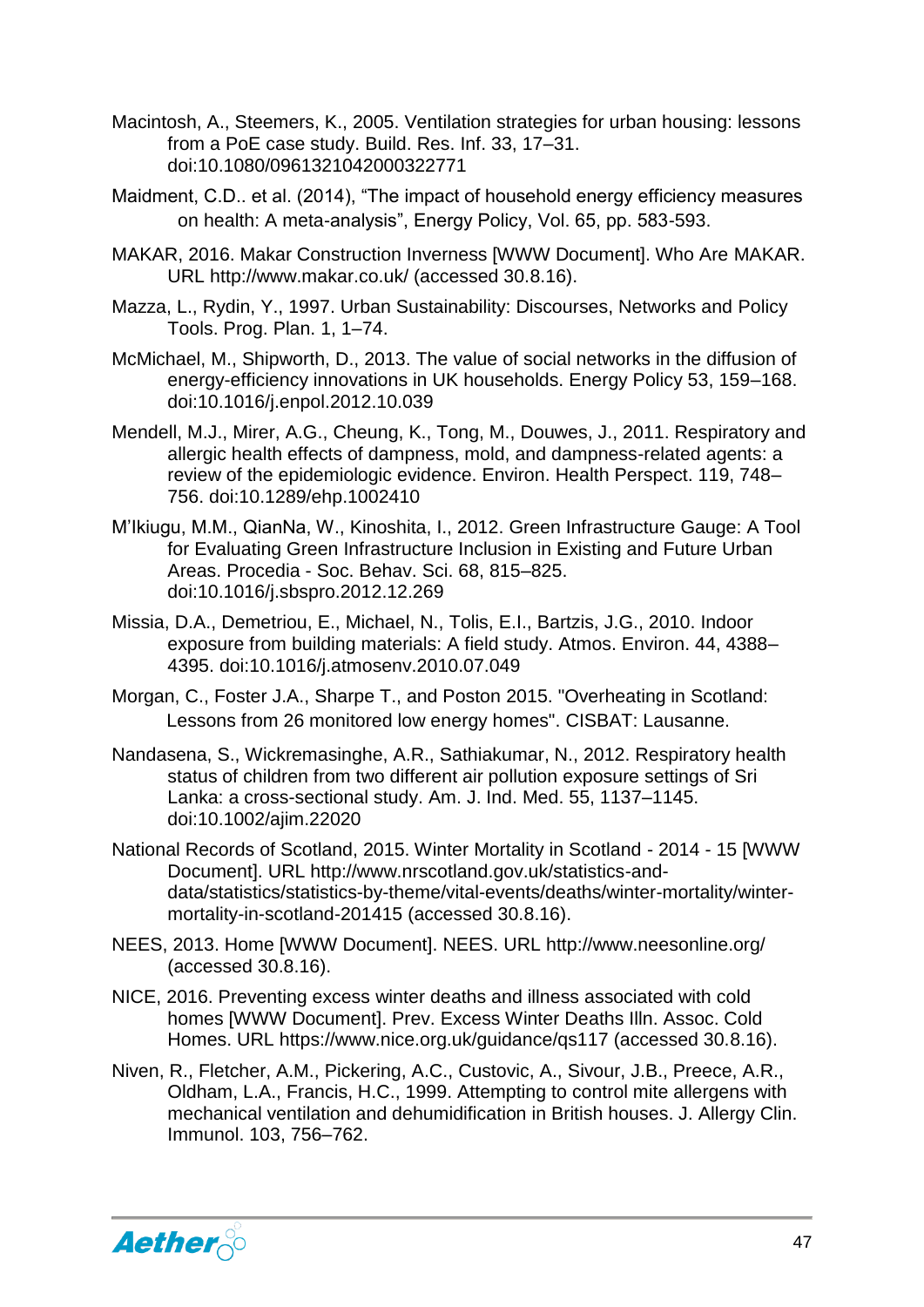Macintosh, A., Steemers, K., 2005. Ventilation strategies for urban housing: lessons from a PoE case study. Build. Res. Inf. 33, 17–31. doi:10.1080/0961321042000322771

Maidment, C.D.. et al. (2014), "The impact of household energy efficiency measures on health: A meta-analysis", Energy Policy, Vol. 65, pp. 583-593.

MAKAR, 2016. Makar Construction Inverness [WWW Document]. Who Are MAKAR. URL http://www.makar.co.uk/ (accessed 30.8.16).

Mazza, L., Rydin, Y., 1997. Urban Sustainability: Discourses, Networks and Policy Tools. Prog. Plan. 1, 1–74.

McMichael, M., Shipworth, D., 2013. The value of social networks in the diffusion of energy-efficiency innovations in UK households. Energy Policy 53, 159–168. doi:10.1016/j.enpol.2012.10.039

Mendell, M.J., Mirer, A.G., Cheung, K., Tong, M., Douwes, J., 2011. Respiratory and allergic health effects of dampness, mold, and dampness-related agents: a review of the epidemiologic evidence. Environ. Health Perspect. 119, 748–756. doi:10.1289/ehp.1002410

M'Ikiugu, M.M., QianNa, W., Kinoshita, I., 2012. Green Infrastructure Gauge: A Tool for Evaluating Green Infrastructure Inclusion in Existing and Future Urban Areas. Procedia - Soc. Behav. Sci. 68, 815–825. doi:10.1016/j.sbspro.2012.12.269

Missia, D.A., Demetriou, E., Michael, N., Tolis, E.I., Bartzis, J.G., 2010. Indoor exposure from building materials: A field study. Atmos. Environ. 44, 4388–4395. doi:10.1016/j.atmosenv.2010.07.049

Morgan, C., Foster J.A., Sharpe T., and Poston 2015. "Overheating in Scotland: Lessons from 26 monitored low energy homes". CISBAT: Lausanne.

Nandasena, S., Wickremasinghe, A.R., Sathiakumar, N., 2012. Respiratory health status of children from two different air pollution exposure settings of Sri Lanka: a cross-sectional study. Am. J. Ind. Med. 55, 1137–1145. doi:10.1002/ajim.22020

National Records of Scotland, 2015. Winter Mortality in Scotland - 2014 - 15 [WWW Document]. URL http://www.nrscotland.gov.uk/statistics-and-data/statistics/statistics-by-theme/vital-events/deaths/winter-mortality/winter-mortality-in-scotland-201415 (accessed 30.8.16).

NEES, 2013. Home [WWW Document]. NEES. URL http://www.neesonline.org/ (accessed 30.8.16).

NICE, 2016. Preventing excess winter deaths and illness associated with cold homes [WWW Document]. Prev. Excess Winter Deaths Illn. Assoc. Cold Homes. URL https://www.nice.org.uk/guidance/qs117 (accessed 30.8.16).

Niven, R., Fletcher, A.M., Pickering, A.C., Custovic, A., Sivour, J.B., Preece, A.R., Oldham, L.A., Francis, H.C., 1999. Attempting to control mite allergens with mechanical ventilation and dehumidification in British houses. J. Allergy Clin. Immunol. 103, 756–762.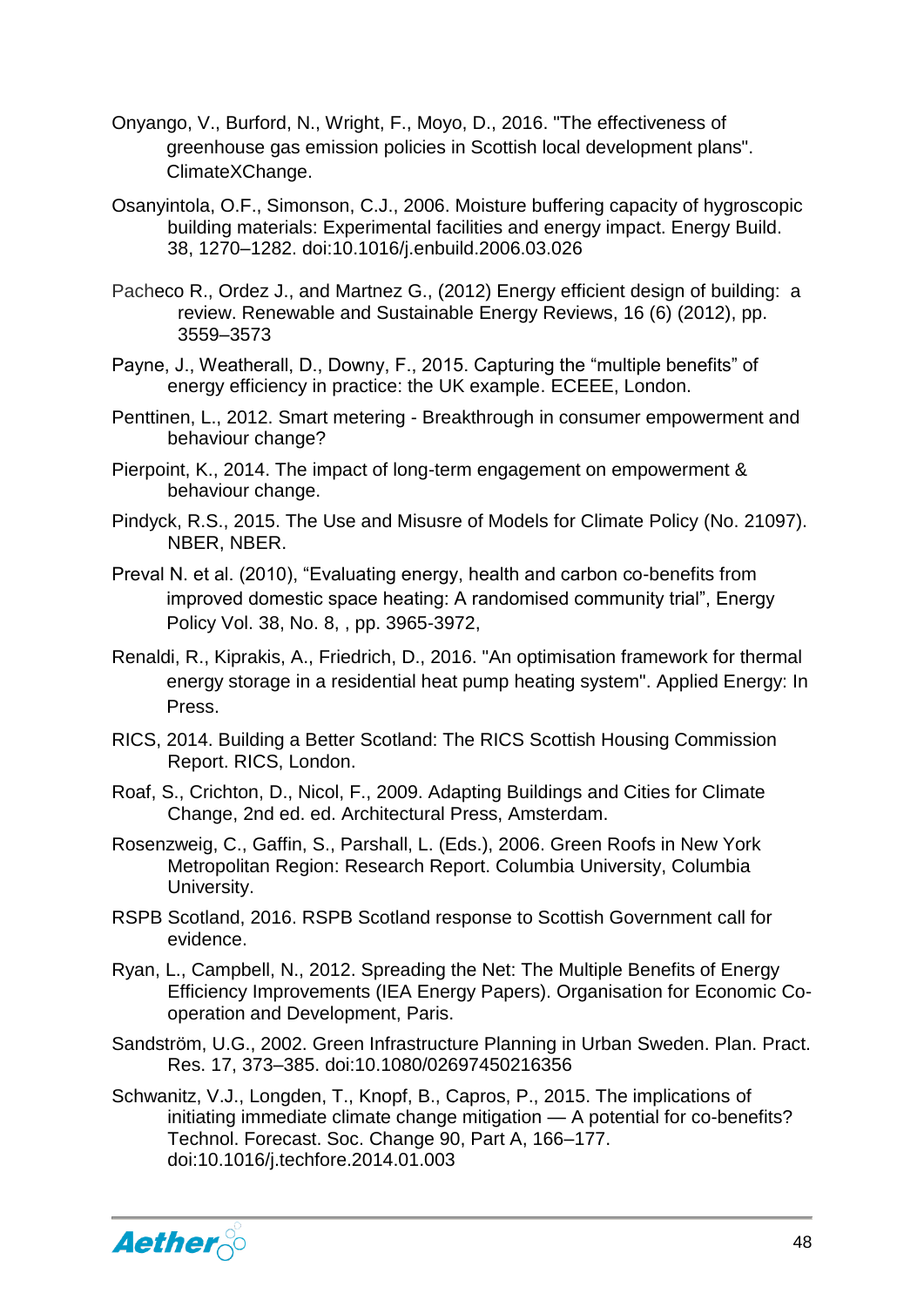Onyango, V., Burford, N., Wright, F., Moyo, D., 2016. "The effectiveness of greenhouse gas emission policies in Scottish local development plans". ClimateXChange.

Osanyintola, O.F., Simonson, C.J., 2006. Moisture buffering capacity of hygroscopic building materials: Experimental facilities and energy impact. Energy Build. 38, 1270–1282. doi:10.1016/j.enbuild.2006.03.026

Pacheco R., Ordez J., and Martnez G., (2012) Energy efficient design of building: a review. Renewable and Sustainable Energy Reviews, 16 (6) (2012), pp. 3559–3573

Payne, J., Weatherall, D., Downy, F., 2015. Capturing the "multiple benefits" of energy efficiency in practice: the UK example. ECEEE, London.

Penttinen, L., 2012. Smart metering - Breakthrough in consumer empowerment and behaviour change?

Pierpoint, K., 2014. The impact of long-term engagement on empowerment & behaviour change.

Pindyck, R.S., 2015. The Use and Misusre of Models for Climate Policy (No. 21097). NBER, NBER.

Preval N. et al. (2010), "Evaluating energy, health and carbon co-benefits from improved domestic space heating: A randomised community trial", Energy Policy Vol. 38, No. 8, , pp. 3965-3972,

Renaldi, R., Kiprakis, A., Friedrich, D., 2016. "An optimisation framework for thermal energy storage in a residential heat pump heating system". Applied Energy: In Press.

RICS, 2014. Building a Better Scotland: The RICS Scottish Housing Commission Report. RICS, London.

Roaf, S., Crichton, D., Nicol, F., 2009. Adapting Buildings and Cities for Climate Change, 2nd ed. ed. Architectural Press, Amsterdam.

Rosenzweig, C., Gaffin, S., Parshall, L. (Eds.), 2006. Green Roofs in New York Metropolitan Region: Research Report. Columbia University, Columbia University.

RSPB Scotland, 2016. RSPB Scotland response to Scottish Government call for evidence.

Ryan, L., Campbell, N., 2012. Spreading the Net: The Multiple Benefits of Energy Efficiency Improvements (IEA Energy Papers). Organisation for Economic Co-operation and Development, Paris.

Sandström, U.G., 2002. Green Infrastructure Planning in Urban Sweden. Plan. Pract. Res. 17, 373–385. doi:10.1080/02697450216356

Schwanitz, V.J., Longden, T., Knopf, B., Capros, P., 2015. The implications of initiating immediate climate change mitigation — A potential for co-benefits? Technol. Forecast. Soc. Change 90, Part A, 166–177. doi:10.1016/j.techfore.2014.01.003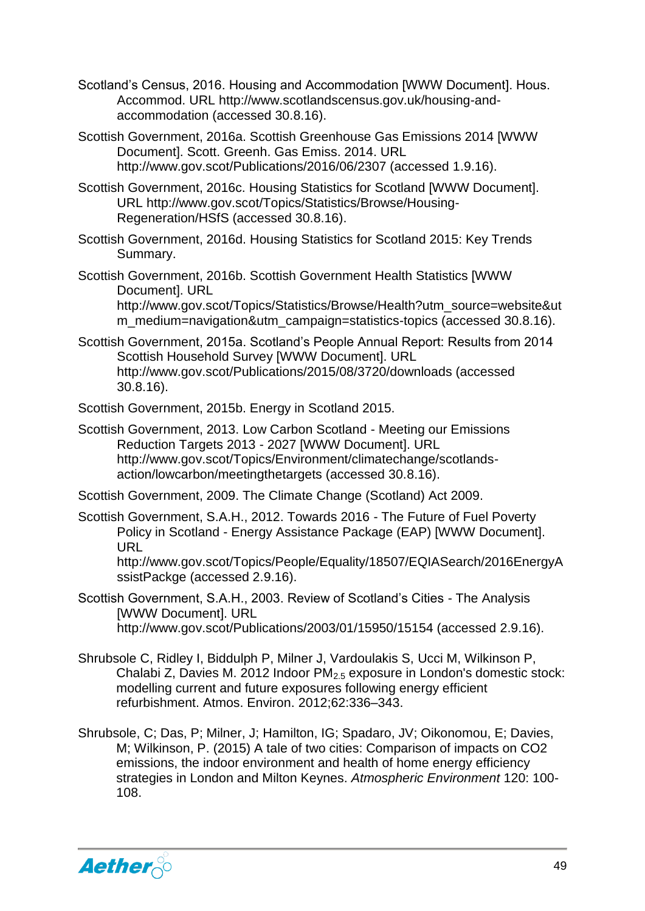Scotland's Census, 2016. Housing and Accommodation [WWW Document]. Hous. Accommod. URL http://www.scotlandscensus.gov.uk/housing-and-accommodation (accessed 30.8.16).

Scottish Government, 2016a. Scottish Greenhouse Gas Emissions 2014 [WWW Document]. Scott. Greenh. Gas Emiss. 2014. URL http://www.gov.scot/Publications/2016/06/2307 (accessed 1.9.16).

Scottish Government, 2016c. Housing Statistics for Scotland [WWW Document]. URL http://www.gov.scot/Topics/Statistics/Browse/Housing-Regeneration/HSfS (accessed 30.8.16).

Scottish Government, 2016d. Housing Statistics for Scotland 2015: Key Trends Summary.

Scottish Government, 2016b. Scottish Government Health Statistics [WWW Document]. URL http://www.gov.scot/Topics/Statistics/Browse/Health?utm_source=website&utm_medium=navigation&utm_campaign=statistics-topics (accessed 30.8.16).

Scottish Government, 2015a. Scotland's People Annual Report: Results from 2014 Scottish Household Survey [WWW Document]. URL http://www.gov.scot/Publications/2015/08/3720/downloads (accessed 30.8.16).

Scottish Government, 2015b. Energy in Scotland 2015.

Scottish Government, 2013. Low Carbon Scotland - Meeting our Emissions Reduction Targets 2013 - 2027 [WWW Document]. URL http://www.gov.scot/Topics/Environment/climatechange/scotlands-action/lowcarbon/meetingthetargets (accessed 30.8.16).

Scottish Government, 2009. The Climate Change (Scotland) Act 2009.

Scottish Government, S.A.H., 2012. Towards 2016 - The Future of Fuel Poverty Policy in Scotland - Energy Assistance Package (EAP) [WWW Document]. URL http://www.gov.scot/Topics/People/Equality/18507/EQIASearch/2016EnergyAssistPackge (accessed 2.9.16).

Scottish Government, S.A.H., 2003. Review of Scotland's Cities - The Analysis [WWW Document]. URL http://www.gov.scot/Publications/2003/01/15950/15154 (accessed 2.9.16).

Shrubsole C, Ridley I, Biddulph P, Milner J, Vardoulakis S, Ucci M, Wilkinson P, Chalabi Z, Davies M. 2012 Indoor $PM_{2.5}$ exposure in London's domestic stock: modelling current and future exposures following energy efficient refurbishment. Atmos. Environ. 2012;62:336–343.

Shrubsole, C; Das, P; Milner, J; Hamilton, IG; Spadaro, JV; Oikonomou, E; Davies, M; Wilkinson, P. (2015) A tale of two cities: Comparison of impacts on CO2 emissions, the indoor environment and health of home energy efficiency strategies in London and Milton Keynes. *Atmospheric Environment* 120: 100-108.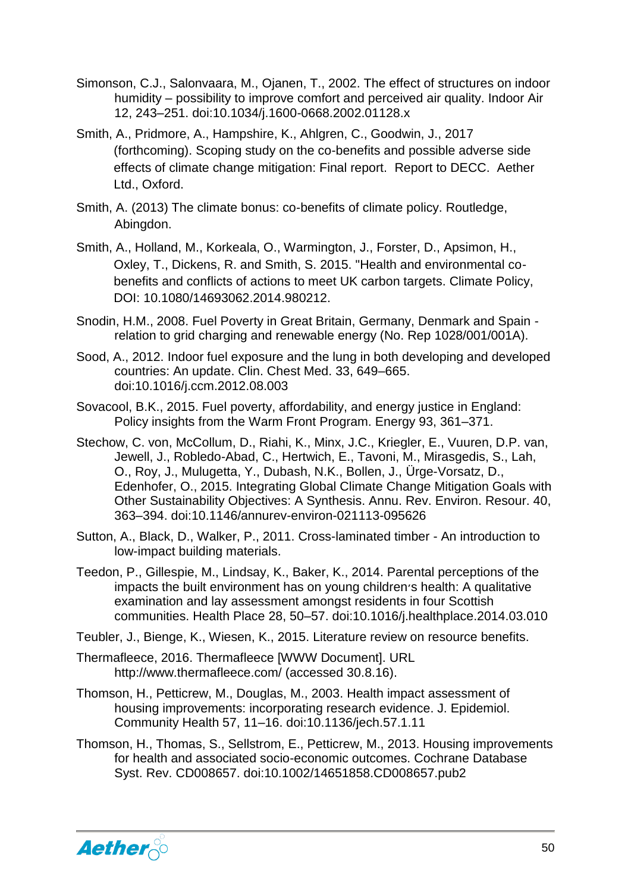Simonson, C.J., Salonvaara, M., Ojanen, T., 2002. The effect of structures on indoor humidity – possibility to improve comfort and perceived air quality. Indoor Air 12, 243–251. doi:10.1034/j.1600-0668.2002.01128.x

Smith, A., Pridmore, A., Hampshire, K., Ahlgren, C., Goodwin, J., 2017 (forthcoming). Scoping study on the co-benefits and possible adverse side effects of climate change mitigation: Final report. Report to DECC. Aether Ltd., Oxford.

Smith, A. (2013) The climate bonus: co-benefits of climate policy. Routledge, Abingdon.

Smith, A., Holland, M., Korkeala, O., Warmington, J., Forster, D., Apsimon, H., Oxley, T., Dickens, R. and Smith, S. 2015. "Health and environmental co-benefits and conflicts of actions to meet UK carbon targets. Climate Policy, DOI: 10.1080/14693062.2014.980212.

Snodin, H.M., 2008. Fuel Poverty in Great Britain, Germany, Denmark and Spain - relation to grid charging and renewable energy (No. Rep 1028/001/001A).

Sood, A., 2012. Indoor fuel exposure and the lung in both developing and developed countries: An update. Clin. Chest Med. 33, 649–665. doi:10.1016/j.ccm.2012.08.003

Sovacool, B.K., 2015. Fuel poverty, affordability, and energy justice in England: Policy insights from the Warm Front Program. Energy 93, 361–371.

Stechow, C. von, McCollum, D., Riahi, K., Minx, J.C., Kriegler, E., Vuuren, D.P. van, Jewell, J., Robledo-Abad, C., Hertwich, E., Tavoni, M., Mirasgedis, S., Lah, O., Roy, J., Mulugetta, Y., Dubash, N.K., Bollen, J., Ürge-Vorsatz, D., Edenhofer, O., 2015. Integrating Global Climate Change Mitigation Goals with Other Sustainability Objectives: A Synthesis. Annu. Rev. Environ. Resour. 40, 363–394. doi:10.1146/annurev-environ-021113-095626

Sutton, A., Black, D., Walker, P., 2011. Cross-laminated timber - An introduction to low-impact building materials.

Teedon, P., Gillespie, M., Lindsay, K., Baker, K., 2014. Parental perceptions of the impacts the built environment has on young children′s health: A qualitative examination and lay assessment amongst residents in four Scottish communities. Health Place 28, 50–57. doi:10.1016/j.healthplace.2014.03.010

Teubler, J., Bienge, K., Wiesen, K., 2015. Literature review on resource benefits.

Thermafleece, 2016. Thermafleece [WWW Document]. URL http://www.thermafleece.com/ (accessed 30.8.16).

Thomson, H., Petticrew, M., Douglas, M., 2003. Health impact assessment of housing improvements: incorporating research evidence. J. Epidemiol. Community Health 57, 11–16. doi:10.1136/jech.57.1.11

Thomson, H., Thomas, S., Sellstrom, E., Petticrew, M., 2013. Housing improvements for health and associated socio-economic outcomes. Cochrane Database Syst. Rev. CD008657. doi:10.1002/14651858.CD008657.pub2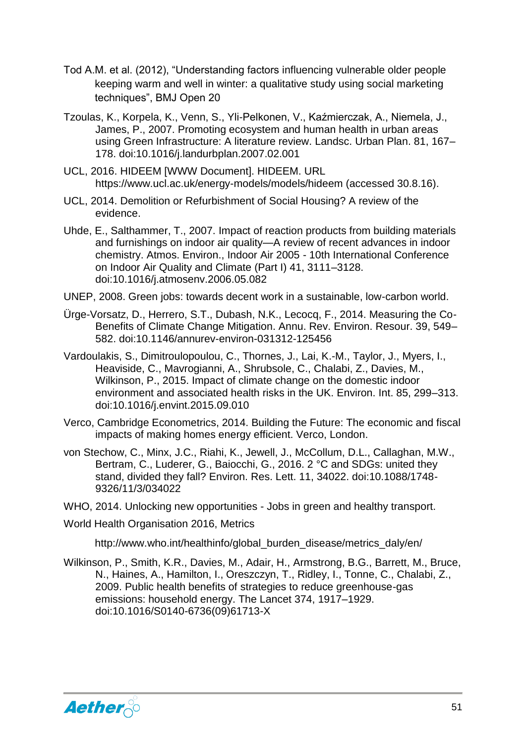Tod A.M. et al. (2012), "Understanding factors influencing vulnerable older people keeping warm and well in winter: a qualitative study using social marketing techniques", BMJ Open 20

Tzoulas, K., Korpela, K., Venn, S., Yli-Pelkonen, V., Kaźmierczak, A., Niemela, J., James, P., 2007. Promoting ecosystem and human health in urban areas using Green Infrastructure: A literature review. Landsc. Urban Plan. 81, 167–178. doi:10.1016/j.landurbplan.2007.02.001

UCL, 2016. HIDEEM [WWW Document]. HIDEEM. URL https://www.ucl.ac.uk/energy-models/models/hideem (accessed 30.8.16).

UCL, 2014. Demolition or Refurbishment of Social Housing? A review of the evidence.

Uhde, E., Salthammer, T., 2007. Impact of reaction products from building materials and furnishings on indoor air quality—A review of recent advances in indoor chemistry. Atmos. Environ., Indoor Air 2005 - 10th International Conference on Indoor Air Quality and Climate (Part I) 41, 3111–3128. doi:10.1016/j.atmosenv.2006.05.082

UNEP, 2008. Green jobs: towards decent work in a sustainable, low-carbon world.

Ürge-Vorsatz, D., Herrero, S.T., Dubash, N.K., Lecocq, F., 2014. Measuring the Co-Benefits of Climate Change Mitigation. Annu. Rev. Environ. Resour. 39, 549–582. doi:10.1146/annurev-environ-031312-125456

Vardoulakis, S., Dimitroulopoulou, C., Thornes, J., Lai, K.-M., Taylor, J., Myers, I., Heaviside, C., Mavrogianni, A., Shrubsole, C., Chalabi, Z., Davies, M., Wilkinson, P., 2015. Impact of climate change on the domestic indoor environment and associated health risks in the UK. Environ. Int. 85, 299–313. doi:10.1016/j.envint.2015.09.010

Verco, Cambridge Econometrics, 2014. Building the Future: The economic and fiscal impacts of making homes energy efficient. Verco, London.

von Stechow, C., Minx, J.C., Riahi, K., Jewell, J., McCollum, D.L., Callaghan, M.W., Bertram, C., Luderer, G., Baiocchi, G., 2016. 2 °C and SDGs: united they stand, divided they fall? Environ. Res. Lett. 11, 34022. doi:10.1088/1748-9326/11/3/034022

WHO, 2014. Unlocking new opportunities - Jobs in green and healthy transport.

World Health Organisation 2016, Metrics

http://www.who.int/healthinfo/global_burden_disease/metrics_daly/en/

Wilkinson, P., Smith, K.R., Davies, M., Adair, H., Armstrong, B.G., Barrett, M., Bruce, N., Haines, A., Hamilton, I., Oreszczyn, T., Ridley, I., Tonne, C., Chalabi, Z., 2009. Public health benefits of strategies to reduce greenhouse-gas emissions: household energy. The Lancet 374, 1917–1929. doi:10.1016/S0140-6736(09)61713-X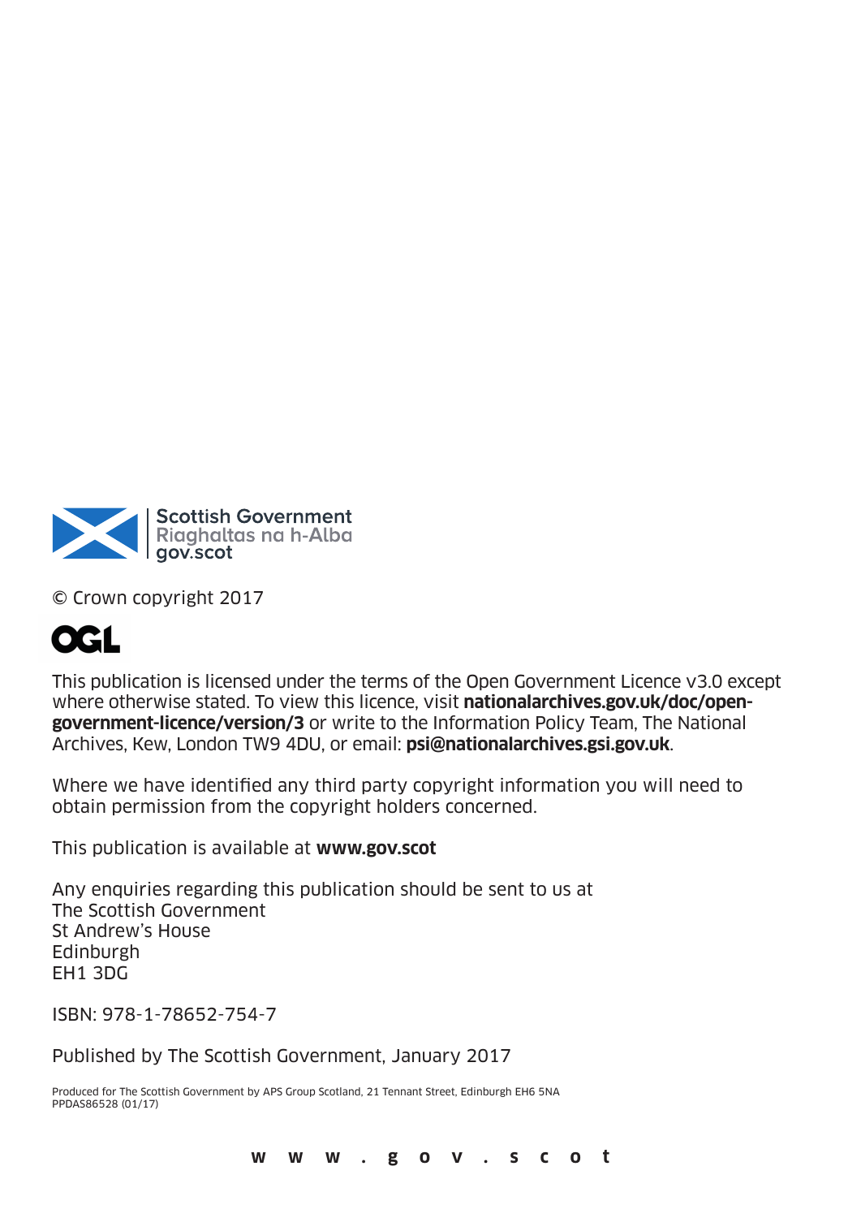Scottish Government
Riaghaltas na h-Alba
gov.scot

© Crown copyright 2017

OGL

This publication is licensed under the terms of the Open Government Licence v3.0 except where otherwise stated. To view this licence, visit **nationalarchives.gov.uk/doc/open-government-licence/version/3** or write to the Information Policy Team, The National Archives, Kew, London TW9 4DU, or email: **psi@nationalarchives.gsi.gov.uk**.

Where we have identified any third party copyright information you will need to obtain permission from the copyright holders concerned.

This publication is available at **www.gov.scot**

Any enquiries regarding this publication should be sent to us at
The Scottish Government
St Andrew's House
Edinburgh
EH1 3DG

ISBN: 978-1-78652-754-7

Published by The Scottish Government, January 2017

Produced for The Scottish Government by APS Group Scotland, 21 Tennant Street, Edinburgh EH6 5NA
PPDAS86528 (01/17)

**w w w . g o v . s c o t**